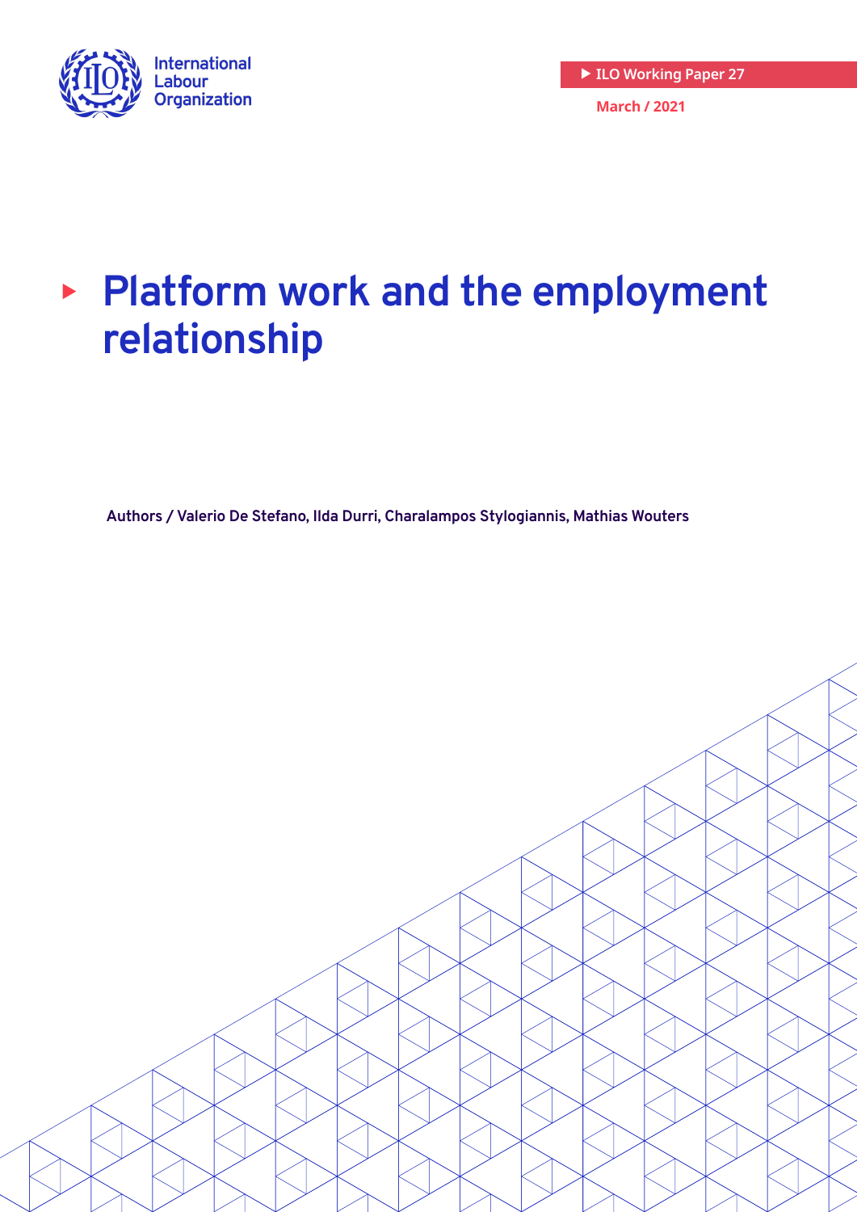International Labour Organization

ILO Working Paper 27

March / 2021

# Platform work and the employment relationship

Authors / Valerio De Stefano, Ilda Durri, Charalampos Stylogiannis, Mathias Wouters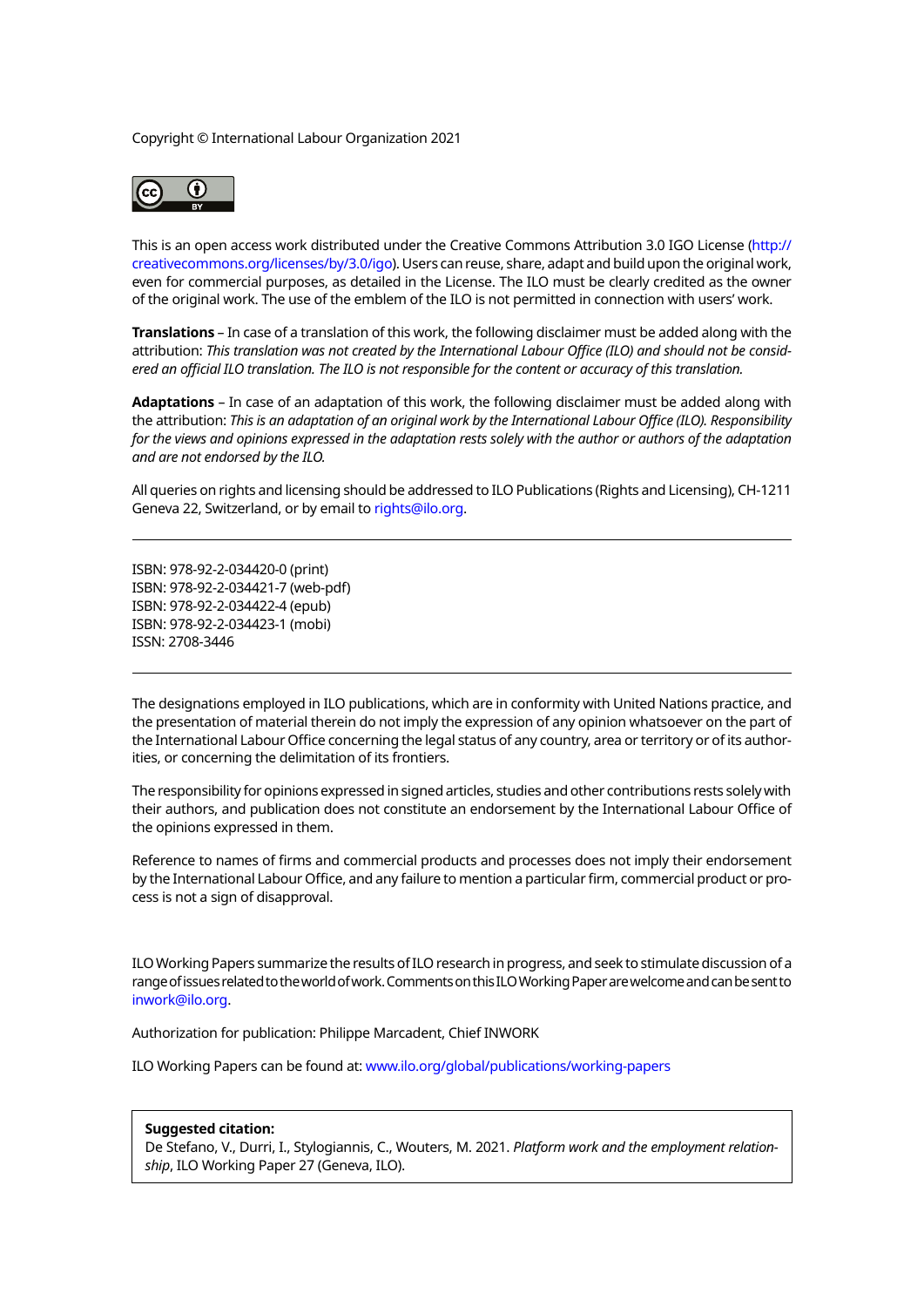Copyright © International Labour Organization 2021

This is an open access work distributed under the Creative Commons Attribution 3.0 IGO License (http://creativecommons.org/licenses/by/3.0/igo). Users can reuse, share, adapt and build upon the original work, even for commercial purposes, as detailed in the License. The ILO must be clearly credited as the owner of the original work. The use of the emblem of the ILO is not permitted in connection with users' work.

**Translations** – In case of a translation of this work, the following disclaimer must be added along with the attribution: *This translation was not created by the International Labour Office (ILO) and should not be considered an official ILO translation. The ILO is not responsible for the content or accuracy of this translation.*

**Adaptations** – In case of an adaptation of this work, the following disclaimer must be added along with the attribution: *This is an adaptation of an original work by the International Labour Office (ILO). Responsibility for the views and opinions expressed in the adaptation rests solely with the author or authors of the adaptation and are not endorsed by the ILO.*

All queries on rights and licensing should be addressed to ILO Publications (Rights and Licensing), CH-1211 Geneva 22, Switzerland, or by email to rights@ilo.org.

---

ISBN: 978-92-2-034420-0 (print)
ISBN: 978-92-2-034421-7 (web-pdf)
ISBN: 978-92-2-034422-4 (epub)
ISBN: 978-92-2-034423-1 (mobi)
ISSN: 2708-3446

---

The designations employed in ILO publications, which are in conformity with United Nations practice, and the presentation of material therein do not imply the expression of any opinion whatsoever on the part of the International Labour Office concerning the legal status of any country, area or territory or of its authorities, or concerning the delimitation of its frontiers.

The responsibility for opinions expressed in signed articles, studies and other contributions rests solely with their authors, and publication does not constitute an endorsement by the International Labour Office of the opinions expressed in them.

Reference to names of firms and commercial products and processes does not imply their endorsement by the International Labour Office, and any failure to mention a particular firm, commercial product or process is not a sign of disapproval.

ILO Working Papers summarize the results of ILO research in progress, and seek to stimulate discussion of a range of issues related to the world of work. Comments on this ILO Working Paper are welcome and can be sent to inwork@ilo.org.

Authorization for publication: Philippe Marcadent, Chief INWORK

ILO Working Papers can be found at: www.ilo.org/global/publications/working-papers

**Suggested citation:**
De Stefano, V., Durri, I., Stylogiannis, C., Wouters, M. 2021. *Platform work and the employment relationship*, ILO Working Paper 27 (Geneva, ILO).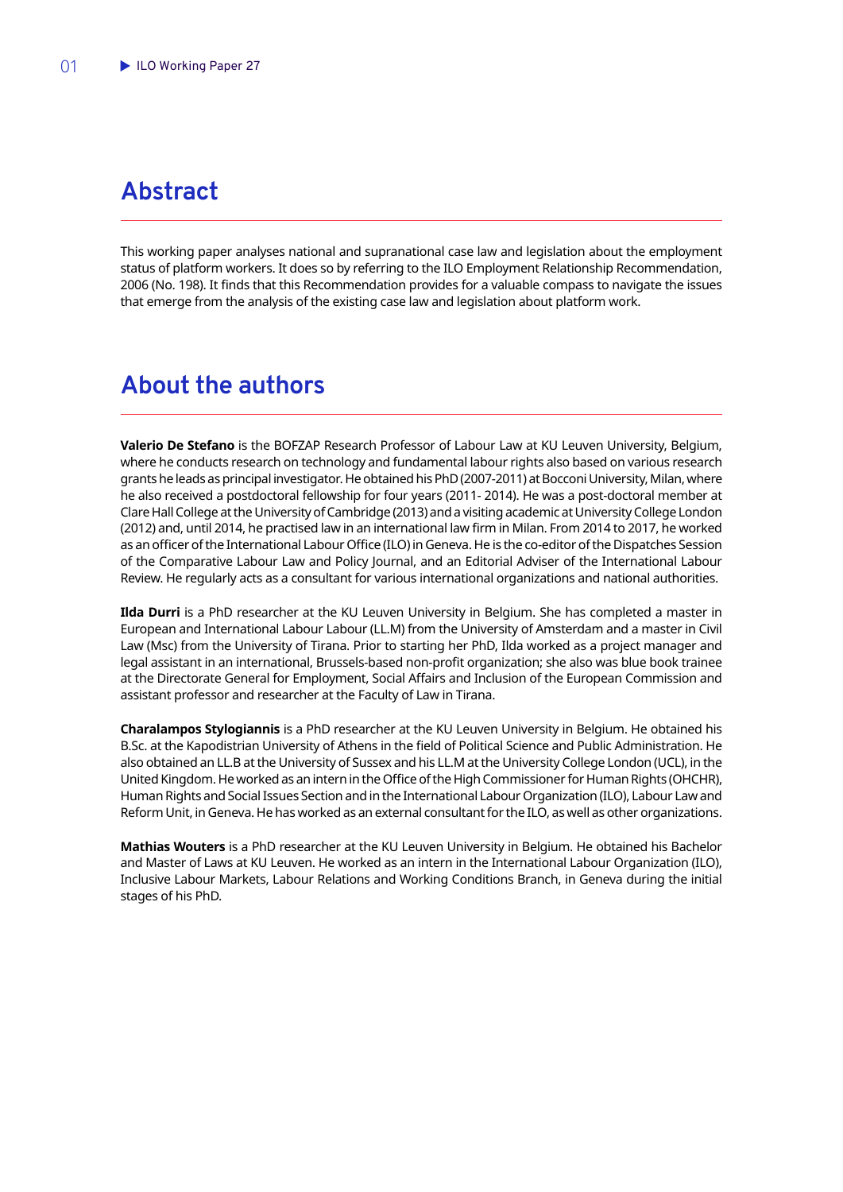## Abstract

This working paper analyses national and supranational case law and legislation about the employment status of platform workers. It does so by referring to the ILO Employment Relationship Recommendation, 2006 (No. 198). It finds that this Recommendation provides for a valuable compass to navigate the issues that emerge from the analysis of the existing case law and legislation about platform work.

## About the authors

**Valerio De Stefano** is the BOFZAP Research Professor of Labour Law at KU Leuven University, Belgium, where he conducts research on technology and fundamental labour rights also based on various research grants he leads as principal investigator. He obtained his PhD (2007-2011) at Bocconi University, Milan, where he also received a postdoctoral fellowship for four years (2011- 2014). He was a post-doctoral member at Clare Hall College at the University of Cambridge (2013) and a visiting academic at University College London (2012) and, until 2014, he practised law in an international law firm in Milan. From 2014 to 2017, he worked as an officer of the International Labour Office (ILO) in Geneva. He is the co-editor of the Dispatches Session of the Comparative Labour Law and Policy Journal, and an Editorial Adviser of the International Labour Review. He regularly acts as a consultant for various international organizations and national authorities.

**Ilda Durri** is a PhD researcher at the KU Leuven University in Belgium. She has completed a master in European and International Labour Labour (LL.M) from the University of Amsterdam and a master in Civil Law (Msc) from the University of Tirana. Prior to starting her PhD, Ilda worked as a project manager and legal assistant in an international, Brussels-based non-profit organization; she also was blue book trainee at the Directorate General for Employment, Social Affairs and Inclusion of the European Commission and assistant professor and researcher at the Faculty of Law in Tirana.

**Charalampos Stylogiannis** is a PhD researcher at the KU Leuven University in Belgium. He obtained his B.Sc. at the Kapodistrian University of Athens in the field of Political Science and Public Administration. He also obtained an LL.B at the University of Sussex and his LL.M at the University College London (UCL), in the United Kingdom. He worked as an intern in the Office of the High Commissioner for Human Rights (OHCHR), Human Rights and Social Issues Section and in the International Labour Organization (ILO), Labour Law and Reform Unit, in Geneva. He has worked as an external consultant for the ILO, as well as other organizations.

**Mathias Wouters** is a PhD researcher at the KU Leuven University in Belgium. He obtained his Bachelor and Master of Laws at KU Leuven. He worked as an intern in the International Labour Organization (ILO), Inclusive Labour Markets, Labour Relations and Working Conditions Branch, in Geneva during the initial stages of his PhD.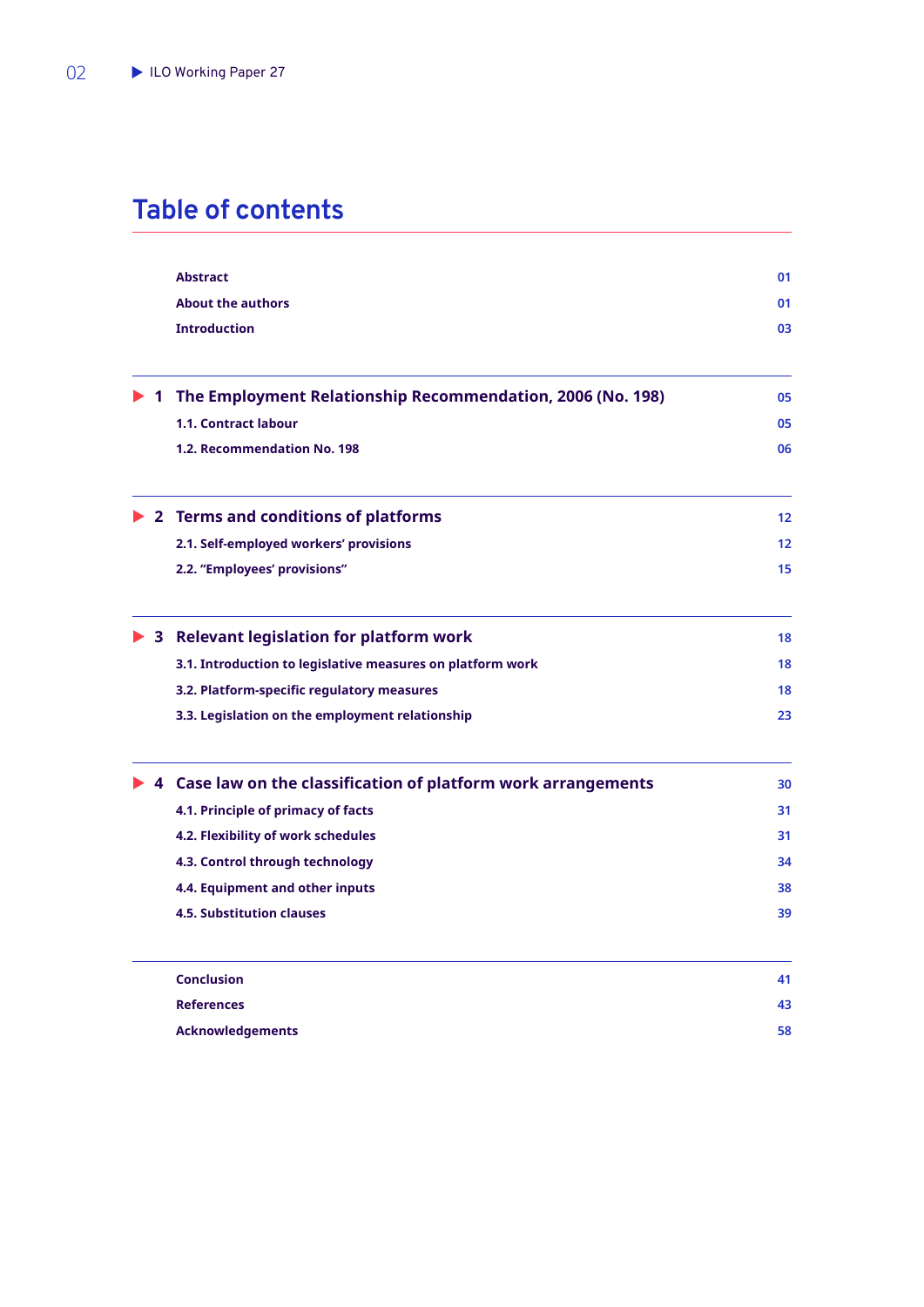# Table of contents

| | |
|---|---|
| **Abstract** | 01 |
| **About the authors** | 01 |
| **Introduction** | 03 |
| **1 The Employment Relationship Recommendation, 2006 (No. 198)** | 05 |
| 1.1. Contract labour | 05 |
| 1.2. Recommendation No. 198 | 06 |
| **2 Terms and conditions of platforms** | 12 |
| 2.1. Self-employed workers' provisions | 12 |
| 2.2. "Employees' provisions" | 15 |
| **3 Relevant legislation for platform work** | 18 |
| 3.1. Introduction to legislative measures on platform work | 18 |
| 3.2. Platform-specific regulatory measures | 18 |
| 3.3. Legislation on the employment relationship | 23 |
| **4 Case law on the classification of platform work arrangements** | 30 |
| 4.1. Principle of primacy of facts | 31 |
| 4.2. Flexibility of work schedules | 31 |
| 4.3. Control through technology | 34 |
| 4.4. Equipment and other inputs | 38 |
| 4.5. Substitution clauses | 39 |
| **Conclusion** | 41 |
| **References** | 43 |
| **Acknowledgements** | 58 |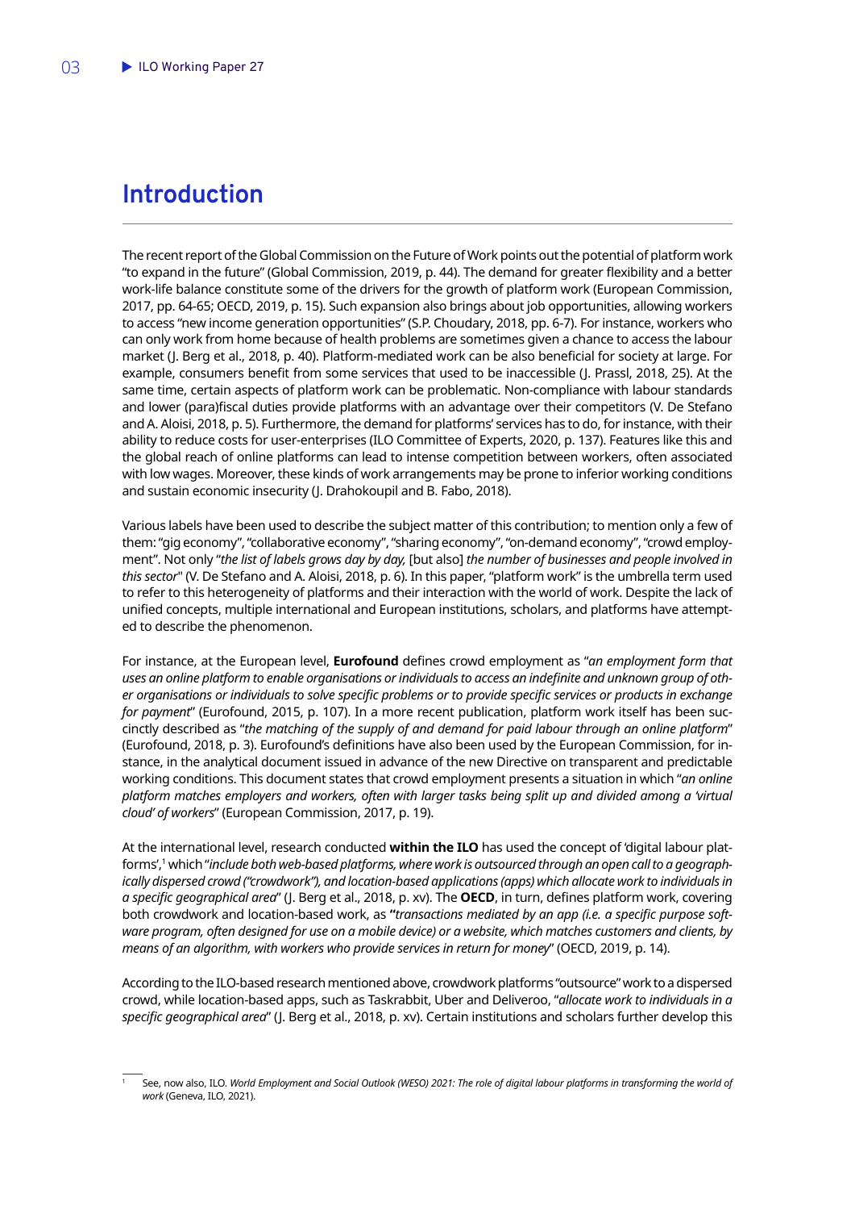# Introduction

The recent report of the Global Commission on the Future of Work points out the potential of platform work "to expand in the future" (Global Commission, 2019, p. 44). The demand for greater flexibility and a better work-life balance constitute some of the drivers for the growth of platform work (European Commission, 2017, pp. 64-65; OECD, 2019, p. 15). Such expansion also brings about job opportunities, allowing workers to access "new income generation opportunities" (S.P. Choudary, 2018, pp. 6-7). For instance, workers who can only work from home because of health problems are sometimes given a chance to access the labour market (J. Berg et al., 2018, p. 40). Platform-mediated work can be also beneficial for society at large. For example, consumers benefit from some services that used to be inaccessible (J. Prassl, 2018, 25). At the same time, certain aspects of platform work can be problematic. Non-compliance with labour standards and lower (para)fiscal duties provide platforms with an advantage over their competitors (V. De Stefano and A. Aloisi, 2018, p. 5). Furthermore, the demand for platforms' services has to do, for instance, with their ability to reduce costs for user-enterprises (ILO Committee of Experts, 2020, p. 137). Features like this and the global reach of online platforms can lead to intense competition between workers, often associated with low wages. Moreover, these kinds of work arrangements may be prone to inferior working conditions and sustain economic insecurity (J. Drahokoupil and B. Fabo, 2018).

Various labels have been used to describe the subject matter of this contribution; to mention only a few of them: "gig economy", "collaborative economy", "sharing economy", "on-demand economy", "crowd employment". Not only "*the list of labels grows day by day,* [but also] *the number of businesses and people involved in this sector*" (V. De Stefano and A. Aloisi, 2018, p. 6). In this paper, "platform work" is the umbrella term used to refer to this heterogeneity of platforms and their interaction with the world of work. Despite the lack of unified concepts, multiple international and European institutions, scholars, and platforms have attempted to describe the phenomenon.

For instance, at the European level, **Eurofound** defines crowd employment as "*an employment form that uses an online platform to enable organisations or individuals to access an indefinite and unknown group of other organisations or individuals to solve specific problems or to provide specific services or products in exchange for payment*" (Eurofound, 2015, p. 107). In a more recent publication, platform work itself has been succinctly described as "*the matching of the supply of and demand for paid labour through an online platform*" (Eurofound, 2018, p. 3). Eurofound's definitions have also been used by the European Commission, for instance, in the analytical document issued in advance of the new Directive on transparent and predictable working conditions. This document states that crowd employment presents a situation in which "*an online platform matches employers and workers, often with larger tasks being split up and divided among a 'virtual cloud' of workers*" (European Commission, 2017, p. 19).

At the international level, research conducted **within the ILO** has used the concept of 'digital labour platforms',[1] which "*include both web-based platforms, where work is outsourced through an open call to a geographically dispersed crowd ("crowdwork"), and location-based applications (apps) which allocate work to individuals in a specific geographical area*" (J. Berg et al., 2018, p. xv). The **OECD**, in turn, defines platform work, covering both crowdwork and location-based work, as "*transactions mediated by an app (i.e. a specific purpose software program, often designed for use on a mobile device) or a website, which matches customers and clients, by means of an algorithm, with workers who provide services in return for money*" (OECD, 2019, p. 14).

According to the ILO-based research mentioned above, crowdwork platforms "outsource" work to a dispersed crowd, while location-based apps, such as Taskrabbit, Uber and Deliveroo, "*allocate work to individuals in a specific geographical area*" (J. Berg et al., 2018, p. xv). Certain institutions and scholars further develop this

[1] See, now also, ILO. *World Employment and Social Outlook (WESO) 2021: The role of digital labour platforms in transforming the world of work* (Geneva, ILO, 2021).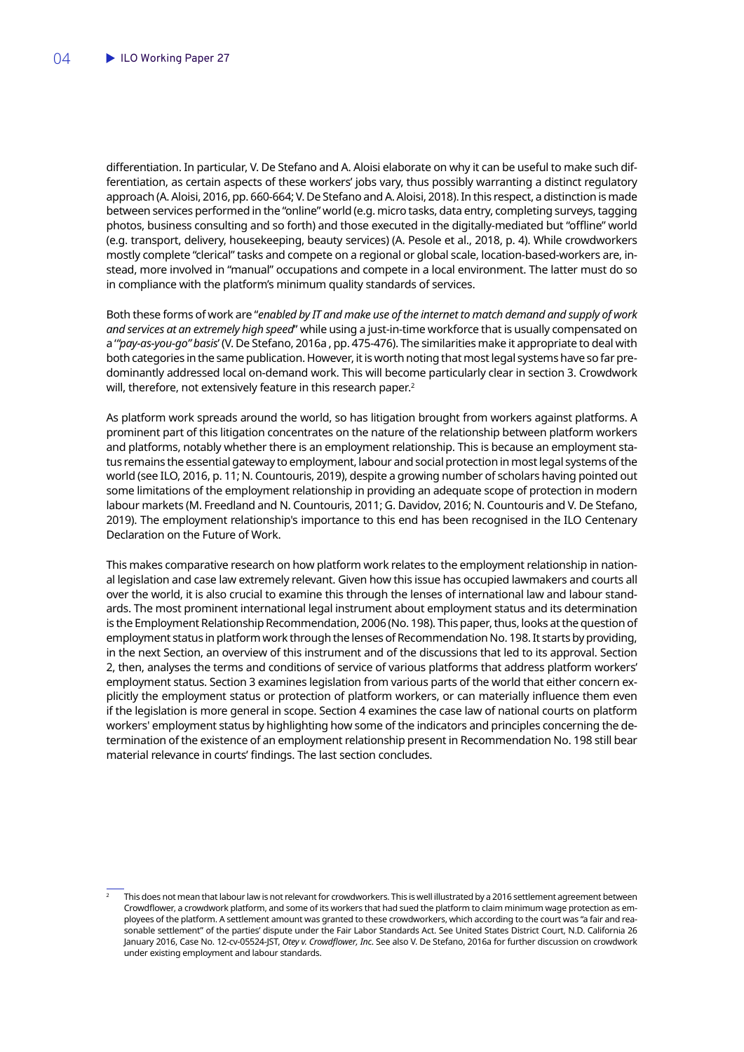differentiation. In particular, V. De Stefano and A. Aloisi elaborate on why it can be useful to make such differentiation, as certain aspects of these workers' jobs vary, thus possibly warranting a distinct regulatory approach (A. Aloisi, 2016, pp. 660-664; V. De Stefano and A. Aloisi, 2018). In this respect, a distinction is made between services performed in the "online" world (e.g. micro tasks, data entry, completing surveys, tagging photos, business consulting and so forth) and those executed in the digitally-mediated but "offline" world (e.g. transport, delivery, housekeeping, beauty services) (A. Pesole et al., 2018, p. 4). While crowdworkers mostly complete "clerical" tasks and compete on a regional or global scale, location-based-workers are, instead, more involved in "manual" occupations and compete in a local environment. The latter must do so in compliance with the platform's minimum quality standards of services.

Both these forms of work are "*enabled by IT and make use of the internet to match demand and supply of work and services at an extremely high speed*" while using a just-in-time workforce that is usually compensated on a '*"pay-as-you-go" basis*' (V. De Stefano, 2016a , pp. 475-476). The similarities make it appropriate to deal with both categories in the same publication. However, it is worth noting that most legal systems have so far predominantly addressed local on-demand work. This will become particularly clear in section 3. Crowdwork will, therefore, not extensively feature in this research paper.[2]

As platform work spreads around the world, so has litigation brought from workers against platforms. A prominent part of this litigation concentrates on the nature of the relationship between platform workers and platforms, notably whether there is an employment relationship. This is because an employment status remains the essential gateway to employment, labour and social protection in most legal systems of the world (see ILO, 2016, p. 11; N. Countouris, 2019), despite a growing number of scholars having pointed out some limitations of the employment relationship in providing an adequate scope of protection in modern labour markets (M. Freedland and N. Countouris, 2011; G. Davidov, 2016; N. Countouris and V. De Stefano, 2019). The employment relationship's importance to this end has been recognised in the ILO Centenary Declaration on the Future of Work.

This makes comparative research on how platform work relates to the employment relationship in national legislation and case law extremely relevant. Given how this issue has occupied lawmakers and courts all over the world, it is also crucial to examine this through the lenses of international law and labour standards. The most prominent international legal instrument about employment status and its determination is the Employment Relationship Recommendation, 2006 (No. 198). This paper, thus, looks at the question of employment status in platform work through the lenses of Recommendation No. 198. It starts by providing, in the next Section, an overview of this instrument and of the discussions that led to its approval. Section 2, then, analyses the terms and conditions of service of various platforms that address platform workers' employment status. Section 3 examines legislation from various parts of the world that either concern explicitly the employment status or protection of platform workers, or can materially influence them even if the legislation is more general in scope. Section 4 examines the case law of national courts on platform workers' employment status by highlighting how some of the indicators and principles concerning the determination of the existence of an employment relationship present in Recommendation No. 198 still bear material relevance in courts' findings. The last section concludes.

[2] This does not mean that labour law is not relevant for crowdworkers. This is well illustrated by a 2016 settlement agreement between Crowdflower, a crowdwork platform, and some of its workers that had sued the platform to claim minimum wage protection as employees of the platform. A settlement amount was granted to these crowdworkers, which according to the court was "a fair and reasonable settlement" of the parties' dispute under the Fair Labor Standards Act. See United States District Court, N.D. California 26 January 2016, Case No. 12-cv-05524-JST, *Otey v. Crowdflower, Inc.* See also V. De Stefano, 2016a for further discussion on crowdwork under existing employment and labour standards.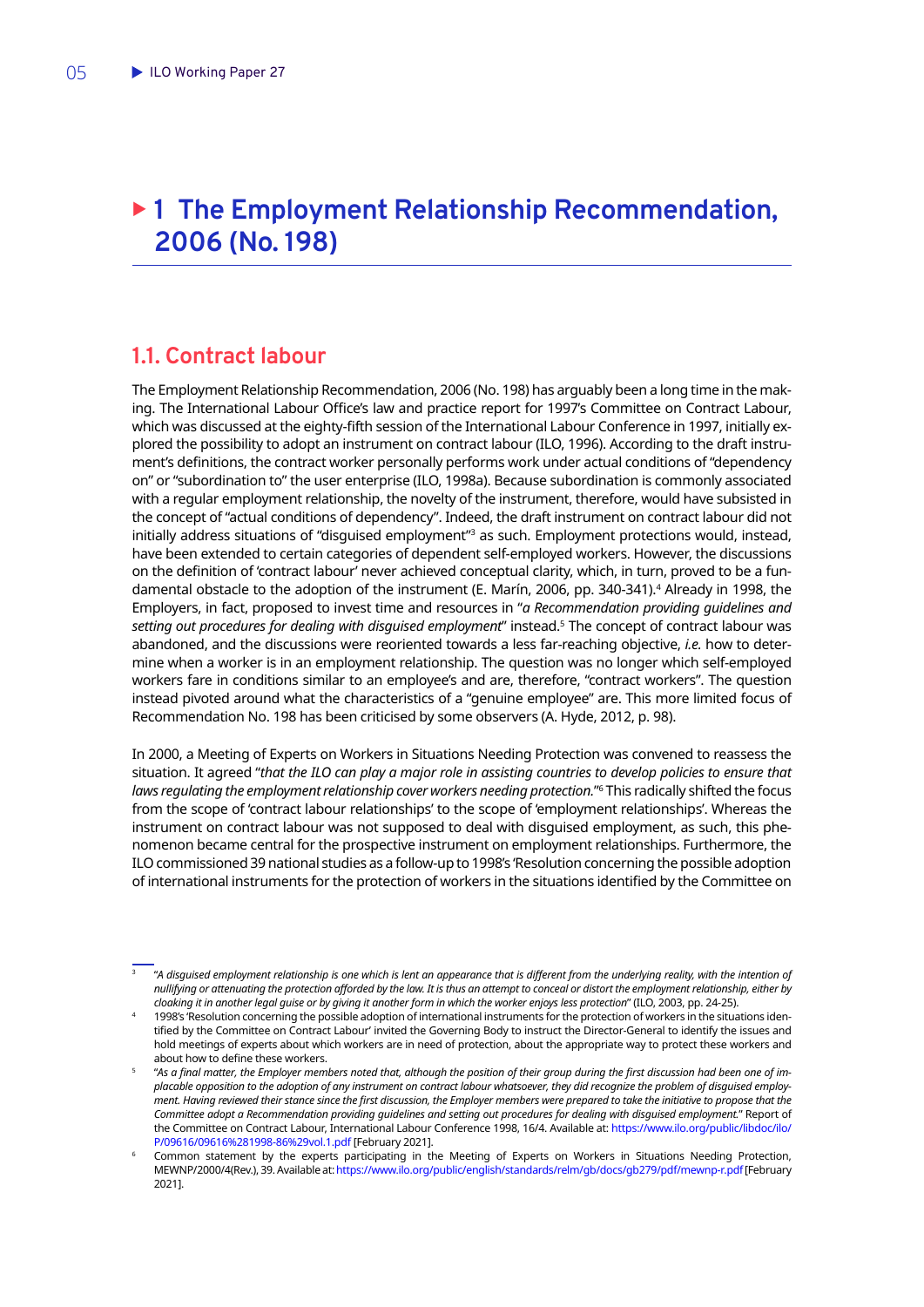# 1 The Employment Relationship Recommendation, 2006 (No. 198)

## 1.1. Contract labour

The Employment Relationship Recommendation, 2006 (No. 198) has arguably been a long time in the making. The International Labour Office's law and practice report for 1997's Committee on Contract Labour, which was discussed at the eighty-fifth session of the International Labour Conference in 1997, initially explored the possibility to adopt an instrument on contract labour (ILO, 1996). According to the draft instrument's definitions, the contract worker personally performs work under actual conditions of "dependency on" or "subordination to" the user enterprise (ILO, 1998a). Because subordination is commonly associated with a regular employment relationship, the novelty of the instrument, therefore, would have subsisted in the concept of "actual conditions of dependency". Indeed, the draft instrument on contract labour did not initially address situations of "disguised employment"[3] as such. Employment protections would, instead, have been extended to certain categories of dependent self-employed workers. However, the discussions on the definition of 'contract labour' never achieved conceptual clarity, which, in turn, proved to be a fundamental obstacle to the adoption of the instrument (E. Marín, 2006, pp. 340-341).[4] Already in 1998, the Employers, in fact, proposed to invest time and resources in "*a Recommendation providing guidelines and setting out procedures for dealing with disguised employment*" instead.[5] The concept of contract labour was abandoned, and the discussions were reoriented towards a less far-reaching objective, *i.e.* how to determine when a worker is in an employment relationship. The question was no longer which self-employed workers fare in conditions similar to an employee's and are, therefore, "contract workers". The question instead pivoted around what the characteristics of a "genuine employee" are. This more limited focus of Recommendation No. 198 has been criticised by some observers (A. Hyde, 2012, p. 98).

In 2000, a Meeting of Experts on Workers in Situations Needing Protection was convened to reassess the situation. It agreed "*that the ILO can play a major role in assisting countries to develop policies to ensure that laws regulating the employment relationship cover workers needing protection.*"[6] This radically shifted the focus from the scope of 'contract labour relationships' to the scope of 'employment relationships'. Whereas the instrument on contract labour was not supposed to deal with disguised employment, as such, this phenomenon became central for the prospective instrument on employment relationships. Furthermore, the ILO commissioned 39 national studies as a follow-up to 1998's 'Resolution concerning the possible adoption of international instruments for the protection of workers in the situations identified by the Committee on

---

[3] "*A disguised employment relationship is one which is lent an appearance that is different from the underlying reality, with the intention of nullifying or attenuating the protection afforded by the law. It is thus an attempt to conceal or distort the employment relationship, either by cloaking it in another legal guise or by giving it another form in which the worker enjoys less protection*" (ILO, 2003, pp. 24-25).

[4] 1998's 'Resolution concerning the possible adoption of international instruments for the protection of workers in the situations identified by the Committee on Contract Labour' invited the Governing Body to instruct the Director-General to identify the issues and hold meetings of experts about which workers are in need of protection, about the appropriate way to protect these workers and about how to define these workers.

[5] "*As a final matter, the Employer members noted that, although the position of their group during the first discussion had been one of implacable opposition to the adoption of any instrument on contract labour whatsoever, they did recognize the problem of disguised employment. Having reviewed their stance since the first discussion, the Employer members were prepared to take the initiative to propose that the Committee adopt a Recommendation providing guidelines and setting out procedures for dealing with disguised employment.*" Report of the Committee on Contract Labour, International Labour Conference 1998, 16/4. Available at: https://www.ilo.org/public/libdoc/ilo/P/09616/09616%281998-86%29vol.1.pdf [February 2021].

[6] Common statement by the experts participating in the Meeting of Experts on Workers in Situations Needing Protection, MEWNP/2000/4(Rev.), 39. Available at: https://www.ilo.org/public/english/standards/relm/gb/docs/gb279/pdf/mewnp-r.pdf [February 2021].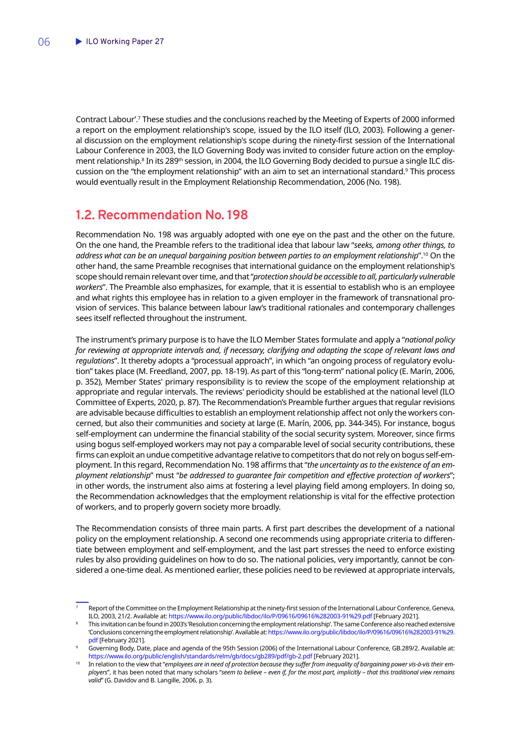Contract Labour'.[7] These studies and the conclusions reached by the Meeting of Experts of 2000 informed a report on the employment relationship's scope, issued by the ILO itself (ILO, 2003). Following a general discussion on the employment relationship's scope during the ninety-first session of the International Labour Conference in 2003, the ILO Governing Body was invited to consider future action on the employment relationship.[8] In its 289th session, in 2004, the ILO Governing Body decided to pursue a single ILC discussion on the "the employment relationship" with an aim to set an international standard.[9] This process would eventually result in the Employment Relationship Recommendation, 2006 (No. 198).

## 1.2. Recommendation No. 198

Recommendation No. 198 was arguably adopted with one eye on the past and the other on the future. On the one hand, the Preamble refers to the traditional idea that labour law "*seeks, among other things, to address what can be an unequal bargaining position between parties to an employment relationship*".[10] On the other hand, the same Preamble recognises that international guidance on the employment relationship's scope should remain relevant over time, and that "*protection should be accessible to all, particularly vulnerable workers*". The Preamble also emphasizes, for example, that it is essential to establish who is an employee and what rights this employee has in relation to a given employer in the framework of transnational provision of services. This balance between labour law's traditional rationales and contemporary challenges sees itself reflected throughout the instrument.

The instrument's primary purpose is to have the ILO Member States formulate and apply a "*national policy for reviewing at appropriate intervals and, if necessary, clarifying and adapting the scope of relevant laws and regulations*". It thereby adopts a "processual approach", in which "an ongoing process of regulatory evolution" takes place (M. Freedland, 2007, pp. 18-19). As part of this "long-term" national policy (E. Marín, 2006, p. 352), Member States' primary responsibility is to review the scope of the employment relationship at appropriate and regular intervals. The reviews' periodicity should be established at the national level (ILO Committee of Experts, 2020, p. 87). The Recommendation's Preamble further argues that regular revisions are advisable because difficulties to establish an employment relationship affect not only the workers concerned, but also their communities and society at large (E. Marín, 2006, pp. 344-345). For instance, bogus self-employment can undermine the financial stability of the social security system. Moreover, since firms using bogus self-employed workers may not pay a comparable level of social security contributions, these firms can exploit an undue competitive advantage relative to competitors that do not rely on bogus self-employment. In this regard, Recommendation No. 198 affirms that "*the uncertainty as to the existence of an employment relationship*" must "*be addressed to guarantee fair competition and effective protection of workers*"; in other words, the instrument also aims at fostering a level playing field among employers. In doing so, the Recommendation acknowledges that the employment relationship is vital for the effective protection of workers, and to properly govern society more broadly.

The Recommendation consists of three main parts. A first part describes the development of a national policy on the employment relationship. A second one recommends using appropriate criteria to differentiate between employment and self-employment, and the last part stresses the need to enforce existing rules by also providing guidelines on how to do so. The national policies, very importantly, cannot be considered a one-time deal. As mentioned earlier, these policies need to be reviewed at appropriate intervals,

---

[7] Report of the Committee on the Employment Relationship at the ninety-first session of the International Labour Conference, Geneva, ILO, 2003, 21/2. Available at: https://www.ilo.org/public/libdoc/ilo/P/09616/09616%282003-91%29.pdf [February 2021].

[8] This invitation can be found in 2003's 'Resolution concerning the employment relationship'. The same Conference also reached extensive 'Conclusions concerning the employment relationship'. Available at: https://www.ilo.org/public/libdoc/ilo/P/09616/09616%282003-91%29.pdf [February 2021].

[9] Governing Body, Date, place and agenda of the 95th Session (2006) of the International Labour Conference, GB.289/2. Available at: https://www.ilo.org/public/english/standards/relm/gb/docs/gb289/pdf/gb-2.pdf [February 2021].

[10] In relation to the view that "*employees are in need of protection because they suffer from inequality of bargaining power vis-à-vis their employers*", it has been noted that many scholars "*seem to believe – even if, for the most part, implicitly – that this traditional view remains valid*" (G. Davidov and B. Langille, 2006, p. 3).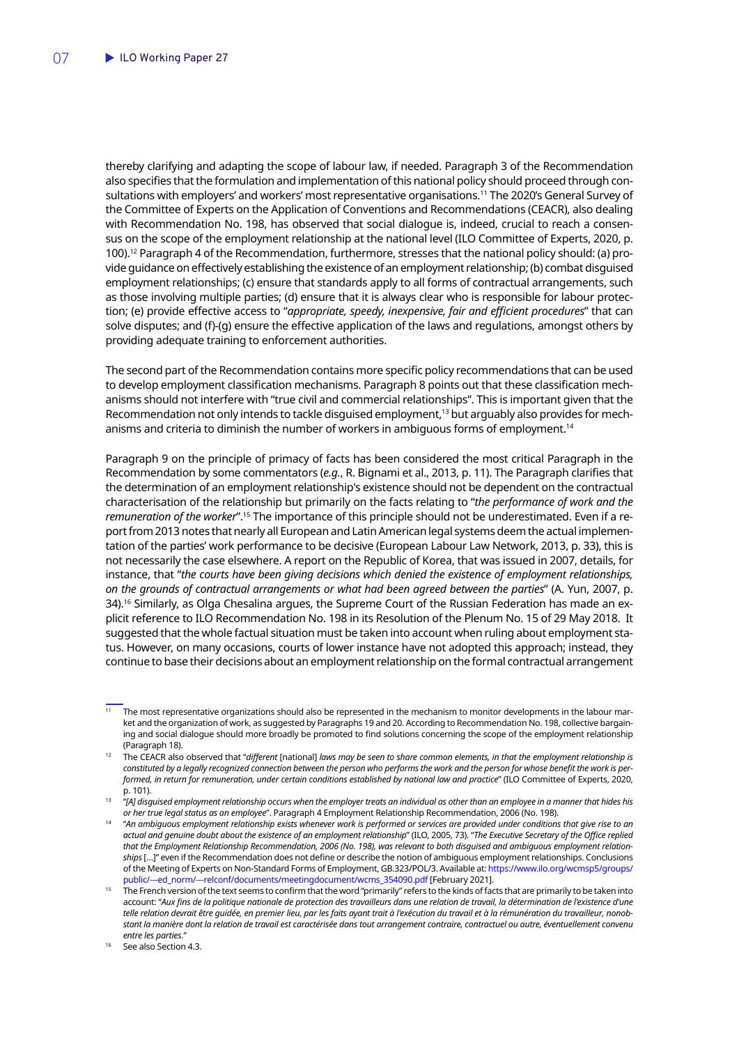thereby clarifying and adapting the scope of labour law, if needed. Paragraph 3 of the Recommendation also specifies that the formulation and implementation of this national policy should proceed through consultations with employers' and workers' most representative organisations.[11] The 2020's General Survey of the Committee of Experts on the Application of Conventions and Recommendations (CEACR), also dealing with Recommendation No. 198, has observed that social dialogue is, indeed, crucial to reach a consensus on the scope of the employment relationship at the national level (ILO Committee of Experts, 2020, p. 100).[12] Paragraph 4 of the Recommendation, furthermore, stresses that the national policy should: (a) provide guidance on effectively establishing the existence of an employment relationship; (b) combat disguised employment relationships; (c) ensure that standards apply to all forms of contractual arrangements, such as those involving multiple parties; (d) ensure that it is always clear who is responsible for labour protection; (e) provide effective access to "*appropriate, speedy, inexpensive, fair and efficient procedures*" that can solve disputes; and (f)-(g) ensure the effective application of the laws and regulations, amongst others by providing adequate training to enforcement authorities.

The second part of the Recommendation contains more specific policy recommendations that can be used to develop employment classification mechanisms. Paragraph 8 points out that these classification mechanisms should not interfere with "true civil and commercial relationships". This is important given that the Recommendation not only intends to tackle disguised employment,[13] but arguably also provides for mechanisms and criteria to diminish the number of workers in ambiguous forms of employment.[14]

Paragraph 9 on the principle of primacy of facts has been considered the most critical Paragraph in the Recommendation by some commentators (*e.g.*, R. Bignami et al., 2013, p. 11). The Paragraph clarifies that the determination of an employment relationship's existence should not be dependent on the contractual characterisation of the relationship but primarily on the facts relating to "*the performance of work and the remuneration of the worker*".[15] The importance of this principle should not be underestimated. Even if a report from 2013 notes that nearly all European and Latin American legal systems deem the actual implementation of the parties' work performance to be decisive (European Labour Law Network, 2013, p. 33), this is not necessarily the case elsewhere. A report on the Republic of Korea, that was issued in 2007, details, for instance, that "*the courts have been giving decisions which denied the existence of employment relationships, on the grounds of contractual arrangements or what had been agreed between the parties*" (A. Yun, 2007, p. 34).[16] Similarly, as Olga Chesalina argues, the Supreme Court of the Russian Federation has made an explicit reference to ILO Recommendation No. 198 in its Resolution of the Plenum No. 15 of 29 May 2018. It suggested that the whole factual situation must be taken into account when ruling about employment status. However, on many occasions, courts of lower instance have not adopted this approach; instead, they continue to base their decisions about an employment relationship on the formal contractual arrangement

---

[11] The most representative organizations should also be represented in the mechanism to monitor developments in the labour market and the organization of work, as suggested by Paragraphs 19 and 20. According to Recommendation No. 198, collective bargaining and social dialogue should more broadly be promoted to find solutions concerning the scope of the employment relationship (Paragraph 18).

[12] The CEACR also observed that "*different* [national] *laws may be seen to share common elements, in that the employment relationship is constituted by a legally recognized connection between the person who performs the work and the person for whose benefit the work is performed, in return for remuneration, under certain conditions established by national law and practice*" (ILO Committee of Experts, 2020, p. 101).

[13] "*[A] disguised employment relationship occurs when the employer treats an individual as other than an employee in a manner that hides his or her true legal status as an employee*". Paragraph 4 Employment Relationship Recommendation, 2006 (No. 198).

[14] "*An ambiguous employment relationship exists whenever work is performed or services are provided under conditions that give rise to an actual and genuine doubt about the existence of an employment relationship*" (ILO, 2005, 73). "*The Executive Secretary of the Office replied that the Employment Relationship Recommendation, 2006 (No. 198), was relevant to both disguised and ambiguous employment relationships* [...]" even if the Recommendation does not define or describe the notion of ambiguous employment relationships. Conclusions of the Meeting of Experts on Non-Standard Forms of Employment, GB.323/POL/3. Available at: https://www.ilo.org/wcmsp5/groups/public/---ed_norm/---relconf/documents/meetingdocument/wcms_354090.pdf [February 2021].

[15] The French version of the text seems to confirm that the word "primarily" refers to the kinds of facts that are primarily to be taken into account: "*Aux fins de la politique nationale de protection des travailleurs dans une relation de travail, la détermination de l'existence d'une telle relation devrait être guidée, en premier lieu, par les faits ayant trait à l'exécution du travail et à la rémunération du travailleur, nonobstant la manière dont la relation de travail est caractérisée dans tout arrangement contraire, contractuel ou autre, éventuellement convenu entre les parties.*"

[16] See also Section 4.3.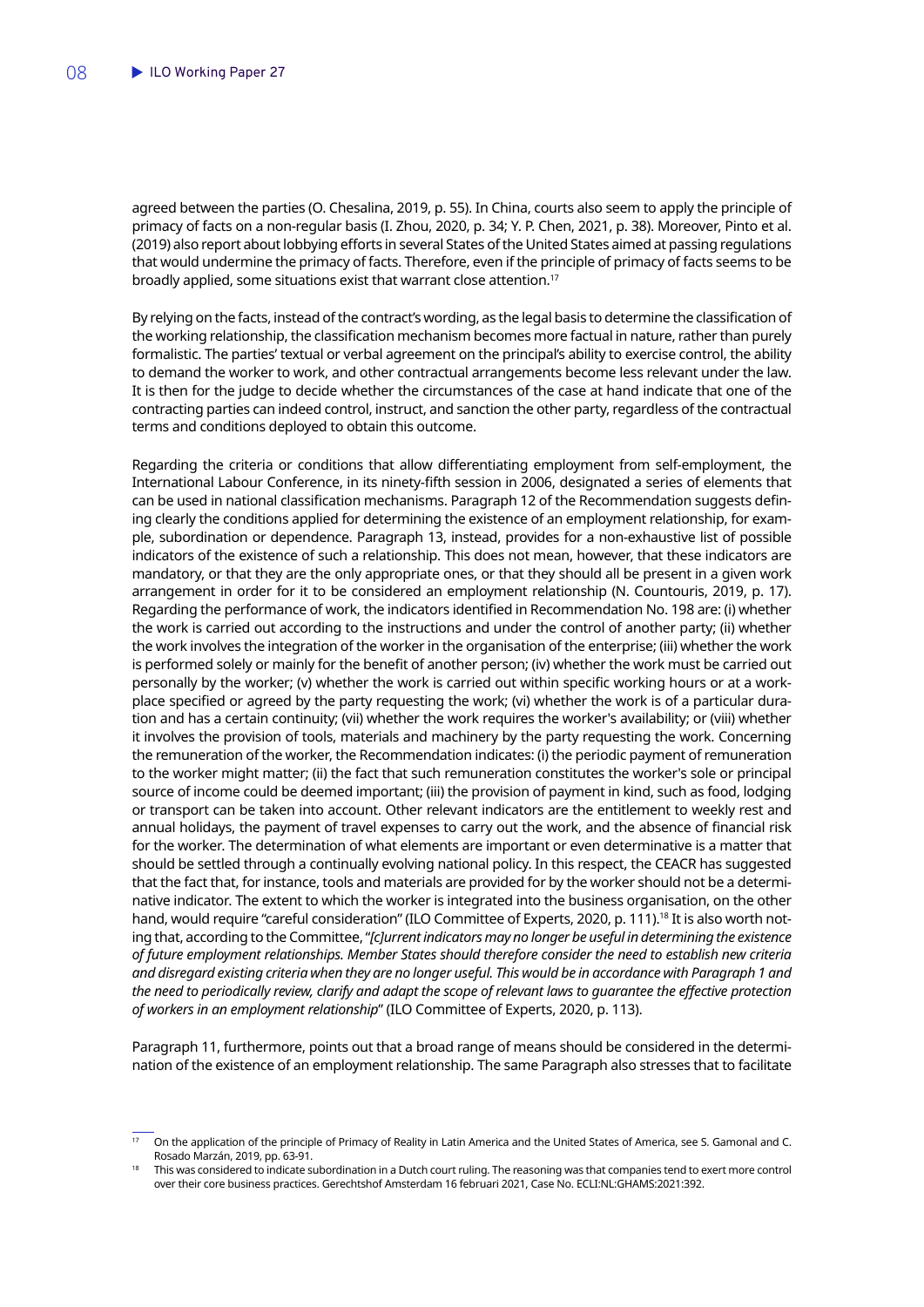agreed between the parties (O. Chesalina, 2019, p. 55). In China, courts also seem to apply the principle of primacy of facts on a non-regular basis (I. Zhou, 2020, p. 34; Y. P. Chen, 2021, p. 38). Moreover, Pinto et al. (2019) also report about lobbying efforts in several States of the United States aimed at passing regulations that would undermine the primacy of facts. Therefore, even if the principle of primacy of facts seems to be broadly applied, some situations exist that warrant close attention.[17]

By relying on the facts, instead of the contract's wording, as the legal basis to determine the classification of the working relationship, the classification mechanism becomes more factual in nature, rather than purely formalistic. The parties' textual or verbal agreement on the principal's ability to exercise control, the ability to demand the worker to work, and other contractual arrangements become less relevant under the law. It is then for the judge to decide whether the circumstances of the case at hand indicate that one of the contracting parties can indeed control, instruct, and sanction the other party, regardless of the contractual terms and conditions deployed to obtain this outcome.

Regarding the criteria or conditions that allow differentiating employment from self-employment, the International Labour Conference, in its ninety-fifth session in 2006, designated a series of elements that can be used in national classification mechanisms. Paragraph 12 of the Recommendation suggests defining clearly the conditions applied for determining the existence of an employment relationship, for example, subordination or dependence. Paragraph 13, instead, provides for a non-exhaustive list of possible indicators of the existence of such a relationship. This does not mean, however, that these indicators are mandatory, or that they are the only appropriate ones, or that they should all be present in a given work arrangement in order for it to be considered an employment relationship (N. Countouris, 2019, p. 17). Regarding the performance of work, the indicators identified in Recommendation No. 198 are: (i) whether the work is carried out according to the instructions and under the control of another party; (ii) whether the work involves the integration of the worker in the organisation of the enterprise; (iii) whether the work is performed solely or mainly for the benefit of another person; (iv) whether the work must be carried out personally by the worker; (v) whether the work is carried out within specific working hours or at a workplace specified or agreed by the party requesting the work; (vi) whether the work is of a particular duration and has a certain continuity; (vii) whether the work requires the worker's availability; or (viii) whether it involves the provision of tools, materials and machinery by the party requesting the work. Concerning the remuneration of the worker, the Recommendation indicates: (i) the periodic payment of remuneration to the worker might matter; (ii) the fact that such remuneration constitutes the worker's sole or principal source of income could be deemed important; (iii) the provision of payment in kind, such as food, lodging or transport can be taken into account. Other relevant indicators are the entitlement to weekly rest and annual holidays, the payment of travel expenses to carry out the work, and the absence of financial risk for the worker. The determination of what elements are important or even determinative is a matter that should be settled through a continually evolving national policy. In this respect, the CEACR has suggested that the fact that, for instance, tools and materials are provided for by the worker should not be a determinative indicator. The extent to which the worker is integrated into the business organisation, on the other hand, would require "careful consideration" (ILO Committee of Experts, 2020, p. 111).[18] It is also worth noting that, according to the Committee, "*[c]urrent indicators may no longer be useful in determining the existence of future employment relationships. Member States should therefore consider the need to establish new criteria and disregard existing criteria when they are no longer useful. This would be in accordance with Paragraph 1 and the need to periodically review, clarify and adapt the scope of relevant laws to guarantee the effective protection of workers in an employment relationship*" (ILO Committee of Experts, 2020, p. 113).

Paragraph 11, furthermore, points out that a broad range of means should be considered in the determination of the existence of an employment relationship. The same Paragraph also stresses that to facilitate

---

[17] On the application of the principle of Primacy of Reality in Latin America and the United States of America, see S. Gamonal and C. Rosado Marzán, 2019, pp. 63-91.

[18] This was considered to indicate subordination in a Dutch court ruling. The reasoning was that companies tend to exert more control over their core business practices. Gerechtshof Amsterdam 16 februari 2021, Case No. ECLI:NL:GHAMS:2021:392.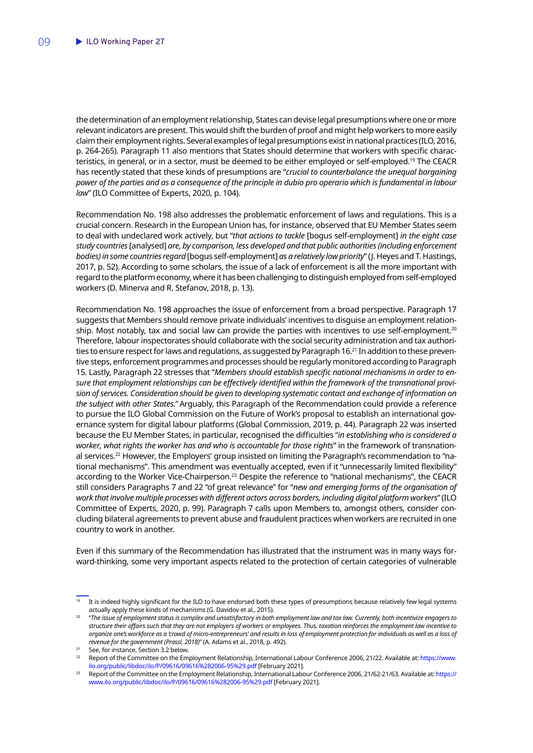the determination of an employment relationship, States can devise legal presumptions where one or more relevant indicators are present. This would shift the burden of proof and might help workers to more easily claim their employment rights. Several examples of legal presumptions exist in national practices (ILO, 2016, p. 264-265). Paragraph 11 also mentions that States should determine that workers with specific characteristics, in general, or in a sector, must be deemed to be either employed or self-employed.[19] The CEACR has recently stated that these kinds of presumptions are "*crucial to counterbalance the unequal bargaining power of the parties and as a consequence of the principle in dubio pro operario which is fundamental in labour law*" (ILO Committee of Experts, 2020, p. 104).

Recommendation No. 198 also addresses the problematic enforcement of laws and regulations. This is a crucial concern. Research in the European Union has, for instance, observed that EU Member States seem to deal with undeclared work actively, but "*that actions to tackle* [bogus self-employment] *in the eight case study countries* [analysed] *are, by comparison, less developed and that public authorities (including enforcement bodies) in some countries regard* [bogus self-employment] *as a relatively low priority*" (J. Heyes and T. Hastings, 2017, p. 52). According to some scholars, the issue of a lack of enforcement is all the more important with regard to the platform economy, where it has been challenging to distinguish employed from self-employed workers (D. Minerva and R. Stefanov, 2018, p. 13).

Recommendation No. 198 approaches the issue of enforcement from a broad perspective. Paragraph 17 suggests that Members should remove private individuals' incentives to disguise an employment relationship. Most notably, tax and social law can provide the parties with incentives to use self-employment.[20] Therefore, labour inspectorates should collaborate with the social security administration and tax authorities to ensure respect for laws and regulations, as suggested by Paragraph 16.[21] In addition to these preventive steps, enforcement programmes and processes should be regularly monitored according to Paragraph 15. Lastly, Paragraph 22 stresses that "*Members should establish specific national mechanisms in order to ensure that employment relationships can be effectively identified within the framework of the transnational provision of services. Consideration should be given to developing systematic contact and exchange of information on the subject with other States.*" Arguably, this Paragraph of the Recommendation could provide a reference to pursue the ILO Global Commission on the Future of Work's proposal to establish an international governance system for digital labour platforms (Global Commission, 2019, p. 44). Paragraph 22 was inserted because the EU Member States, in particular, recognised the difficulties "*in establishing who is considered a worker, what rights the worker has and who is accountable for those rights*" in the framework of transnational services.[22] However, the Employers' group insisted on limiting the Paragraph's recommendation to "national mechanisms". This amendment was eventually accepted, even if it "unnecessarily limited flexibility" according to the Worker Vice-Chairperson.[23] Despite the reference to "national mechanisms", the CEACR still considers Paragraphs 7 and 22 "of great relevance" for "*new and emerging forms of the organisation of work that involve multiple processes with different actors across borders, including digital platform workers*" (ILO Committee of Experts, 2020, p. 99). Paragraph 7 calls upon Members to, amongst others, consider concluding bilateral agreements to prevent abuse and fraudulent practices when workers are recruited in one country to work in another.

Even if this summary of the Recommendation has illustrated that the instrument was in many ways forward-thinking, some very important aspects related to the protection of certain categories of vulnerable

---

[19] It is indeed highly significant for the ILO to have endorsed both these types of presumptions because relatively few legal systems actually apply these kinds of mechanisms (G. Davidov et al., 2015).

[20] "*The issue of employment status is complex and unsatisfactory in both employment law and tax law. Currently, both incentivize engagers to structure their affairs such that they are not employers of workers or employees. Thus, taxation reinforces the employment law incentive to organize one's workforce as a 'crowd of micro-entrepreneurs' and results in loss of employment protection for individuals as well as a loss of revenue for the government (Prassl, 2018)*" (A. Adams et al., 2018, p. 492).

[21] See, for instance, Section 3.2 below.

[22] Report of the Committee on the Employment Relationship, International Labour Conference 2006, 21/22. Available at: https://www.ilo.org/public/libdoc/ilo/P/09616/09616%282006-95%29.pdf [February 2021].

[23] Report of the Committee on the Employment Relationship, International Labour Conference 2006, 21/62-21/63. Available at: https://www.ilo.org/public/libdoc/ilo/P/09616/09616%282006-95%29.pdf [February 2021].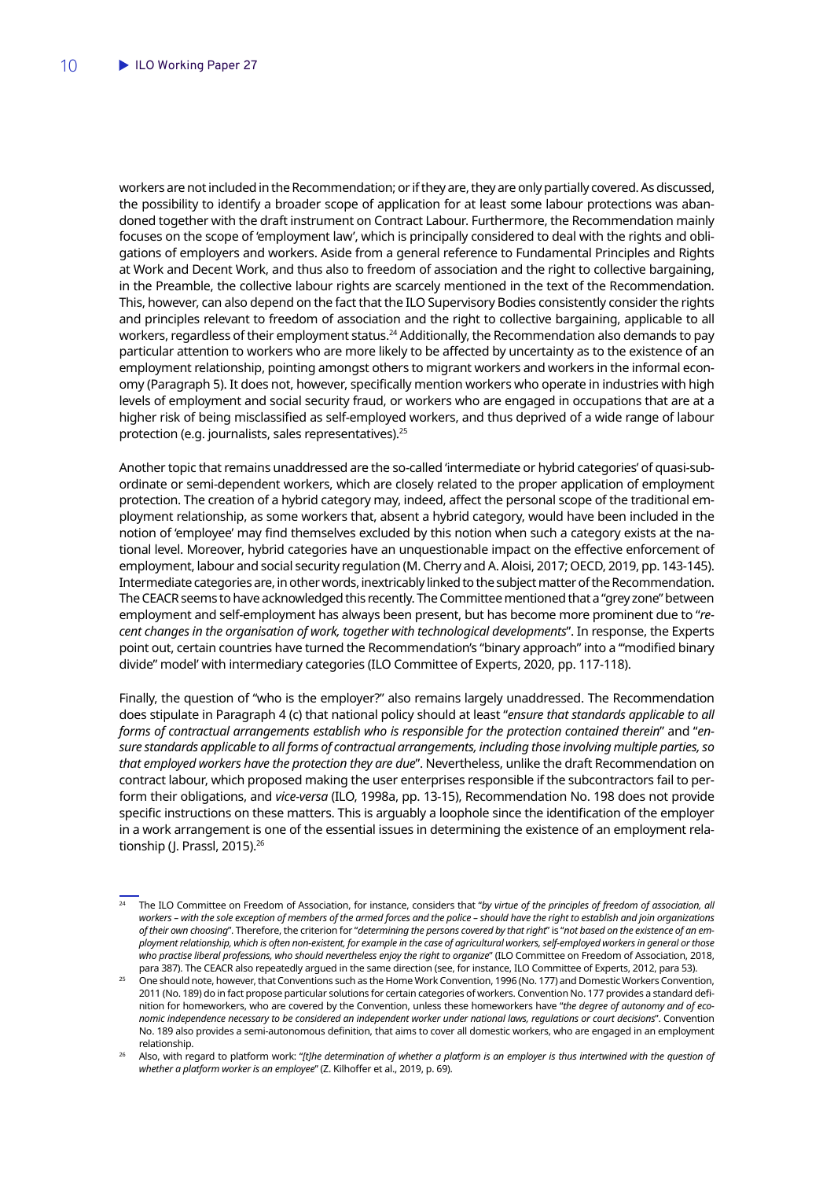workers are not included in the Recommendation; or if they are, they are only partially covered. As discussed, the possibility to identify a broader scope of application for at least some labour protections was abandoned together with the draft instrument on Contract Labour. Furthermore, the Recommendation mainly focuses on the scope of 'employment law', which is principally considered to deal with the rights and obligations of employers and workers. Aside from a general reference to Fundamental Principles and Rights at Work and Decent Work, and thus also to freedom of association and the right to collective bargaining, in the Preamble, the collective labour rights are scarcely mentioned in the text of the Recommendation. This, however, can also depend on the fact that the ILO Supervisory Bodies consistently consider the rights and principles relevant to freedom of association and the right to collective bargaining, applicable to all workers, regardless of their employment status.[24] Additionally, the Recommendation also demands to pay particular attention to workers who are more likely to be affected by uncertainty as to the existence of an employment relationship, pointing amongst others to migrant workers and workers in the informal economy (Paragraph 5). It does not, however, specifically mention workers who operate in industries with high levels of employment and social security fraud, or workers who are engaged in occupations that are at a higher risk of being misclassified as self-employed workers, and thus deprived of a wide range of labour protection (e.g. journalists, sales representatives).[25]

Another topic that remains unaddressed are the so-called 'intermediate or hybrid categories' of quasi-subordinate or semi-dependent workers, which are closely related to the proper application of employment protection. The creation of a hybrid category may, indeed, affect the personal scope of the traditional employment relationship, as some workers that, absent a hybrid category, would have been included in the notion of 'employee' may find themselves excluded by this notion when such a category exists at the national level. Moreover, hybrid categories have an unquestionable impact on the effective enforcement of employment, labour and social security regulation (M. Cherry and A. Aloisi, 2017; OECD, 2019, pp. 143-145). Intermediate categories are, in other words, inextricably linked to the subject matter of the Recommendation. The CEACR seems to have acknowledged this recently. The Committee mentioned that a "grey zone" between employment and self-employment has always been present, but has become more prominent due to "*recent changes in the organisation of work, together with technological developments*". In response, the Experts point out, certain countries have turned the Recommendation's "binary approach" into a "'modified binary divide" model' with intermediary categories (ILO Committee of Experts, 2020, pp. 117-118).

Finally, the question of "who is the employer?" also remains largely unaddressed. The Recommendation does stipulate in Paragraph 4 (c) that national policy should at least "*ensure that standards applicable to all forms of contractual arrangements establish who is responsible for the protection contained therein*" and "*ensure standards applicable to all forms of contractual arrangements, including those involving multiple parties, so that employed workers have the protection they are due*". Nevertheless, unlike the draft Recommendation on contract labour, which proposed making the user enterprises responsible if the subcontractors fail to perform their obligations, and *vice-versa* (ILO, 1998a, pp. 13-15), Recommendation No. 198 does not provide specific instructions on these matters. This is arguably a loophole since the identification of the employer in a work arrangement is one of the essential issues in determining the existence of an employment relationship (J. Prassl, 2015).[26]

---

[24] The ILO Committee on Freedom of Association, for instance, considers that "*by virtue of the principles of freedom of association, all workers – with the sole exception of members of the armed forces and the police – should have the right to establish and join organizations of their own choosing*". Therefore, the criterion for "*determining the persons covered by that right*" is "*not based on the existence of an employment relationship, which is often non-existent, for example in the case of agricultural workers, self-employed workers in general or those who practise liberal professions, who should nevertheless enjoy the right to organize*" (ILO Committee on Freedom of Association, 2018, para 387). The CEACR also repeatedly argued in the same direction (see, for instance, ILO Committee of Experts, 2012, para 53).

[25] One should note, however, that Conventions such as the Home Work Convention, 1996 (No. 177) and Domestic Workers Convention, 2011 (No. 189) do in fact propose particular solutions for certain categories of workers. Convention No. 177 provides a standard definition for homeworkers, who are covered by the Convention, unless these homeworkers have "*the degree of autonomy and of economic independence necessary to be considered an independent worker under national laws, regulations or court decisions*". Convention No. 189 also provides a semi-autonomous definition, that aims to cover all domestic workers, who are engaged in an employment relationship.

[26] Also, with regard to platform work: "*[t]he determination of whether a platform is an employer is thus intertwined with the question of whether a platform worker is an employee*" (Z. Kilhoffer et al., 2019, p. 69).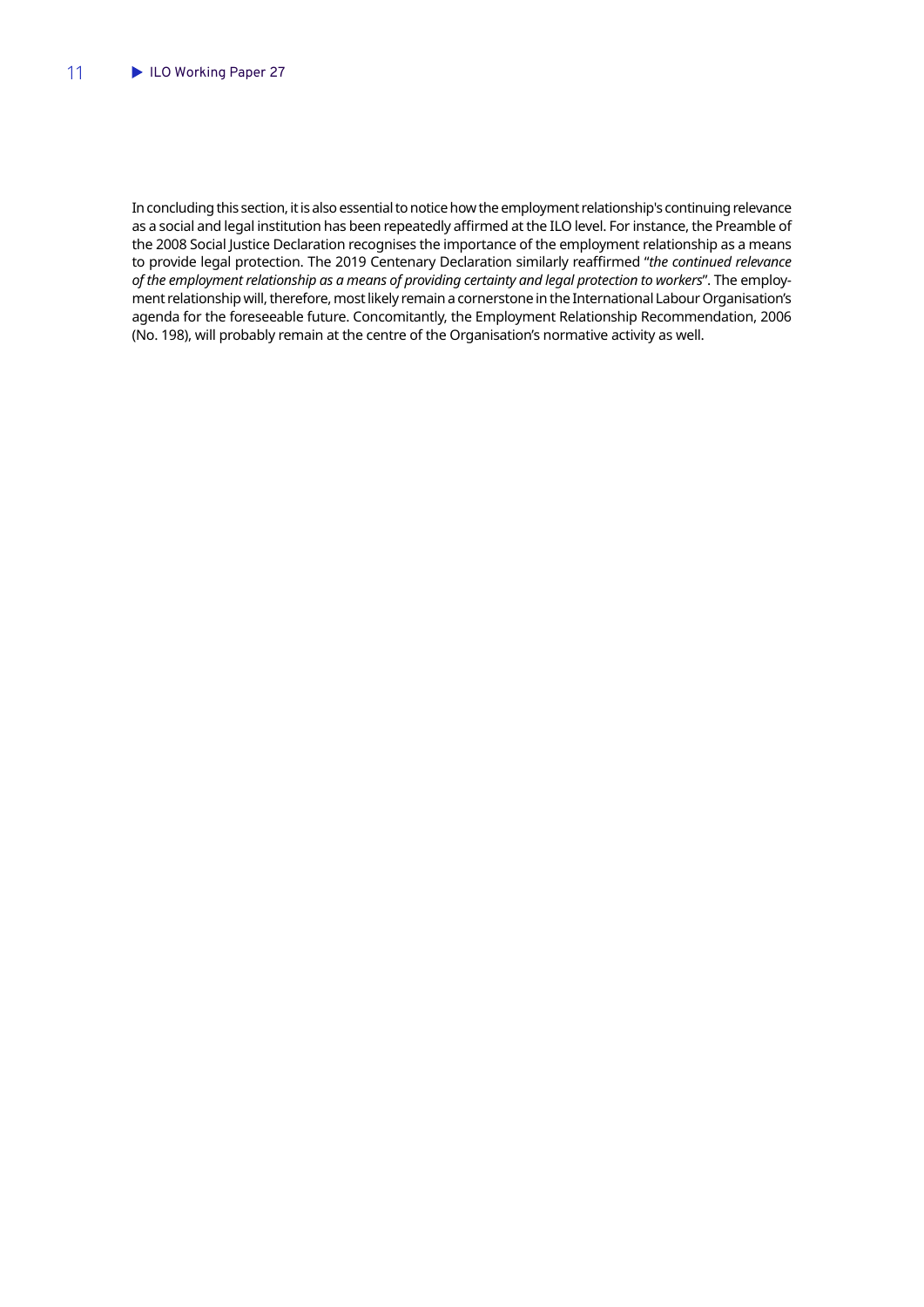In concluding this section, it is also essential to notice how the employment relationship's continuing relevance as a social and legal institution has been repeatedly affirmed at the ILO level. For instance, the Preamble of the 2008 Social Justice Declaration recognises the importance of the employment relationship as a means to provide legal protection. The 2019 Centenary Declaration similarly reaffirmed "*the continued relevance of the employment relationship as a means of providing certainty and legal protection to workers*". The employment relationship will, therefore, most likely remain a cornerstone in the International Labour Organisation's agenda for the foreseeable future. Concomitantly, the Employment Relationship Recommendation, 2006 (No. 198), will probably remain at the centre of the Organisation's normative activity as well.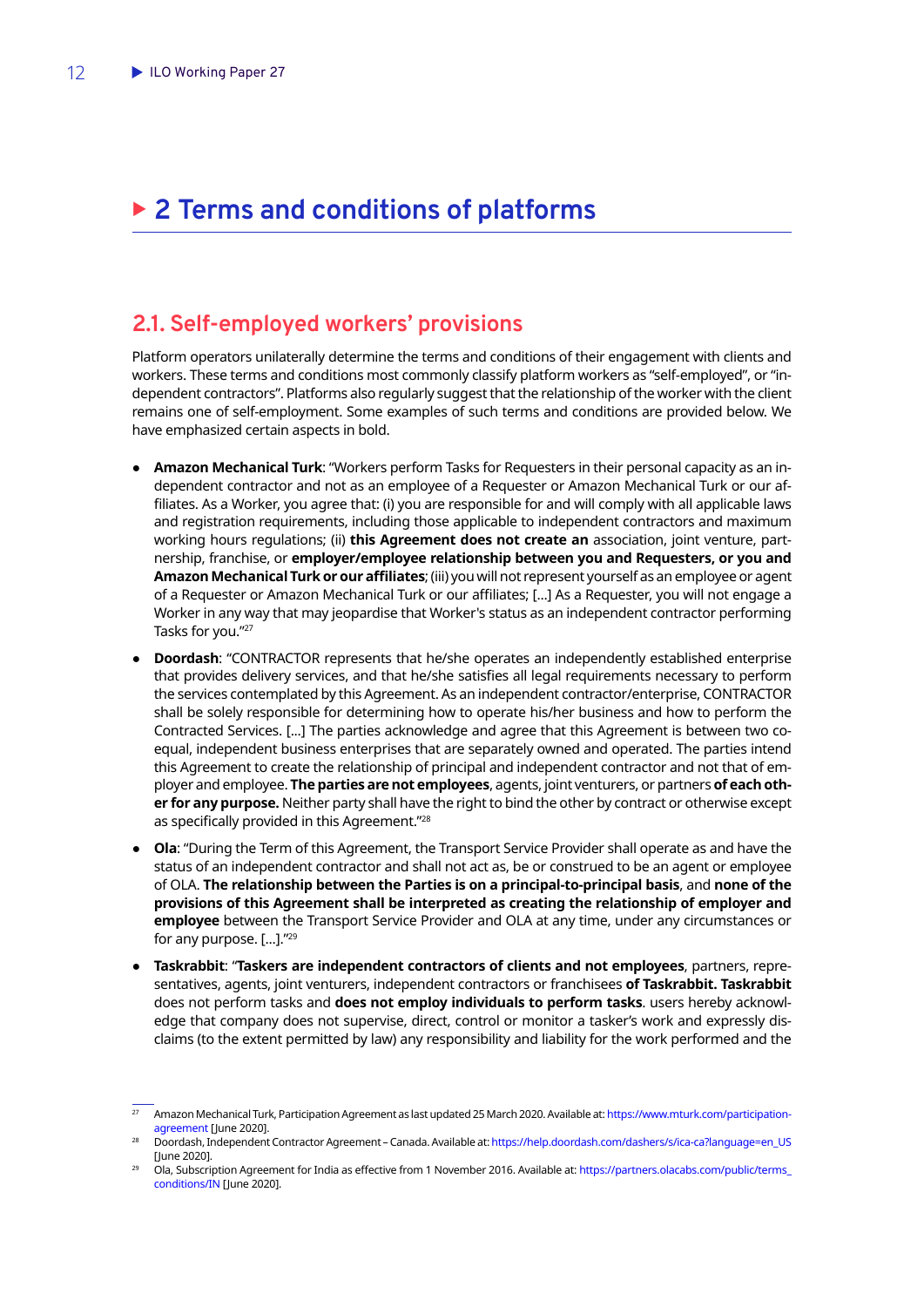# 2 Terms and conditions of platforms

## 2.1. Self-employed workers' provisions

Platform operators unilaterally determine the terms and conditions of their engagement with clients and workers. These terms and conditions most commonly classify platform workers as "self-employed", or "independent contractors". Platforms also regularly suggest that the relationship of the worker with the client remains one of self-employment. Some examples of such terms and conditions are provided below. We have emphasized certain aspects in bold.

- **Amazon Mechanical Turk**: "Workers perform Tasks for Requesters in their personal capacity as an independent contractor and not as an employee of a Requester or Amazon Mechanical Turk or our affiliates. As a Worker, you agree that: (i) you are responsible for and will comply with all applicable laws and registration requirements, including those applicable to independent contractors and maximum working hours regulations; (ii) **this Agreement does not create an** association, joint venture, partnership, franchise, or **employer/employee relationship between you and Requesters, or you and Amazon Mechanical Turk or our affiliates**; (iii) you will not represent yourself as an employee or agent of a Requester or Amazon Mechanical Turk or our affiliates; [...] As a Requester, you will not engage a Worker in any way that may jeopardise that Worker's status as an independent contractor performing Tasks for you."[27]
- **Doordash**: "CONTRACTOR represents that he/she operates an independently established enterprise that provides delivery services, and that he/she satisfies all legal requirements necessary to perform the services contemplated by this Agreement. As an independent contractor/enterprise, CONTRACTOR shall be solely responsible for determining how to operate his/her business and how to perform the Contracted Services. [...] The parties acknowledge and agree that this Agreement is between two co-equal, independent business enterprises that are separately owned and operated. The parties intend this Agreement to create the relationship of principal and independent contractor and not that of employer and employee. **The parties are not employees**, agents, joint venturers, or partners **of each other for any purpose.** Neither party shall have the right to bind the other by contract or otherwise except as specifically provided in this Agreement."[28]
- **Ola**: "During the Term of this Agreement, the Transport Service Provider shall operate as and have the status of an independent contractor and shall not act as, be or construed to be an agent or employee of OLA. **The relationship between the Parties is on a principal-to-principal basis**, and **none of the provisions of this Agreement shall be interpreted as creating the relationship of employer and employee** between the Transport Service Provider and OLA at any time, under any circumstances or for any purpose. [...]."[29]
- **Taskrabbit**: "**Taskers are independent contractors of clients and not employees**, partners, representatives, agents, joint venturers, independent contractors or franchisees **of Taskrabbit. Taskrabbit** does not perform tasks and **does not employ individuals to perform tasks**. users hereby acknowledge that company does not supervise, direct, control or monitor a tasker's work and expressly disclaims (to the extent permitted by law) any responsibility and liability for the work performed and the

---

[27] Amazon Mechanical Turk, Participation Agreement as last updated 25 March 2020. Available at: https://www.mturk.com/participation-agreement [June 2020].

[28] Doordash, Independent Contractor Agreement – Canada. Available at: https://help.doordash.com/dashers/s/ica-ca?language=en_US [June 2020].

[29] Ola, Subscription Agreement for India as effective from 1 November 2016. Available at: https://partners.olacabs.com/public/terms_conditions/IN [June 2020].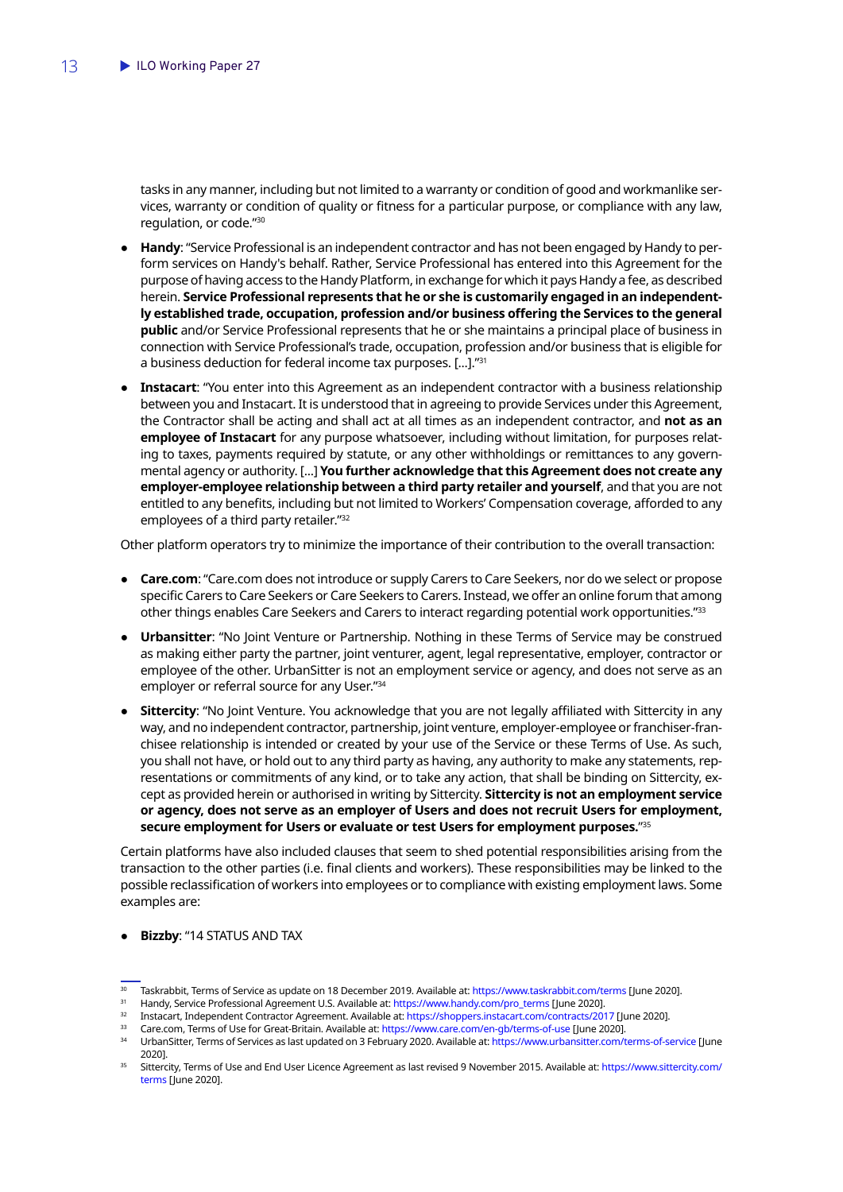tasks in any manner, including but not limited to a warranty or condition of good and workmanlike services, warranty or condition of quality or fitness for a particular purpose, or compliance with any law, regulation, or code."[30]

- **Handy**: "Service Professional is an independent contractor and has not been engaged by Handy to perform services on Handy's behalf. Rather, Service Professional has entered into this Agreement for the purpose of having access to the Handy Platform, in exchange for which it pays Handy a fee, as described herein. **Service Professional represents that he or she is customarily engaged in an independently established trade, occupation, profession and/or business offering the Services to the general public** and/or Service Professional represents that he or she maintains a principal place of business in connection with Service Professional's trade, occupation, profession and/or business that is eligible for a business deduction for federal income tax purposes. […]."[31]

- **Instacart**: "You enter into this Agreement as an independent contractor with a business relationship between you and Instacart. It is understood that in agreeing to provide Services under this Agreement, the Contractor shall be acting and shall act at all times as an independent contractor, and **not as an employee of Instacart** for any purpose whatsoever, including without limitation, for purposes relating to taxes, payments required by statute, or any other withholdings or remittances to any governmental agency or authority. […] **You further acknowledge that this Agreement does not create any employer-employee relationship between a third party retailer and yourself**, and that you are not entitled to any benefits, including but not limited to Workers' Compensation coverage, afforded to any employees of a third party retailer."[32]

Other platform operators try to minimize the importance of their contribution to the overall transaction:

- **Care.com**: "Care.com does not introduce or supply Carers to Care Seekers, nor do we select or propose specific Carers to Care Seekers or Care Seekers to Carers. Instead, we offer an online forum that among other things enables Care Seekers and Carers to interact regarding potential work opportunities."[33]

- **Urbansitter**: "No Joint Venture or Partnership. Nothing in these Terms of Service may be construed as making either party the partner, joint venturer, agent, legal representative, employer, contractor or employee of the other. UrbanSitter is not an employment service or agency, and does not serve as an employer or referral source for any User."[34]

- **Sittercity**: "No Joint Venture. You acknowledge that you are not legally affiliated with Sittercity in any way, and no independent contractor, partnership, joint venture, employer-employee or franchiser-franchisee relationship is intended or created by your use of the Service or these Terms of Use. As such, you shall not have, or hold out to any third party as having, any authority to make any statements, representations or commitments of any kind, or to take any action, that shall be binding on Sittercity, except as provided herein or authorised in writing by Sittercity. **Sittercity is not an employment service or agency, does not serve as an employer of Users and does not recruit Users for employment, secure employment for Users or evaluate or test Users for employment purposes.**"[35]

Certain platforms have also included clauses that seem to shed potential responsibilities arising from the transaction to the other parties (i.e. final clients and workers). These responsibilities may be linked to the possible reclassification of workers into employees or to compliance with existing employment laws. Some examples are:

- **Bizzby**: "14 STATUS AND TAX

---

[30] Taskrabbit, Terms of Service as update on 18 December 2019. Available at: https://www.taskrabbit.com/terms [June 2020].

[31] Handy, Service Professional Agreement U.S. Available at: https://www.handy.com/pro_terms [June 2020].

[32] Instacart, Independent Contractor Agreement. Available at: https://shoppers.instacart.com/contracts/2017 [June 2020].

[33] Care.com, Terms of Use for Great-Britain. Available at: https://www.care.com/en-gb/terms-of-use [June 2020].

[34] UrbanSitter, Terms of Services as last updated on 3 February 2020. Available at: https://www.urbansitter.com/terms-of-service [June 2020].

[35] Sittercity, Terms of Use and End User Licence Agreement as last revised 9 November 2015. Available at: https://www.sittercity.com/terms [June 2020].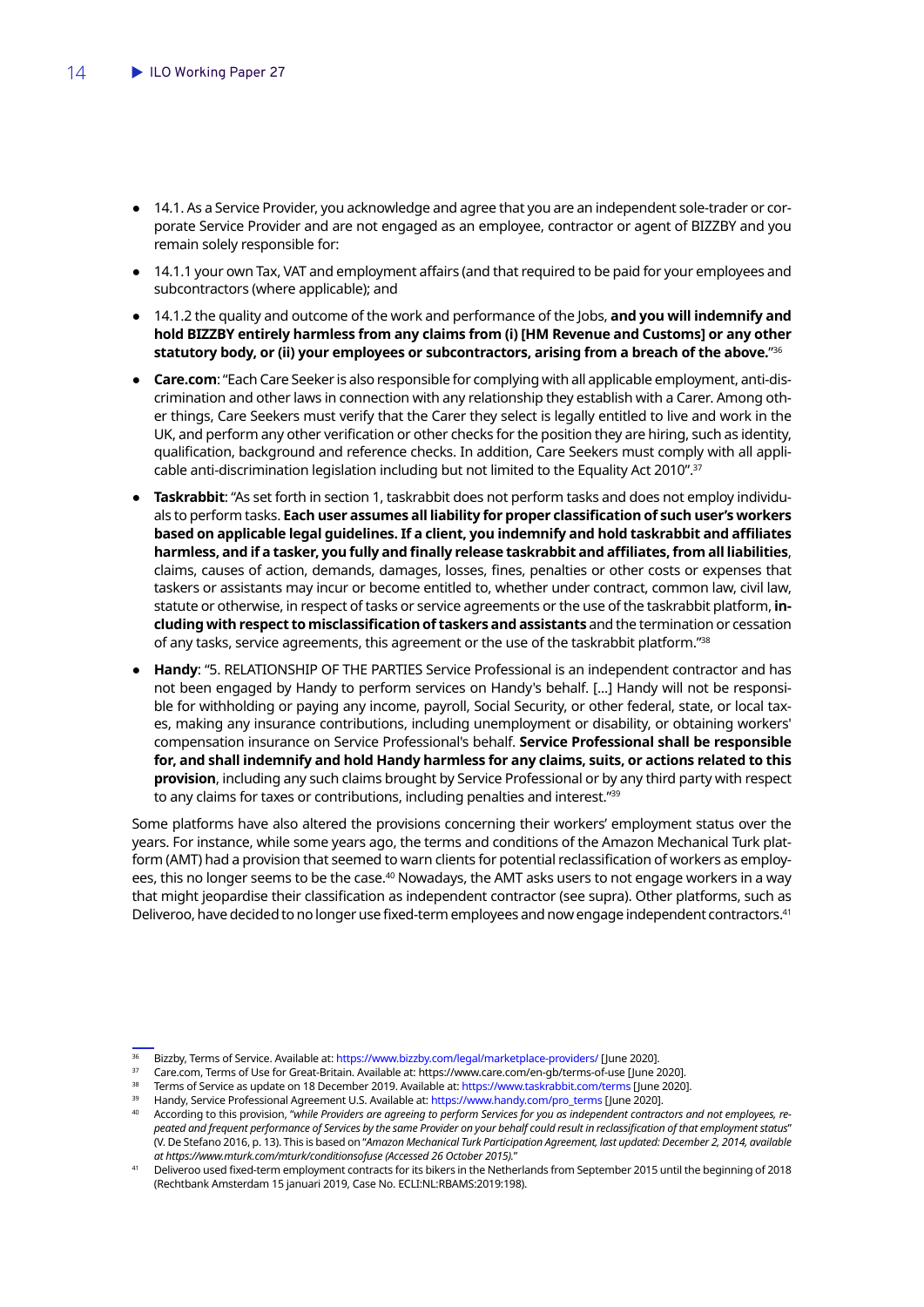- 14.1. As a Service Provider, you acknowledge and agree that you are an independent sole-trader or corporate Service Provider and are not engaged as an employee, contractor or agent of BIZZBY and you remain solely responsible for:
- 14.1.1 your own Tax, VAT and employment affairs (and that required to be paid for your employees and subcontractors (where applicable); and
- 14.1.2 the quality and outcome of the work and performance of the Jobs, **and you will indemnify and hold BIZZBY entirely harmless from any claims from (i) [HM Revenue and Customs] or any other statutory body, or (ii) your employees or subcontractors, arising from a breach of the above.**"[36]
- **Care.com**: "Each Care Seeker is also responsible for complying with all applicable employment, anti-discrimination and other laws in connection with any relationship they establish with a Carer. Among other things, Care Seekers must verify that the Carer they select is legally entitled to live and work in the UK, and perform any other verification or other checks for the position they are hiring, such as identity, qualification, background and reference checks. In addition, Care Seekers must comply with all applicable anti-discrimination legislation including but not limited to the Equality Act 2010".[37]
- **Taskrabbit**: "As set forth in section 1, taskrabbit does not perform tasks and does not employ individuals to perform tasks. **Each user assumes all liability for proper classification of such user's workers based on applicable legal guidelines. If a client, you indemnify and hold taskrabbit and affiliates harmless, and if a tasker, you fully and finally release taskrabbit and affiliates, from all liabilities**, claims, causes of action, demands, damages, losses, fines, penalties or other costs or expenses that taskers or assistants may incur or become entitled to, whether under contract, common law, civil law, statute or otherwise, in respect of tasks or service agreements or the use of the taskrabbit platform, **including with respect to misclassification of taskers and assistants** and the termination or cessation of any tasks, service agreements, this agreement or the use of the taskrabbit platform."[38]
- **Handy**: "5. RELATIONSHIP OF THE PARTIES Service Professional is an independent contractor and has not been engaged by Handy to perform services on Handy's behalf. […] Handy will not be responsible for withholding or paying any income, payroll, Social Security, or other federal, state, or local taxes, making any insurance contributions, including unemployment or disability, or obtaining workers' compensation insurance on Service Professional's behalf. **Service Professional shall be responsible for, and shall indemnify and hold Handy harmless for any claims, suits, or actions related to this provision**, including any such claims brought by Service Professional or by any third party with respect to any claims for taxes or contributions, including penalties and interest."[39]

Some platforms have also altered the provisions concerning their workers' employment status over the years. For instance, while some years ago, the terms and conditions of the Amazon Mechanical Turk platform (AMT) had a provision that seemed to warn clients for potential reclassification of workers as employees, this no longer seems to be the case.[40] Nowadays, the AMT asks users to not engage workers in a way that might jeopardise their classification as independent contractor (see supra). Other platforms, such as Deliveroo, have decided to no longer use fixed-term employees and now engage independent contractors.[41]

[36] Bizzby, Terms of Service. Available at: https://www.bizzby.com/legal/marketplace-providers/ [June 2020].

[37] Care.com, Terms of Use for Great-Britain. Available at: https://www.care.com/en-gb/terms-of-use [June 2020].

[38] Terms of Service as update on 18 December 2019. Available at: https://www.taskrabbit.com/terms [June 2020].

[39] Handy, Service Professional Agreement U.S. Available at: https://www.handy.com/pro_terms [June 2020].

[40] According to this provision, "*while Providers are agreeing to perform Services for you as independent contractors and not employees, repeated and frequent performance of Services by the same Provider on your behalf could result in reclassification of that employment status*" (V. De Stefano 2016, p. 13). This is based on "*Amazon Mechanical Turk Participation Agreement, last updated: December 2, 2014, available at https://www.mturk.com/mturk/conditionsofuse (Accessed 26 October 2015).*"

[41] Deliveroo used fixed-term employment contracts for its bikers in the Netherlands from September 2015 until the beginning of 2018 (Rechtbank Amsterdam 15 januari 2019, Case No. ECLI:NL:RBAMS:2019:198).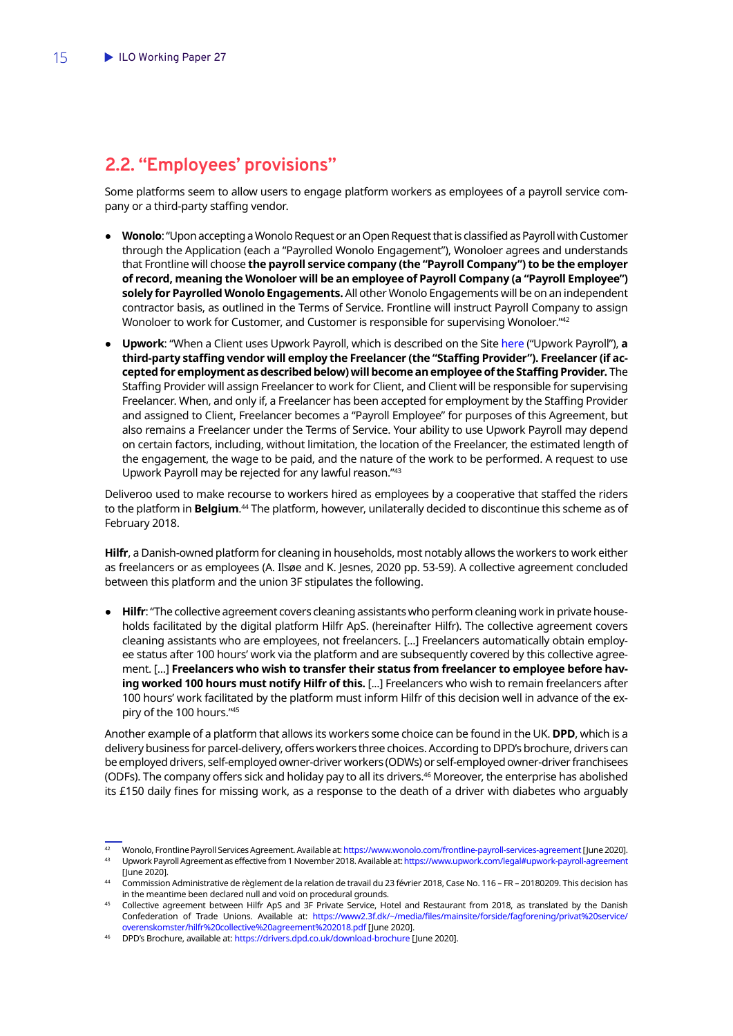## 2.2. "Employees' provisions"

Some platforms seem to allow users to engage platform workers as employees of a payroll service company or a third-party staffing vendor.

- **Wonolo**: "Upon accepting a Wonolo Request or an Open Request that is classified as Payroll with Customer through the Application (each a "Payrolled Wonolo Engagement"), Wonoloer agrees and understands that Frontline will choose **the payroll service company (the "Payroll Company") to be the employer of record, meaning the Wonoloer will be an employee of Payroll Company (a "Payroll Employee") solely for Payrolled Wonolo Engagements.** All other Wonolo Engagements will be on an independent contractor basis, as outlined in the Terms of Service. Frontline will instruct Payroll Company to assign Wonoloer to work for Customer, and Customer is responsible for supervising Wonoloer."[42]
- **Upwork**: "When a Client uses Upwork Payroll, which is described on the Site here ("Upwork Payroll"), **a third-party staffing vendor will employ the Freelancer (the "Staffing Provider"). Freelancer (if accepted for employment as described below) will become an employee of the Staffing Provider.** The Staffing Provider will assign Freelancer to work for Client, and Client will be responsible for supervising Freelancer. When, and only if, a Freelancer has been accepted for employment by the Staffing Provider and assigned to Client, Freelancer becomes a "Payroll Employee" for purposes of this Agreement, but also remains a Freelancer under the Terms of Service. Your ability to use Upwork Payroll may depend on certain factors, including, without limitation, the location of the Freelancer, the estimated length of the engagement, the wage to be paid, and the nature of the work to be performed. A request to use Upwork Payroll may be rejected for any lawful reason."[43]

Deliveroo used to make recourse to workers hired as employees by a cooperative that staffed the riders to the platform in **Belgium**.[44] The platform, however, unilaterally decided to discontinue this scheme as of February 2018.

**Hilfr**, a Danish-owned platform for cleaning in households, most notably allows the workers to work either as freelancers or as employees (A. Ilsøe and K. Jesnes, 2020 pp. 53-59). A collective agreement concluded between this platform and the union 3F stipulates the following.

- **Hilfr**: "The collective agreement covers cleaning assistants who perform cleaning work in private households facilitated by the digital platform Hilfr ApS. (hereinafter Hilfr). The collective agreement covers cleaning assistants who are employees, not freelancers. […] Freelancers automatically obtain employee status after 100 hours' work via the platform and are subsequently covered by this collective agreement. […] **Freelancers who wish to transfer their status from freelancer to employee before having worked 100 hours must notify Hilfr of this.** […] Freelancers who wish to remain freelancers after 100 hours' work facilitated by the platform must inform Hilfr of this decision well in advance of the expiry of the 100 hours."[45]

Another example of a platform that allows its workers some choice can be found in the UK. **DPD**, which is a delivery business for parcel-delivery, offers workers three choices. According to DPD's brochure, drivers can be employed drivers, self-employed owner-driver workers (ODWs) or self-employed owner-driver franchisees (ODFs). The company offers sick and holiday pay to all its drivers.[46] Moreover, the enterprise has abolished its £150 daily fines for missing work, as a response to the death of a driver with diabetes who arguably

---

[42] Wonolo, Frontline Payroll Services Agreement. Available at: https://www.wonolo.com/frontline-payroll-services-agreement [June 2020].

[43] Upwork Payroll Agreement as effective from 1 November 2018. Available at: https://www.upwork.com/legal#upwork-payroll-agreement [June 2020].

[44] Commission Administrative de règlement de la relation de travail du 23 février 2018, Case No. 116 – FR – 20180209. This decision has in the meantime been declared null and void on procedural grounds.

[45] Collective agreement between Hilfr ApS and 3F Private Service, Hotel and Restaurant from 2018, as translated by the Danish Confederation of Trade Unions. Available at: https://www2.3f.dk/~/media/files/mainsite/forside/fagforening/privat%20service/overenskomster/hilfr%20collective%20agreement%202018.pdf [June 2020].

[46] DPD's Brochure, available at: https://drivers.dpd.co.uk/download-brochure [June 2020].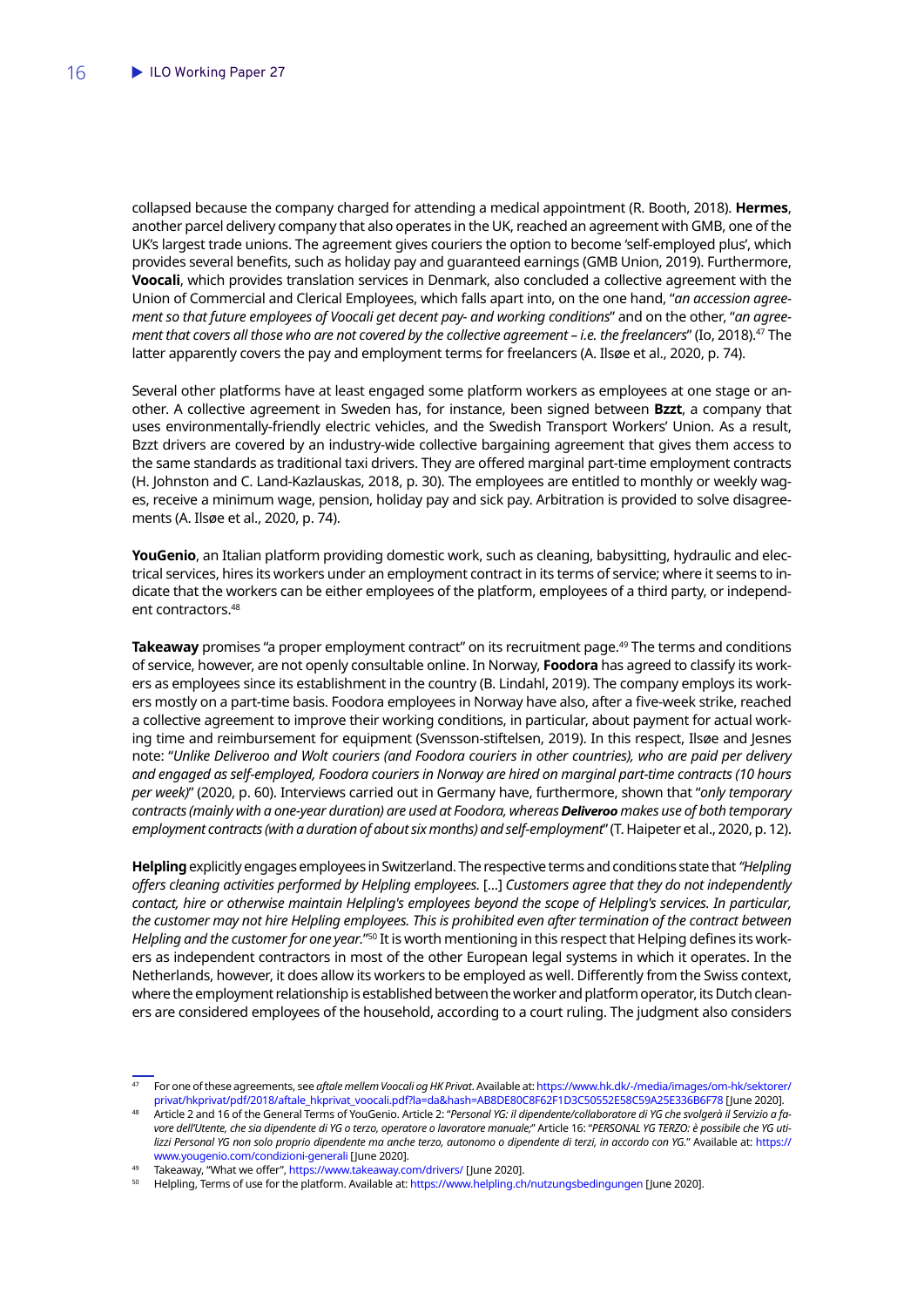collapsed because the company charged for attending a medical appointment (R. Booth, 2018). **Hermes**, another parcel delivery company that also operates in the UK, reached an agreement with GMB, one of the UK's largest trade unions. The agreement gives couriers the option to become 'self-employed plus', which provides several benefits, such as holiday pay and guaranteed earnings (GMB Union, 2019). Furthermore, **Voocali**, which provides translation services in Denmark, also concluded a collective agreement with the Union of Commercial and Clerical Employees, which falls apart into, on the one hand, "*an accession agreement so that future employees of Voocali get decent pay- and working conditions*" and on the other, "*an agreement that covers all those who are not covered by the collective agreement – i.e. the freelancers*" (Io, 2018).[47] The latter apparently covers the pay and employment terms for freelancers (A. Ilsøe et al., 2020, p. 74).

Several other platforms have at least engaged some platform workers as employees at one stage or another. A collective agreement in Sweden has, for instance, been signed between **Bzzt**, a company that uses environmentally-friendly electric vehicles, and the Swedish Transport Workers' Union. As a result, Bzzt drivers are covered by an industry-wide collective bargaining agreement that gives them access to the same standards as traditional taxi drivers. They are offered marginal part-time employment contracts (H. Johnston and C. Land-Kazlauskas, 2018, p. 30). The employees are entitled to monthly or weekly wages, receive a minimum wage, pension, holiday pay and sick pay. Arbitration is provided to solve disagreements (A. Ilsøe et al., 2020, p. 74).

**YouGenio**, an Italian platform providing domestic work, such as cleaning, babysitting, hydraulic and electrical services, hires its workers under an employment contract in its terms of service; where it seems to indicate that the workers can be either employees of the platform, employees of a third party, or independent contractors.[48]

**Takeaway** promises "a proper employment contract" on its recruitment page.[49] The terms and conditions of service, however, are not openly consultable online. In Norway, **Foodora** has agreed to classify its workers as employees since its establishment in the country (B. Lindahl, 2019). The company employs its workers mostly on a part-time basis. Foodora employees in Norway have also, after a five-week strike, reached a collective agreement to improve their working conditions, in particular, about payment for actual working time and reimbursement for equipment (Svensson-stiftelsen, 2019). In this respect, Ilsøe and Jesnes note: "*Unlike Deliveroo and Wolt couriers (and Foodora couriers in other countries), who are paid per delivery and engaged as self-employed, Foodora couriers in Norway are hired on marginal part-time contracts (10 hours per week)*" (2020, p. 60). Interviews carried out in Germany have, furthermore, shown that "*only temporary contracts (mainly with a one-year duration) are used at Foodora, whereas **Deliveroo** makes use of both temporary employment contracts (with a duration of about six months) and self-employment*" (T. Haipeter et al., 2020, p. 12).

**Helpling** explicitly engages employees in Switzerland. The respective terms and conditions state that *"Helpling offers cleaning activities performed by Helpling employees.* [...] *Customers agree that they do not independently contact, hire or otherwise maintain Helpling's employees beyond the scope of Helpling's services. In particular, the customer may not hire Helpling employees. This is prohibited even after termination of the contract between Helpling and the customer for one year."*[50] It is worth mentioning in this respect that Helping defines its workers as independent contractors in most of the other European legal systems in which it operates. In the Netherlands, however, it does allow its workers to be employed as well. Differently from the Swiss context, where the employment relationship is established between the worker and platform operator, its Dutch cleaners are considered employees of the household, according to a court ruling. The judgment also considers

---

[47] For one of these agreements, see *aftale mellem Voocali og HK Privat*. Available at: https://www.hk.dk/-/media/images/om-hk/sektorer/privat/hkprivat/pdf/2018/aftale_hkprivat_voocali.pdf?la=da&hash=AB8DE80C8F62F1D3C50552E58C59A25E336B6F78 [June 2020].

[48] Article 2 and 16 of the General Terms of YouGenio. Article 2: "*Personal YG: il dipendente/collaboratore di YG che svolgerà il Servizio a favore dell'Utente, che sia dipendente di YG o terzo, operatore o lavoratore manuale;*" Article 16: "*PERSONAL YG TERZO: è possibile che YG utilizzi Personal YG non solo proprio dipendente ma anche terzo, autonomo o dipendente di terzi, in accordo con YG.*" Available at: https://www.yougenio.com/condizioni-generali [June 2020].

[49] Takeaway, "What we offer", https://www.takeaway.com/drivers/ [June 2020].

[50] Helpling, Terms of use for the platform. Available at: https://www.helpling.ch/nutzungsbedingungen [June 2020].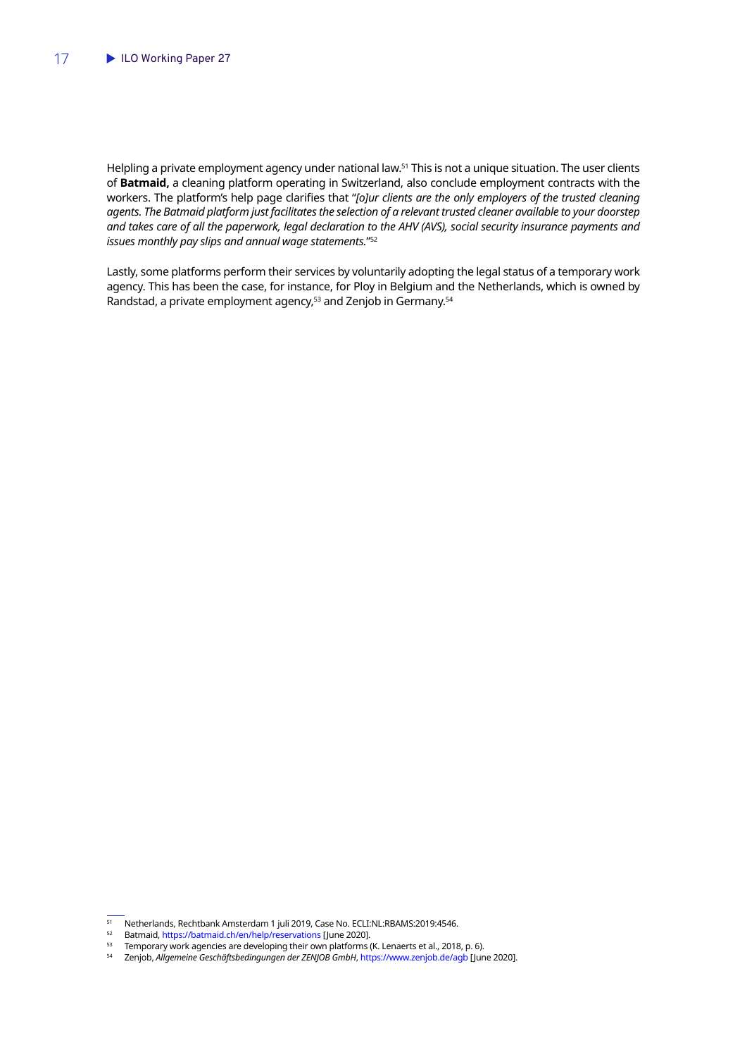Helpling a private employment agency under national law.[51] This is not a unique situation. The user clients of **Batmaid,** a cleaning platform operating in Switzerland, also conclude employment contracts with the workers. The platform's help page clarifies that "*[o]ur clients are the only employers of the trusted cleaning agents. The Batmaid platform just facilitates the selection of a relevant trusted cleaner available to your doorstep and takes care of all the paperwork, legal declaration to the AHV (AVS), social security insurance payments and issues monthly pay slips and annual wage statements.*"[52]

Lastly, some platforms perform their services by voluntarily adopting the legal status of a temporary work agency. This has been the case, for instance, for Ploy in Belgium and the Netherlands, which is owned by Randstad, a private employment agency,[53] and Zenjob in Germany.[54]

---

[51] Netherlands, Rechtbank Amsterdam 1 juli 2019, Case No. ECLI:NL:RBAMS:2019:4546.

[52] Batmaid, https://batmaid.ch/en/help/reservations [June 2020].

[53] Temporary work agencies are developing their own platforms (K. Lenaerts et al., 2018, p. 6).

[54] Zenjob, *Allgemeine Geschäftsbedingungen der ZENJOB GmbH*, https://www.zenjob.de/agb [June 2020].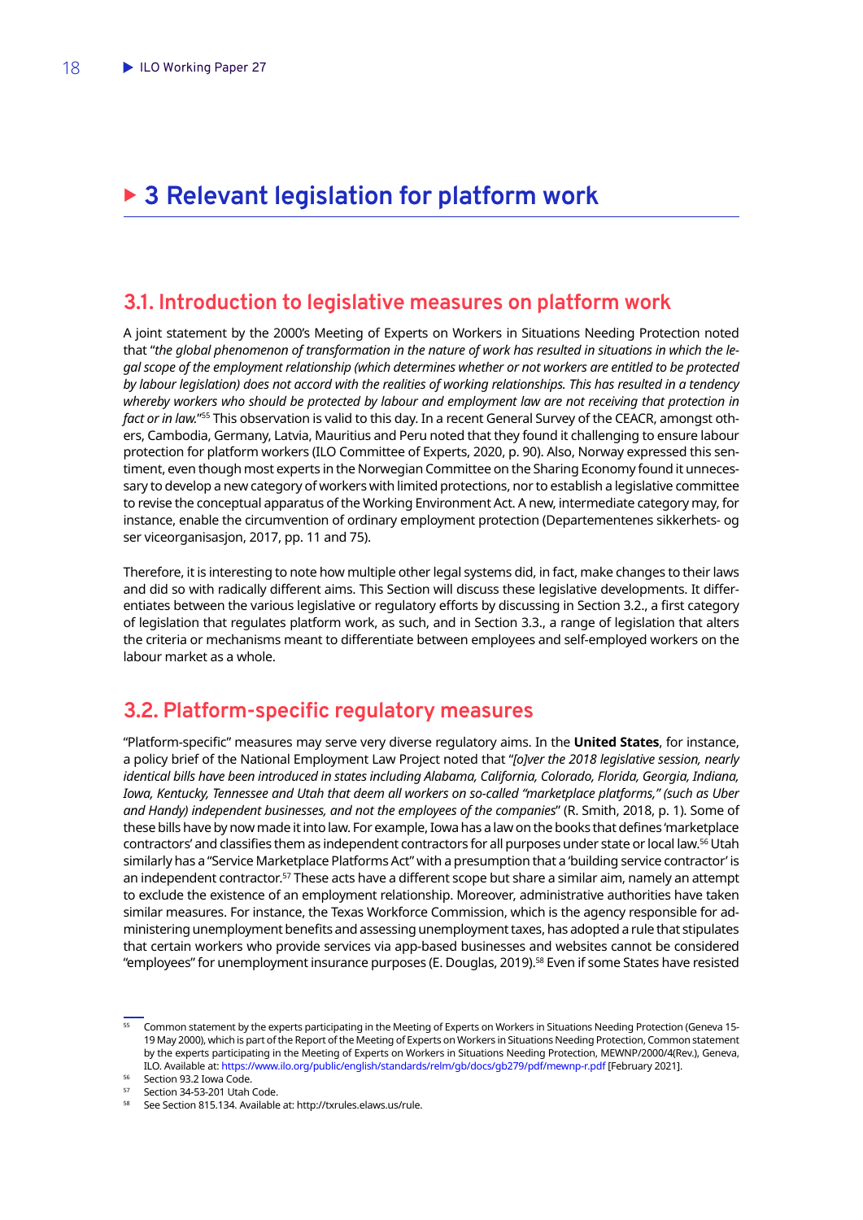# 3 Relevant legislation for platform work

## 3.1. Introduction to legislative measures on platform work

A joint statement by the 2000's Meeting of Experts on Workers in Situations Needing Protection noted that "*the global phenomenon of transformation in the nature of work has resulted in situations in which the legal scope of the employment relationship (which determines whether or not workers are entitled to be protected by labour legislation) does not accord with the realities of working relationships. This has resulted in a tendency whereby workers who should be protected by labour and employment law are not receiving that protection in fact or in law.*"[55] This observation is valid to this day. In a recent General Survey of the CEACR, amongst others, Cambodia, Germany, Latvia, Mauritius and Peru noted that they found it challenging to ensure labour protection for platform workers (ILO Committee of Experts, 2020, p. 90). Also, Norway expressed this sentiment, even though most experts in the Norwegian Committee on the Sharing Economy found it unnecessary to develop a new category of workers with limited protections, nor to establish a legislative committee to revise the conceptual apparatus of the Working Environment Act. A new, intermediate category may, for instance, enable the circumvention of ordinary employment protection (Departementenes sikkerhets- og ser viceorganisasjon, 2017, pp. 11 and 75).

Therefore, it is interesting to note how multiple other legal systems did, in fact, make changes to their laws and did so with radically different aims. This Section will discuss these legislative developments. It differentiates between the various legislative or regulatory efforts by discussing in Section 3.2., a first category of legislation that regulates platform work, as such, and in Section 3.3., a range of legislation that alters the criteria or mechanisms meant to differentiate between employees and self-employed workers on the labour market as a whole.

## 3.2. Platform-specific regulatory measures

"Platform-specific" measures may serve very diverse regulatory aims. In the **United States**, for instance, a policy brief of the National Employment Law Project noted that "*[o]ver the 2018 legislative session, nearly identical bills have been introduced in states including Alabama, California, Colorado, Florida, Georgia, Indiana, Iowa, Kentucky, Tennessee and Utah that deem all workers on so-called "marketplace platforms," (such as Uber and Handy) independent businesses, and not the employees of the companies*" (R. Smith, 2018, p. 1). Some of these bills have by now made it into law. For example, Iowa has a law on the books that defines 'marketplace contractors' and classifies them as independent contractors for all purposes under state or local law.[56] Utah similarly has a "Service Marketplace Platforms Act" with a presumption that a 'building service contractor' is an independent contractor.[57] These acts have a different scope but share a similar aim, namely an attempt to exclude the existence of an employment relationship. Moreover, administrative authorities have taken similar measures. For instance, the Texas Workforce Commission, which is the agency responsible for administering unemployment benefits and assessing unemployment taxes, has adopted a rule that stipulates that certain workers who provide services via app-based businesses and websites cannot be considered "employees" for unemployment insurance purposes (E. Douglas, 2019).[58] Even if some States have resisted

---

[55] Common statement by the experts participating in the Meeting of Experts on Workers in Situations Needing Protection (Geneva 15-19 May 2000), which is part of the Report of the Meeting of Experts on Workers in Situations Needing Protection, Common statement by the experts participating in the Meeting of Experts on Workers in Situations Needing Protection, MEWNP/2000/4(Rev.), Geneva, ILO. Available at: https://www.ilo.org/public/english/standards/relm/gb/docs/gb279/pdf/mewnp-r.pdf [February 2021].

[56] Section 93.2 Iowa Code.

[57] Section 34-53-201 Utah Code.

[58] See Section 815.134. Available at: http://txrules.elaws.us/rule.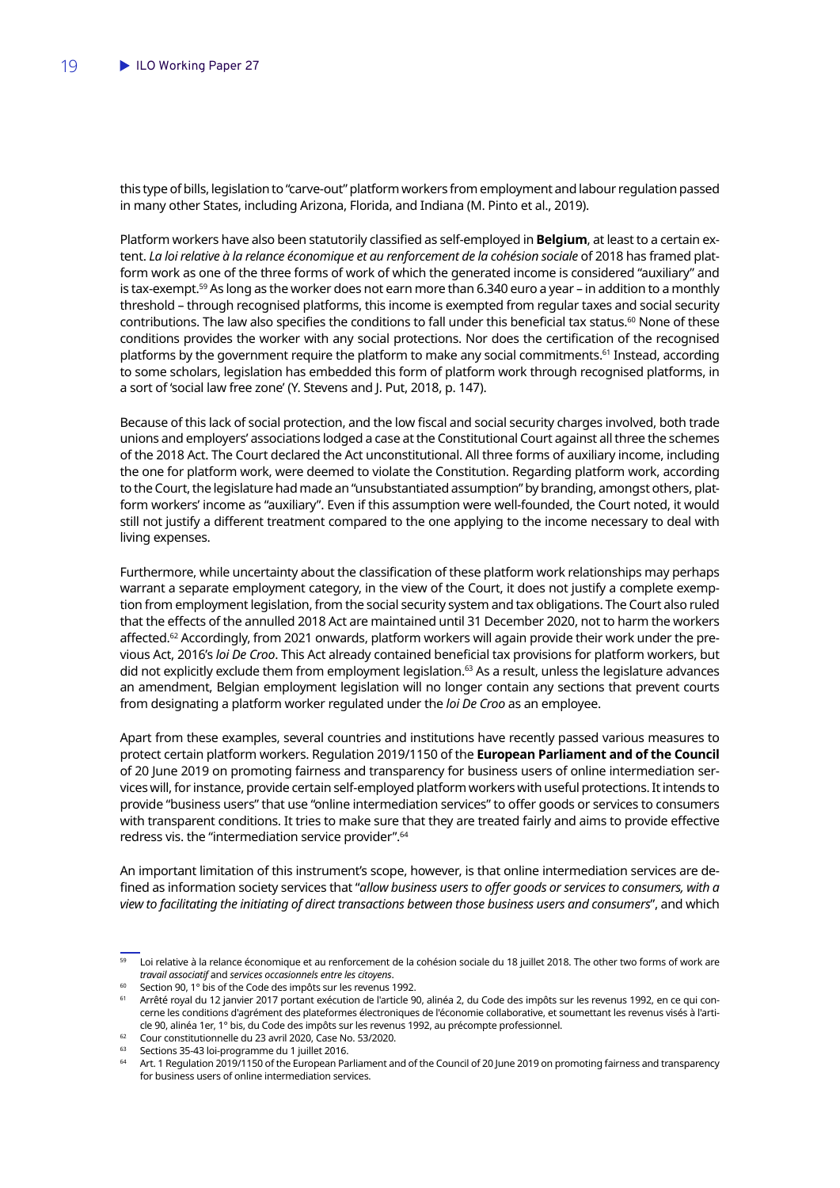this type of bills, legislation to "carve-out" platform workers from employment and labour regulation passed in many other States, including Arizona, Florida, and Indiana (M. Pinto et al., 2019).

Platform workers have also been statutorily classified as self-employed in **Belgium**, at least to a certain extent. *La loi relative à la relance économique et au renforcement de la cohésion sociale* of 2018 has framed platform work as one of the three forms of work of which the generated income is considered "auxiliary" and is tax-exempt.[59] As long as the worker does not earn more than 6.340 euro a year – in addition to a monthly threshold – through recognised platforms, this income is exempted from regular taxes and social security contributions. The law also specifies the conditions to fall under this beneficial tax status.[60] None of these conditions provides the worker with any social protections. Nor does the certification of the recognised platforms by the government require the platform to make any social commitments.[61] Instead, according to some scholars, legislation has embedded this form of platform work through recognised platforms, in a sort of 'social law free zone' (Y. Stevens and J. Put, 2018, p. 147).

Because of this lack of social protection, and the low fiscal and social security charges involved, both trade unions and employers' associations lodged a case at the Constitutional Court against all three the schemes of the 2018 Act. The Court declared the Act unconstitutional. All three forms of auxiliary income, including the one for platform work, were deemed to violate the Constitution. Regarding platform work, according to the Court, the legislature had made an "unsubstantiated assumption" by branding, amongst others, platform workers' income as "auxiliary". Even if this assumption were well-founded, the Court noted, it would still not justify a different treatment compared to the one applying to the income necessary to deal with living expenses.

Furthermore, while uncertainty about the classification of these platform work relationships may perhaps warrant a separate employment category, in the view of the Court, it does not justify a complete exemption from employment legislation, from the social security system and tax obligations. The Court also ruled that the effects of the annulled 2018 Act are maintained until 31 December 2020, not to harm the workers affected.[62] Accordingly, from 2021 onwards, platform workers will again provide their work under the previous Act, 2016's *loi De Croo*. This Act already contained beneficial tax provisions for platform workers, but did not explicitly exclude them from employment legislation.[63] As a result, unless the legislature advances an amendment, Belgian employment legislation will no longer contain any sections that prevent courts from designating a platform worker regulated under the *loi De Croo* as an employee.

Apart from these examples, several countries and institutions have recently passed various measures to protect certain platform workers. Regulation 2019/1150 of the **European Parliament and of the Council** of 20 June 2019 on promoting fairness and transparency for business users of online intermediation services will, for instance, provide certain self-employed platform workers with useful protections. It intends to provide "business users" that use "online intermediation services" to offer goods or services to consumers with transparent conditions. It tries to make sure that they are treated fairly and aims to provide effective redress vis. the "intermediation service provider".[64]

An important limitation of this instrument's scope, however, is that online intermediation services are defined as information society services that "*allow business users to offer goods or services to consumers, with a view to facilitating the initiating of direct transactions between those business users and consumers*", and which

---

[59] Loi relative à la relance économique et au renforcement de la cohésion sociale du 18 juillet 2018. The other two forms of work are *travail associatif* and *services occasionnels entre les citoyens*.

[60] Section 90, 1° bis of the Code des impôts sur les revenus 1992.

[61] Arrêté royal du 12 janvier 2017 portant exécution de l'article 90, alinéa 2, du Code des impôts sur les revenus 1992, en ce qui concerne les conditions d'agrément des plateformes électroniques de l'économie collaborative, et soumettant les revenus visés à l'article 90, alinéa 1er, 1° bis, du Code des impôts sur les revenus 1992, au précompte professionnel.

[62] Cour constitutionnelle du 23 avril 2020, Case No. 53/2020.

[63] Sections 35-43 loi-programme du 1 juillet 2016.

[64] Art. 1 Regulation 2019/1150 of the European Parliament and of the Council of 20 June 2019 on promoting fairness and transparency for business users of online intermediation services.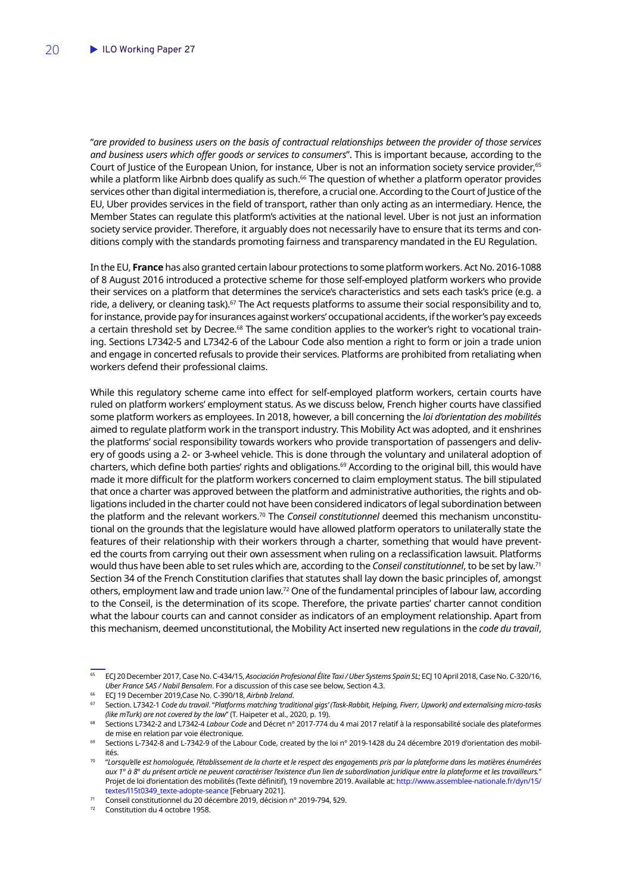"*are provided to business users on the basis of contractual relationships between the provider of those services and business users which offer goods or services to consumers*". This is important because, according to the Court of Justice of the European Union, for instance, Uber is not an information society service provider,[65] while a platform like Airbnb does qualify as such.[66] The question of whether a platform operator provides services other than digital intermediation is, therefore, a crucial one. According to the Court of Justice of the EU, Uber provides services in the field of transport, rather than only acting as an intermediary. Hence, the Member States can regulate this platform's activities at the national level. Uber is not just an information society service provider. Therefore, it arguably does not necessarily have to ensure that its terms and conditions comply with the standards promoting fairness and transparency mandated in the EU Regulation.

In the EU, **France** has also granted certain labour protections to some platform workers. Act No. 2016-1088 of 8 August 2016 introduced a protective scheme for those self-employed platform workers who provide their services on a platform that determines the service's characteristics and sets each task's price (e.g. a ride, a delivery, or cleaning task).[67] The Act requests platforms to assume their social responsibility and to, for instance, provide pay for insurances against workers' occupational accidents, if the worker's pay exceeds a certain threshold set by Decree.[68] The same condition applies to the worker's right to vocational training. Sections L7342-5 and L7342-6 of the Labour Code also mention a right to form or join a trade union and engage in concerted refusals to provide their services. Platforms are prohibited from retaliating when workers defend their professional claims.

While this regulatory scheme came into effect for self-employed platform workers, certain courts have ruled on platform workers' employment status. As we discuss below, French higher courts have classified some platform workers as employees. In 2018, however, a bill concerning the *loi d'orientation des mobilités* aimed to regulate platform work in the transport industry. This Mobility Act was adopted, and it enshrines the platforms' social responsibility towards workers who provide transportation of passengers and delivery of goods using a 2- or 3-wheel vehicle. This is done through the voluntary and unilateral adoption of charters, which define both parties' rights and obligations.[69] According to the original bill, this would have made it more difficult for the platform workers concerned to claim employment status. The bill stipulated that once a charter was approved between the platform and administrative authorities, the rights and obligations included in the charter could not have been considered indicators of legal subordination between the platform and the relevant workers.[70] The *Conseil constitutionnel* deemed this mechanism unconstitutional on the grounds that the legislature would have allowed platform operators to unilaterally state the features of their relationship with their workers through a charter, something that would have prevented the courts from carrying out their own assessment when ruling on a reclassification lawsuit. Platforms would thus have been able to set rules which are, according to the *Conseil constitutionnel*, to be set by law.[71] Section 34 of the French Constitution clarifies that statutes shall lay down the basic principles of, amongst others, employment law and trade union law.[72] One of the fundamental principles of labour law, according to the Conseil, is the determination of its scope. Therefore, the private parties' charter cannot condition what the labour courts can and cannot consider as indicators of an employment relationship. Apart from this mechanism, deemed unconstitutional, the Mobility Act inserted new regulations in the *code du travail*,

---

[65] ECJ 20 December 2017, Case No. C-434/15, *Asociación Profesional Élite Taxi / Uber Systems Spain SL*; ECJ 10 April 2018, Case No. C-320/16, *Uber France SAS / Nabil Bensalem*. For a discussion of this case see below, Section 4.3.

[66] ECJ 19 December 2019,Case No. C-390/18, *Airbnb Ireland*.

[67] Section. L7342-1 *Code du travail*. "*Platforms matching 'traditional gigs' (Task-Rabbit, Helping, Fiverr, Upwork) and externalising micro-tasks (like mTurk) are not covered by the law*" (T. Haipeter et al., 2020, p. 19).

[68] Sections L7342-2 and L7342-4 *Labour Code* and Décret n° 2017-774 du 4 mai 2017 relatif à la responsabilité sociale des plateformes de mise en relation par voie électronique.

[69] Sections L-7342-8 and L-7342-9 of the Labour Code, created by the loi n° 2019-1428 du 24 décembre 2019 d'orientation des mobilités.

[70] "*Lorsqu'elle est homologuée, l'établissement de la charte et le respect des engagements pris par la plateforme dans les matières énumérées aux 1° à 8° du présent article ne peuvent caractériser l'existence d'un lien de subordination juridique entre la plateforme et les travailleurs.*" Projet de loi d'orientation des mobilités (Texte définitif), 19 novembre 2019. Available at: http://www.assemblee-nationale.fr/dyn/15/textes/l15t0349_texte-adopte-seance [February 2021].

[71] Conseil constitutionnel du 20 décembre 2019, décision n° 2019-794, §29.

[72] Constitution du 4 octobre 1958.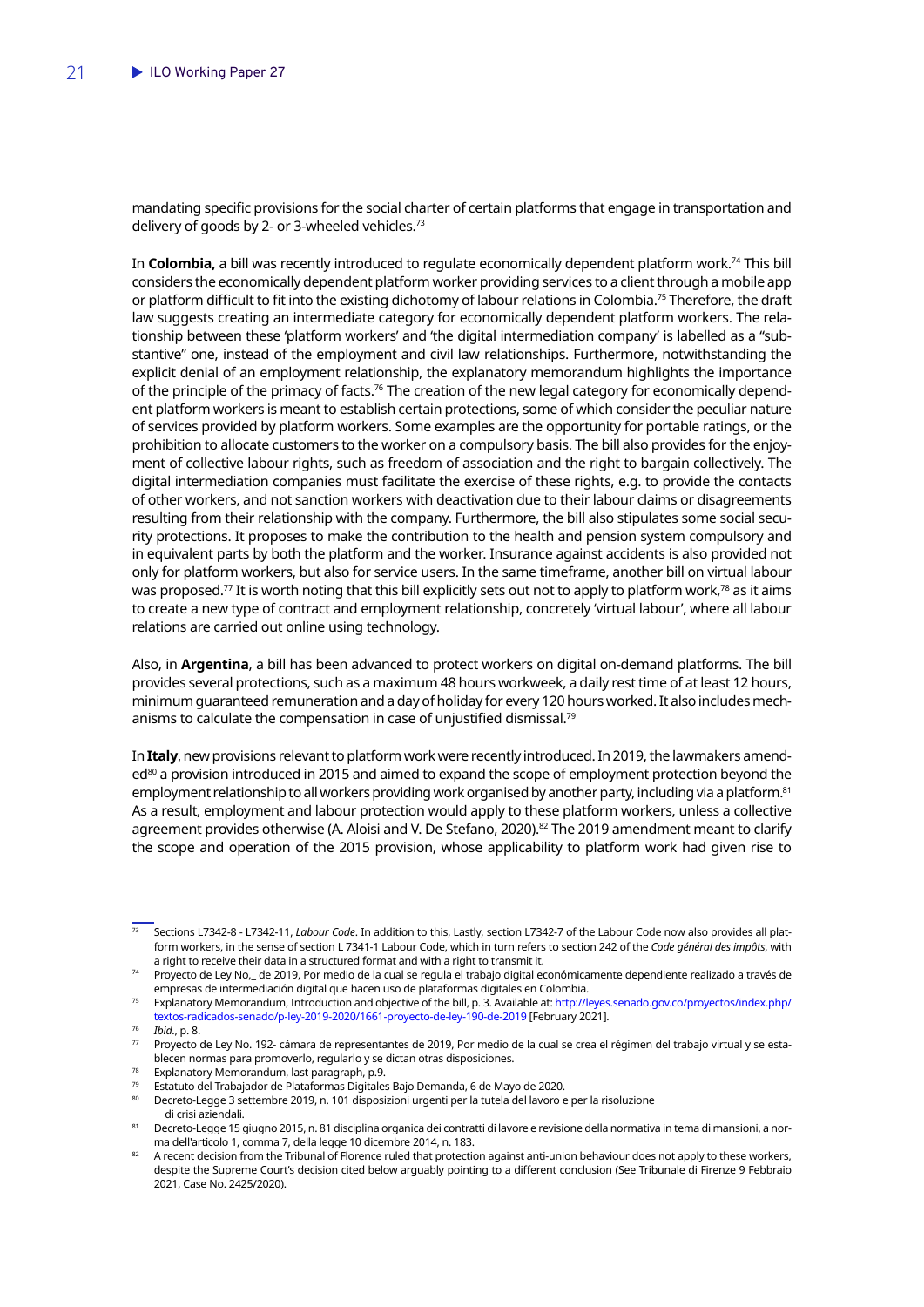mandating specific provisions for the social charter of certain platforms that engage in transportation and delivery of goods by 2- or 3-wheeled vehicles.[73]

In **Colombia,** a bill was recently introduced to regulate economically dependent platform work.[74] This bill considers the economically dependent platform worker providing services to a client through a mobile app or platform difficult to fit into the existing dichotomy of labour relations in Colombia.[75] Therefore, the draft law suggests creating an intermediate category for economically dependent platform workers. The relationship between these 'platform workers' and 'the digital intermediation company' is labelled as a "substantive" one, instead of the employment and civil law relationships. Furthermore, notwithstanding the explicit denial of an employment relationship, the explanatory memorandum highlights the importance of the principle of the primacy of facts.[76] The creation of the new legal category for economically dependent platform workers is meant to establish certain protections, some of which consider the peculiar nature of services provided by platform workers. Some examples are the opportunity for portable ratings, or the prohibition to allocate customers to the worker on a compulsory basis. The bill also provides for the enjoyment of collective labour rights, such as freedom of association and the right to bargain collectively. The digital intermediation companies must facilitate the exercise of these rights, e.g. to provide the contacts of other workers, and not sanction workers with deactivation due to their labour claims or disagreements resulting from their relationship with the company. Furthermore, the bill also stipulates some social security protections. It proposes to make the contribution to the health and pension system compulsory and in equivalent parts by both the platform and the worker. Insurance against accidents is also provided not only for platform workers, but also for service users. In the same timeframe, another bill on virtual labour was proposed.[77] It is worth noting that this bill explicitly sets out not to apply to platform work,[78] as it aims to create a new type of contract and employment relationship, concretely 'virtual labour', where all labour relations are carried out online using technology.

Also, in **Argentina**, a bill has been advanced to protect workers on digital on-demand platforms. The bill provides several protections, such as a maximum 48 hours workweek, a daily rest time of at least 12 hours, minimum guaranteed remuneration and a day of holiday for every 120 hours worked. It also includes mechanisms to calculate the compensation in case of unjustified dismissal.[79]

In **Italy**, new provisions relevant to platform work were recently introduced. In 2019, the lawmakers amended[80] a provision introduced in 2015 and aimed to expand the scope of employment protection beyond the employment relationship to all workers providing work organised by another party, including via a platform.[81] As a result, employment and labour protection would apply to these platform workers, unless a collective agreement provides otherwise (A. Aloisi and V. De Stefano, 2020).[82] The 2019 amendment meant to clarify the scope and operation of the 2015 provision, whose applicability to platform work had given rise to

---

[73] Sections L7342-8 - L7342-11, *Labour Code*. In addition to this, Lastly, section L7342-7 of the Labour Code now also provides all platform workers, in the sense of section L 7341-1 Labour Code, which in turn refers to section 242 of the *Code général des impôts*, with a right to receive their data in a structured format and with a right to transmit it.

[74] Proyecto de Ley No,_ de 2019, Por medio de la cual se regula el trabajo digital económicamente dependiente realizado a través de empresas de intermediación digital que hacen uso de plataformas digitales en Colombia.

[75] Explanatory Memorandum, Introduction and objective of the bill, p. 3. Available at: http://leyes.senado.gov.co/proyectos/index.php/textos-radicados-senado/p-ley-2019-2020/1661-proyecto-de-ley-190-de-2019 [February 2021].

[76] *Ibid*., p. 8.

[77] Proyecto de Ley No. 192- cámara de representantes de 2019, Por medio de la cual se crea el régimen del trabajo virtual y se establecen normas para promoverlo, regularlo y se dictan otras disposiciones.

[78] Explanatory Memorandum, last paragraph, p.9.

[79] Estatuto del Trabajador de Plataformas Digitales Bajo Demanda, 6 de Mayo de 2020.

[80] Decreto-Legge 3 settembre 2019, n. 101 disposizioni urgenti per la tutela del lavoro e per la risoluzione di crisi aziendali.

[81] Decreto-Legge 15 giugno 2015, n. 81 disciplina organica dei contratti di lavoro e revisione della normativa in tema di mansioni, a norma dell'articolo 1, comma 7, della legge 10 dicembre 2014, n. 183.

[82] A recent decision from the Tribunal of Florence ruled that protection against anti-union behaviour does not apply to these workers, despite the Supreme Court's decision cited below arguably pointing to a different conclusion (See Tribunale di Firenze 9 Febbraio 2021, Case No. 2425/2020).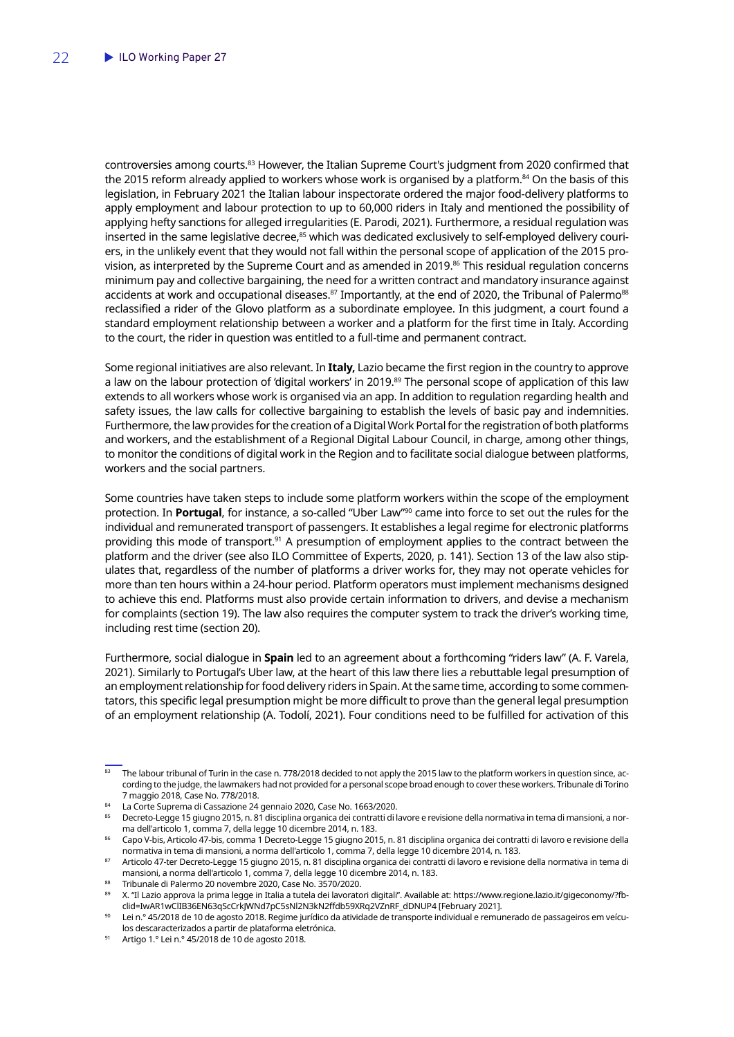controversies among courts.[83] However, the Italian Supreme Court's judgment from 2020 confirmed that the 2015 reform already applied to workers whose work is organised by a platform.[84] On the basis of this legislation, in February 2021 the Italian labour inspectorate ordered the major food-delivery platforms to apply employment and labour protection to up to 60,000 riders in Italy and mentioned the possibility of applying hefty sanctions for alleged irregularities (E. Parodi, 2021). Furthermore, a residual regulation was inserted in the same legislative decree,[85] which was dedicated exclusively to self-employed delivery couriers, in the unlikely event that they would not fall within the personal scope of application of the 2015 provision, as interpreted by the Supreme Court and as amended in 2019.[86] This residual regulation concerns minimum pay and collective bargaining, the need for a written contract and mandatory insurance against accidents at work and occupational diseases.[87] Importantly, at the end of 2020, the Tribunal of Palermo[88] reclassified a rider of the Glovo platform as a subordinate employee. In this judgment, a court found a standard employment relationship between a worker and a platform for the first time in Italy. According to the court, the rider in question was entitled to a full-time and permanent contract.

Some regional initiatives are also relevant. In **Italy,** Lazio became the first region in the country to approve a law on the labour protection of 'digital workers' in 2019.[89] The personal scope of application of this law extends to all workers whose work is organised via an app. In addition to regulation regarding health and safety issues, the law calls for collective bargaining to establish the levels of basic pay and indemnities. Furthermore, the law provides for the creation of a Digital Work Portal for the registration of both platforms and workers, and the establishment of a Regional Digital Labour Council, in charge, among other things, to monitor the conditions of digital work in the Region and to facilitate social dialogue between platforms, workers and the social partners.

Some countries have taken steps to include some platform workers within the scope of the employment protection. In **Portugal**, for instance, a so-called "Uber Law"[90] came into force to set out the rules for the individual and remunerated transport of passengers. It establishes a legal regime for electronic platforms providing this mode of transport.[91] A presumption of employment applies to the contract between the platform and the driver (see also ILO Committee of Experts, 2020, p. 141). Section 13 of the law also stipulates that, regardless of the number of platforms a driver works for, they may not operate vehicles for more than ten hours within a 24-hour period. Platform operators must implement mechanisms designed to achieve this end. Platforms must also provide certain information to drivers, and devise a mechanism for complaints (section 19). The law also requires the computer system to track the driver's working time, including rest time (section 20).

Furthermore, social dialogue in **Spain** led to an agreement about a forthcoming "riders law" (A. F. Varela, 2021). Similarly to Portugal's Uber law, at the heart of this law there lies a rebuttable legal presumption of an employment relationship for food delivery riders in Spain. At the same time, according to some commentators, this specific legal presumption might be more difficult to prove than the general legal presumption of an employment relationship (A. Todolí, 2021). Four conditions need to be fulfilled for activation of this

---

[83] The labour tribunal of Turin in the case n. 778/2018 decided to not apply the 2015 law to the platform workers in question since, according to the judge, the lawmakers had not provided for a personal scope broad enough to cover these workers. Tribunale di Torino 7 maggio 2018, Case No. 778/2018.

[84] La Corte Suprema di Cassazione 24 gennaio 2020, Case No. 1663/2020.

[85] Decreto-Legge 15 giugno 2015, n. 81 disciplina organica dei contratti di lavore e revisione della normativa in tema di mansioni, a norma dell'articolo 1, comma 7, della legge 10 dicembre 2014, n. 183.

[86] Capo V-bis, Articolo 47-bis, comma 1 Decreto-Legge 15 giugno 2015, n. 81 disciplina organica dei contratti di lavoro e revisione della normativa in tema di mansioni, a norma dell'articolo 1, comma 7, della legge 10 dicembre 2014, n. 183.

[87] Articolo 47-ter Decreto-Legge 15 giugno 2015, n. 81 disciplina organica dei contratti di lavoro e revisione della normativa in tema di mansioni, a norma dell'articolo 1, comma 7, della legge 10 dicembre 2014, n. 183.

[88] Tribunale di Palermo 20 novembre 2020, Case No. 3570/2020.

[89] X. "Il Lazio approva la prima legge in Italia a tutela dei lavoratori digitali". Available at: https://www.regione.lazio.it/gigeconomy/?fbclid=IwAR1wClIB36EN63qScCrkJWNd7pC5sNl2N3kN2ffdb59XRq2VZnRF_dDNUP4 [February 2021].

[90] Lei n.° 45/2018 de 10 de agosto 2018. Regime jurídico da atividade de transporte individual e remunerado de passageiros em veículos descaracterizados a partir de plataforma eletrónica.

[91] Artigo 1.° Lei n.° 45/2018 de 10 de agosto 2018.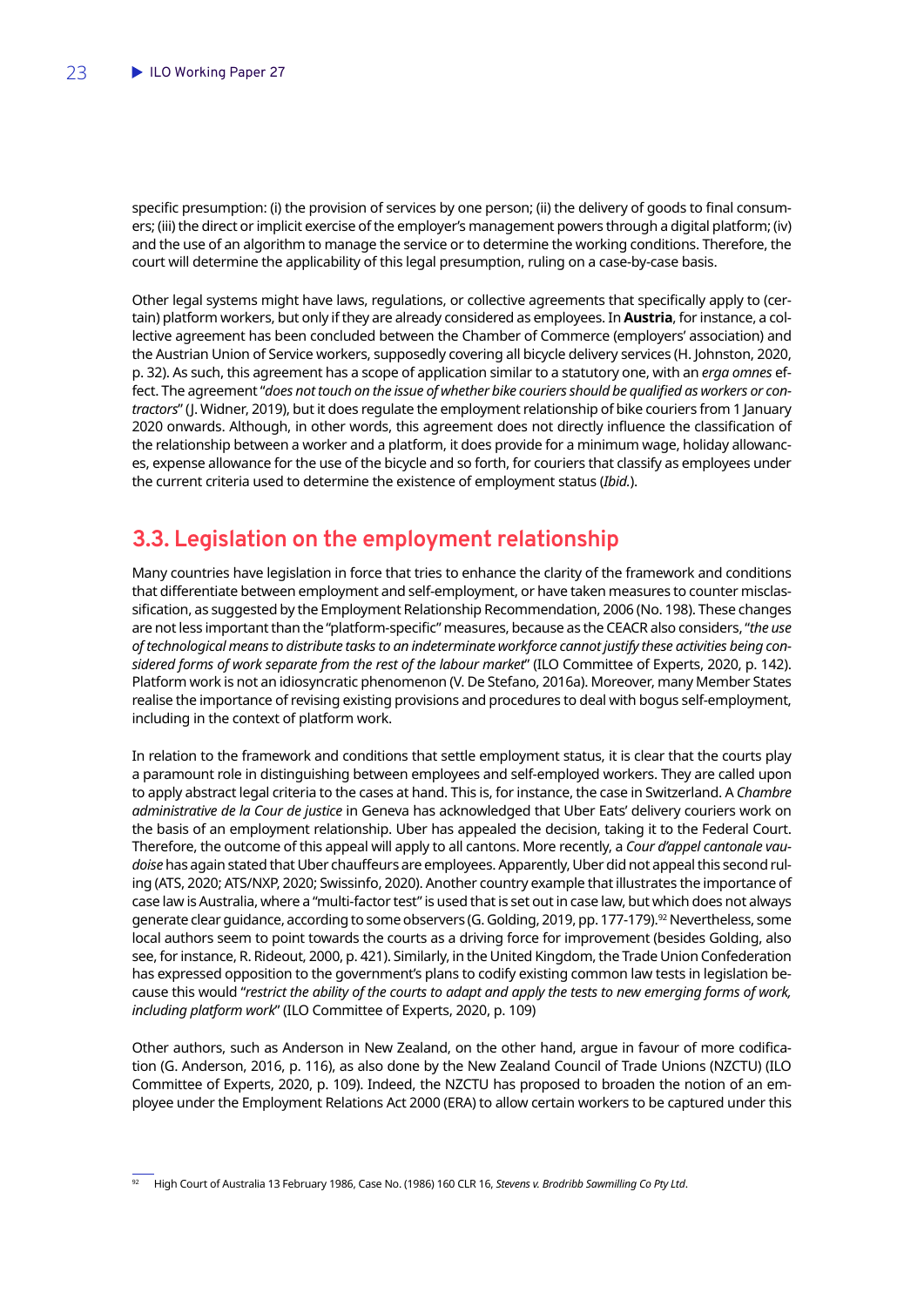specific presumption: (i) the provision of services by one person; (ii) the delivery of goods to final consumers; (iii) the direct or implicit exercise of the employer's management powers through a digital platform; (iv) and the use of an algorithm to manage the service or to determine the working conditions. Therefore, the court will determine the applicability of this legal presumption, ruling on a case-by-case basis.

Other legal systems might have laws, regulations, or collective agreements that specifically apply to (certain) platform workers, but only if they are already considered as employees. In **Austria**, for instance, a collective agreement has been concluded between the Chamber of Commerce (employers' association) and the Austrian Union of Service workers, supposedly covering all bicycle delivery services (H. Johnston, 2020, p. 32). As such, this agreement has a scope of application similar to a statutory one, with an *erga omnes* effect. The agreement "*does not touch on the issue of whether bike couriers should be qualified as workers or contractors*" (J. Widner, 2019), but it does regulate the employment relationship of bike couriers from 1 January 2020 onwards. Although, in other words, this agreement does not directly influence the classification of the relationship between a worker and a platform, it does provide for a minimum wage, holiday allowances, expense allowance for the use of the bicycle and so forth, for couriers that classify as employees under the current criteria used to determine the existence of employment status (*Ibid.*).

## 3.3. Legislation on the employment relationship

Many countries have legislation in force that tries to enhance the clarity of the framework and conditions that differentiate between employment and self-employment, or have taken measures to counter misclassification, as suggested by the Employment Relationship Recommendation, 2006 (No. 198). These changes are not less important than the "platform-specific" measures, because as the CEACR also considers, "*the use of technological means to distribute tasks to an indeterminate workforce cannot justify these activities being considered forms of work separate from the rest of the labour market*" (ILO Committee of Experts, 2020, p. 142). Platform work is not an idiosyncratic phenomenon (V. De Stefano, 2016a). Moreover, many Member States realise the importance of revising existing provisions and procedures to deal with bogus self-employment, including in the context of platform work.

In relation to the framework and conditions that settle employment status, it is clear that the courts play a paramount role in distinguishing between employees and self-employed workers. They are called upon to apply abstract legal criteria to the cases at hand. This is, for instance, the case in Switzerland. A *Chambre administrative de la Cour de justice* in Geneva has acknowledged that Uber Eats' delivery couriers work on the basis of an employment relationship. Uber has appealed the decision, taking it to the Federal Court. Therefore, the outcome of this appeal will apply to all cantons. More recently, a *Cour d'appel cantonale vaudoise* has again stated that Uber chauffeurs are employees. Apparently, Uber did not appeal this second ruling (ATS, 2020; ATS/NXP, 2020; Swissinfo, 2020). Another country example that illustrates the importance of case law is Australia, where a "multi-factor test" is used that is set out in case law, but which does not always generate clear guidance, according to some observers (G. Golding, 2019, pp. 177-179).[92] Nevertheless, some local authors seem to point towards the courts as a driving force for improvement (besides Golding, also see, for instance, R. Rideout, 2000, p. 421). Similarly, in the United Kingdom, the Trade Union Confederation has expressed opposition to the government's plans to codify existing common law tests in legislation because this would "*restrict the ability of the courts to adapt and apply the tests to new emerging forms of work, including platform work*" (ILO Committee of Experts, 2020, p. 109)

Other authors, such as Anderson in New Zealand, on the other hand, argue in favour of more codification (G. Anderson, 2016, p. 116), as also done by the New Zealand Council of Trade Unions (NZCTU) (ILO Committee of Experts, 2020, p. 109). Indeed, the NZCTU has proposed to broaden the notion of an employee under the Employment Relations Act 2000 (ERA) to allow certain workers to be captured under this

[92] High Court of Australia 13 February 1986, Case No. (1986) 160 CLR 16, *Stevens v. Brodribb Sawmilling Co Pty Ltd*.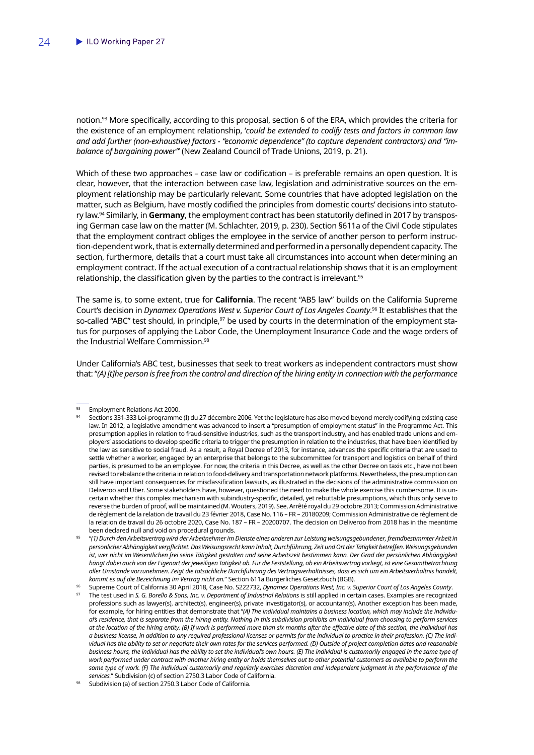notion.[93] More specifically, according to this proposal, section 6 of the ERA, which provides the criteria for the existence of an employment relationship, '*could be extended to codify tests and factors in common law and add further (non-exhaustive) factors - "economic dependence" (to capture dependent contractors) and "imbalance of bargaining power"*' (New Zealand Council of Trade Unions, 2019, p. 21).

Which of these two approaches – case law or codification – is preferable remains an open question. It is clear, however, that the interaction between case law, legislation and administrative sources on the employment relationship may be particularly relevant. Some countries that have adopted legislation on the matter, such as Belgium, have mostly codified the principles from domestic courts' decisions into statutory law.[94] Similarly, in **Germany**, the employment contract has been statutorily defined in 2017 by transposing German case law on the matter (M. Schlachter, 2019, p. 230). Section §611a of the Civil Code stipulates that the employment contract obliges the employee in the service of another person to perform instruction-dependent work, that is externally determined and performed in a personally dependent capacity. The section, furthermore, details that a court must take all circumstances into account when determining an employment contract. If the actual execution of a contractual relationship shows that it is an employment relationship, the classification given by the parties to the contract is irrelevant.[95]

The same is, to some extent, true for **California**. The recent "AB5 law" builds on the California Supreme Court's decision in *Dynamex Operations West v. Superior Court of Los Angeles County*.[96] It establishes that the so-called "ABC" test should, in principle,[97] be used by courts in the determination of the employment status for purposes of applying the Labor Code, the Unemployment Insurance Code and the wage orders of the Industrial Welfare Commission.[98]

Under California's ABC test, businesses that seek to treat workers as independent contractors must show that: "*(A) [t]he person is free from the control and direction of the hiring entity in connection with the performance*

---

[93] Employment Relations Act 2000.

[94] Sections 331-333 Loi-programme (I) du 27 décembre 2006. Yet the legislature has also moved beyond merely codifying existing case law. In 2012, a legislative amendment was advanced to insert a "presumption of employment status" in the Programme Act. This presumption applies in relation to fraud-sensitive industries, such as the transport industry, and has enabled trade unions and employers' associations to develop specific criteria to trigger the presumption in relation to the industries, that have been identified by the law as sensitive to social fraud. As a result, a Royal Decree of 2013, for instance, advances the specific criteria that are used to settle whether a worker, engaged by an enterprise that belongs to the subcommittee for transport and logistics on behalf of third parties, is presumed to be an employee. For now, the criteria in this Decree, as well as the other Decree on taxis etc., have not been revised to rebalance the criteria in relation to food-delivery and transportation network platforms. Nevertheless, the presumption can still have important consequences for misclassification lawsuits, as illustrated in the decisions of the administrative commission on Deliveroo and Uber. Some stakeholders have, however, questioned the need to make the whole exercise this cumbersome. It is uncertain whether this complex mechanism with subindustry-specific, detailed, yet rebuttable presumptions, which thus only serve to reverse the burden of proof, will be maintained (M. Wouters, 2019). See, Arrêté royal du 29 octobre 2013; Commission Administrative de règlement de la relation de travail du 23 février 2018, Case No. 116 – FR – 20180209; Commission Administrative de règlement de la relation de travail du 26 octobre 2020, Case No. 187 – FR – 20200707. The decision on Deliveroo from 2018 has in the meantime been declared null and void on procedural grounds.

[95] "*(1) Durch den Arbeitsvertrag wird der Arbeitnehmer im Dienste eines anderen zur Leistung weisungsgebundener, fremdbestimmter Arbeit in persönlicher Abhängigkeit verpflichtet. Das Weisungsrecht kann Inhalt, Durchführung, Zeit und Ort der Tätigkeit betreffen. Weisungsgebunden ist, wer nicht im Wesentlichen frei seine Tätigkeit gestalten und seine Arbeitszeit bestimmen kann. Der Grad der persönlichen Abhängigkeit hängt dabei auch von der Eigenart der jeweiligen Tätigkeit ab. Für die Feststellung, ob ein Arbeitsvertrag vorliegt, ist eine Gesamtbetrachtung aller Umstände vorzunehmen. Zeigt die tatsächliche Durchführung des Vertragsverhältnisses, dass es sich um ein Arbeitsverhältnis handelt, kommt es auf die Bezeichnung im Vertrag nicht an.*" Section 611a Bürgerliches Gesetzbuch (BGB).

[96] Supreme Court of California 30 April 2018, Case No. S222732, *Dynamex Operations West, Inc. v. Superior Court of Los Angeles County*.

[97] The test used in *S. G. Borello & Sons, Inc. v. Department of Industrial Relations* is still applied in certain cases. Examples are recognized professions such as lawyer(s), architect(s), engineer(s), private investigator(s), or accountant(s). Another exception has been made, for example, for hiring entities that demonstrate that "*(A) The individual maintains a business location, which may include the individual's residence, that is separate from the hiring entity. Nothing in this subdivision prohibits an individual from choosing to perform services at the location of the hiring entity. (B) If work is performed more than six months after the effective date of this section, the individual has a business license, in addition to any required professional licenses or permits for the individual to practice in their profession. (C) The individual has the ability to set or negotiate their own rates for the services performed. (D) Outside of project completion dates and reasonable business hours, the individual has the ability to set the individual's own hours. (E) The individual is customarily engaged in the same type of work performed under contract with another hiring entity or holds themselves out to other potential customers as available to perform the same type of work. (F) The individual customarily and regularly exercises discretion and independent judgment in the performance of the services.*" Subdivision (c) of section 2750.3 Labor Code of California.

[98] Subdivision (a) of section 2750.3 Labor Code of California.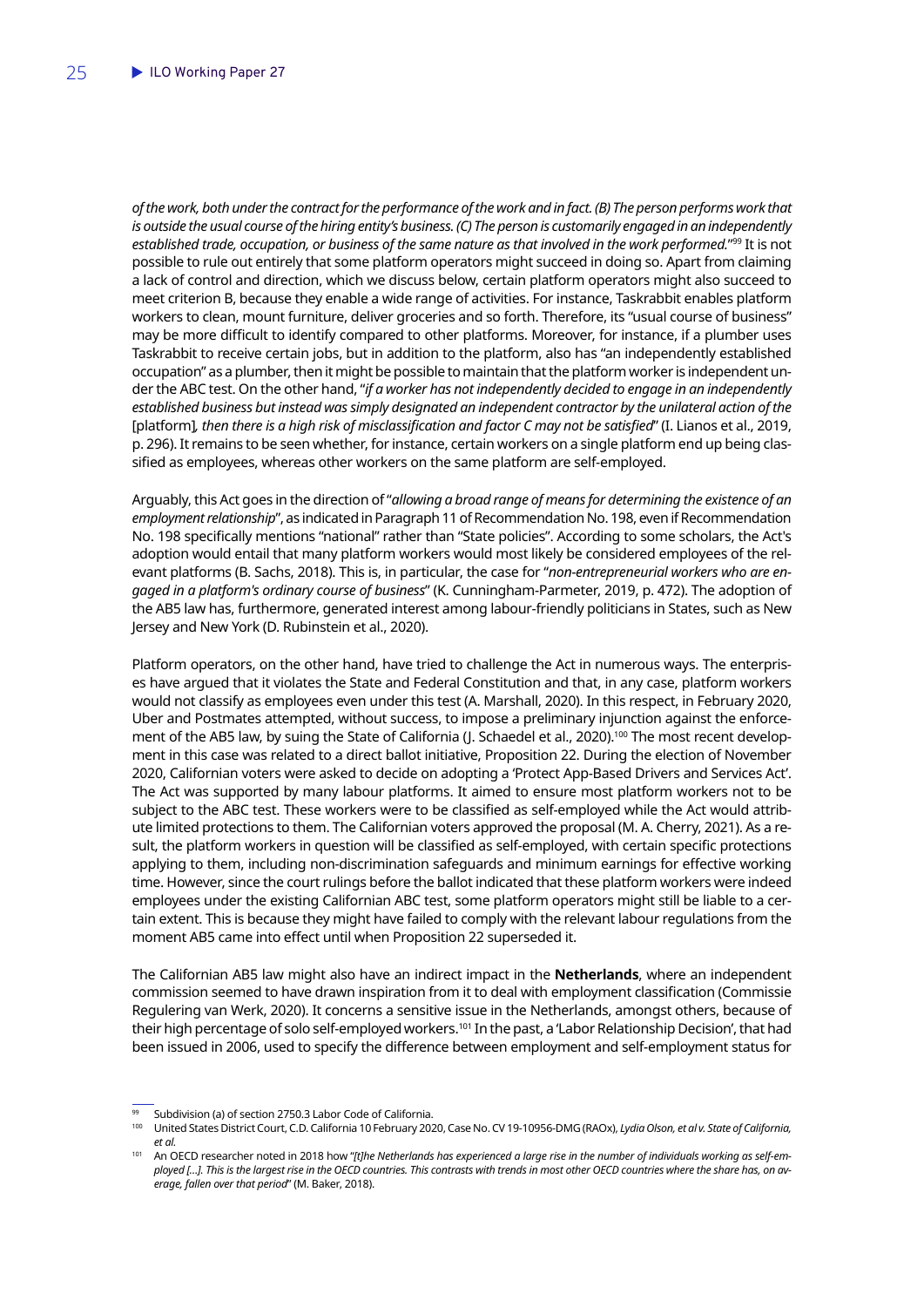*of the work, both under the contract for the performance of the work and in fact. (B) The person performs work that is outside the usual course of the hiring entity's business. (C) The person is customarily engaged in an independently established trade, occupation, or business of the same nature as that involved in the work performed.*"[99] It is not possible to rule out entirely that some platform operators might succeed in doing so. Apart from claiming a lack of control and direction, which we discuss below, certain platform operators might also succeed to meet criterion B, because they enable a wide range of activities. For instance, Taskrabbit enables platform workers to clean, mount furniture, deliver groceries and so forth. Therefore, its "usual course of business" may be more difficult to identify compared to other platforms. Moreover, for instance, if a plumber uses Taskrabbit to receive certain jobs, but in addition to the platform, also has "an independently established occupation" as a plumber, then it might be possible to maintain that the platform worker is independent under the ABC test. On the other hand, "*if a worker has not independently decided to engage in an independently established business but instead was simply designated an independent contractor by the unilateral action of the* [platform]*, then there is a high risk of misclassification and factor C may not be satisfied*" (I. Lianos et al., 2019, p. 296). It remains to be seen whether, for instance, certain workers on a single platform end up being classified as employees, whereas other workers on the same platform are self-employed.

Arguably, this Act goes in the direction of "*allowing a broad range of means for determining the existence of an employment relationship*", as indicated in Paragraph 11 of Recommendation No. 198, even if Recommendation No. 198 specifically mentions "national" rather than "State policies". According to some scholars, the Act's adoption would entail that many platform workers would most likely be considered employees of the relevant platforms (B. Sachs, 2018). This is, in particular, the case for "*non-entrepreneurial workers who are engaged in a platform's ordinary course of business*" (K. Cunningham-Parmeter, 2019, p. 472). The adoption of the AB5 law has, furthermore, generated interest among labour-friendly politicians in States, such as New Jersey and New York (D. Rubinstein et al., 2020).

Platform operators, on the other hand, have tried to challenge the Act in numerous ways. The enterprises have argued that it violates the State and Federal Constitution and that, in any case, platform workers would not classify as employees even under this test (A. Marshall, 2020). In this respect, in February 2020, Uber and Postmates attempted, without success, to impose a preliminary injunction against the enforcement of the AB5 law, by suing the State of California (J. Schaedel et al., 2020).[100] The most recent development in this case was related to a direct ballot initiative, Proposition 22. During the election of November 2020, Californian voters were asked to decide on adopting a 'Protect App-Based Drivers and Services Act'. The Act was supported by many labour platforms. It aimed to ensure most platform workers not to be subject to the ABC test. These workers were to be classified as self-employed while the Act would attribute limited protections to them. The Californian voters approved the proposal (M. A. Cherry, 2021). As a result, the platform workers in question will be classified as self-employed, with certain specific protections applying to them, including non-discrimination safeguards and minimum earnings for effective working time. However, since the court rulings before the ballot indicated that these platform workers were indeed employees under the existing Californian ABC test, some platform operators might still be liable to a certain extent. This is because they might have failed to comply with the relevant labour regulations from the moment AB5 came into effect until when Proposition 22 superseded it.

The Californian AB5 law might also have an indirect impact in the **Netherlands**, where an independent commission seemed to have drawn inspiration from it to deal with employment classification (Commissie Regulering van Werk, 2020). It concerns a sensitive issue in the Netherlands, amongst others, because of their high percentage of solo self-employed workers.[101] In the past, a 'Labor Relationship Decision', that had been issued in 2006, used to specify the difference between employment and self-employment status for

---

[99] Subdivision (a) of section 2750.3 Labor Code of California.

[100] United States District Court, C.D. California 10 February 2020, Case No. CV 19-10956-DMG (RAOx), *Lydia Olson, et al v. State of California, et al.*

[101] An OECD researcher noted in 2018 how "*[t]he Netherlands has experienced a large rise in the number of individuals working as self-employed […]. This is the largest rise in the OECD countries. This contrasts with trends in most other OECD countries where the share has, on average, fallen over that period*" (M. Baker, 2018).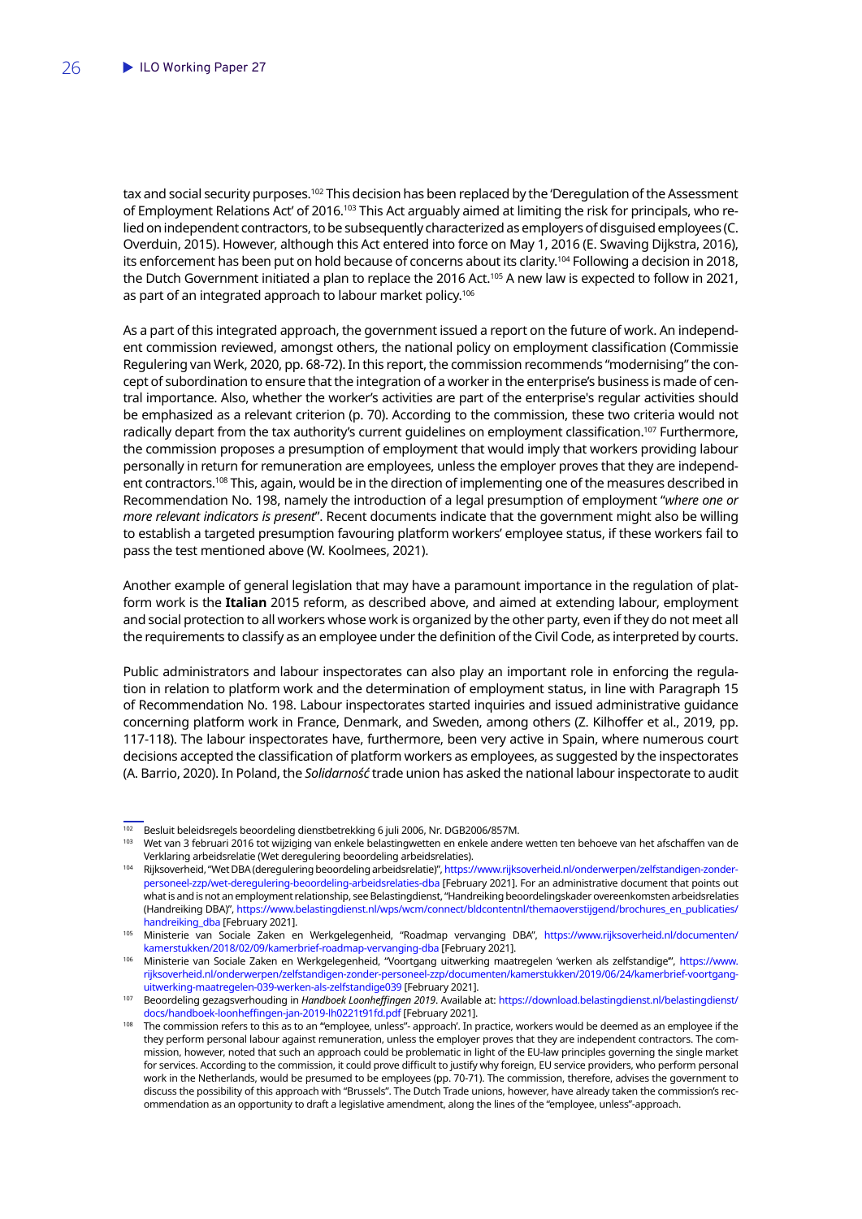tax and social security purposes.[102] This decision has been replaced by the 'Deregulation of the Assessment of Employment Relations Act' of 2016.[103] This Act arguably aimed at limiting the risk for principals, who relied on independent contractors, to be subsequently characterized as employers of disguised employees (C. Overduin, 2015). However, although this Act entered into force on May 1, 2016 (E. Swaving Dijkstra, 2016), its enforcement has been put on hold because of concerns about its clarity.[104] Following a decision in 2018, the Dutch Government initiated a plan to replace the 2016 Act.[105] A new law is expected to follow in 2021, as part of an integrated approach to labour market policy.[106]

As a part of this integrated approach, the government issued a report on the future of work. An independent commission reviewed, amongst others, the national policy on employment classification (Commissie Regulering van Werk, 2020, pp. 68-72). In this report, the commission recommends "modernising" the concept of subordination to ensure that the integration of a worker in the enterprise's business is made of central importance. Also, whether the worker's activities are part of the enterprise's regular activities should be emphasized as a relevant criterion (p. 70). According to the commission, these two criteria would not radically depart from the tax authority's current guidelines on employment classification.[107] Furthermore, the commission proposes a presumption of employment that would imply that workers providing labour personally in return for remuneration are employees, unless the employer proves that they are independent contractors.[108] This, again, would be in the direction of implementing one of the measures described in Recommendation No. 198, namely the introduction of a legal presumption of employment "*where one or more relevant indicators is present*". Recent documents indicate that the government might also be willing to establish a targeted presumption favouring platform workers' employee status, if these workers fail to pass the test mentioned above (W. Koolmees, 2021).

Another example of general legislation that may have a paramount importance in the regulation of platform work is the **Italian** 2015 reform, as described above, and aimed at extending labour, employment and social protection to all workers whose work is organized by the other party, even if they do not meet all the requirements to classify as an employee under the definition of the Civil Code, as interpreted by courts.

Public administrators and labour inspectorates can also play an important role in enforcing the regulation in relation to platform work and the determination of employment status, in line with Paragraph 15 of Recommendation No. 198. Labour inspectorates started inquiries and issued administrative guidance concerning platform work in France, Denmark, and Sweden, among others (Z. Kilhoffer et al., 2019, pp. 117-118). The labour inspectorates have, furthermore, been very active in Spain, where numerous court decisions accepted the classification of platform workers as employees, as suggested by the inspectorates (A. Barrio, 2020). In Poland, the *Solidarność* trade union has asked the national labour inspectorate to audit

---

[102] Besluit beleidsregels beoordeling dienstbetrekking 6 juli 2006, Nr. DGB2006/857M.

[103] Wet van 3 februari 2016 tot wijziging van enkele belastingwetten en enkele andere wetten ten behoeve van het afschaffen van de Verklaring arbeidsrelatie (Wet deregulering beoordeling arbeidsrelaties).

[104] Rijksoverheid, "Wet DBA (deregulering beoordeling arbeidsrelatie)", https://www.rijksoverheid.nl/onderwerpen/zelfstandigen-zonder-personeel-zzp/wet-deregulering-beoordeling-arbeidsrelaties-dba [February 2021]. For an administrative document that points out what is and is not an employment relationship, see Belastingdienst, "Handreiking beoordelingskader overeenkomsten arbeidsrelaties (Handreiking DBA)", https://www.belastingdienst.nl/wps/wcm/connect/bldcontentnl/themaoverstijgend/brochures_en_publicaties/handreiking_dba [February 2021].

[105] Ministerie van Sociale Zaken en Werkgelegenheid, "Roadmap vervanging DBA", https://www.rijksoverheid.nl/documenten/kamerstukken/2018/02/09/kamerbrief-roadmap-vervanging-dba [February 2021].

[106] Ministerie van Sociale Zaken en Werkgelegenheid, "Voortgang uitwerking maatregelen 'werken als zelfstandige'", https://www.rijksoverheid.nl/onderwerpen/zelfstandigen-zonder-personeel-zzp/documenten/kamerstukken/2019/06/24/kamerbrief-voortgang-uitwerking-maatregelen-039-werken-als-zelfstandige039 [February 2021].

[107] Beoordeling gezagsverhouding in *Handboek Loonheffingen 2019*. Available at: https://download.belastingdienst.nl/belastingdienst/docs/handboek-loonheffingen-jan-2019-lh0221t91fd.pdf [February 2021].

[108] The commission refers to this as to an "'employee, unless"- approach'. In practice, workers would be deemed as an employee if the they perform personal labour against remuneration, unless the employer proves that they are independent contractors. The commission, however, noted that such an approach could be problematic in light of the EU-law principles governing the single market for services. According to the commission, it could prove difficult to justify why foreign, EU service providers, who perform personal work in the Netherlands, would be presumed to be employees (pp. 70-71). The commission, therefore, advises the government to discuss the possibility of this approach with "Brussels". The Dutch Trade unions, however, have already taken the commission's recommendation as an opportunity to draft a legislative amendment, along the lines of the "employee, unless"-approach.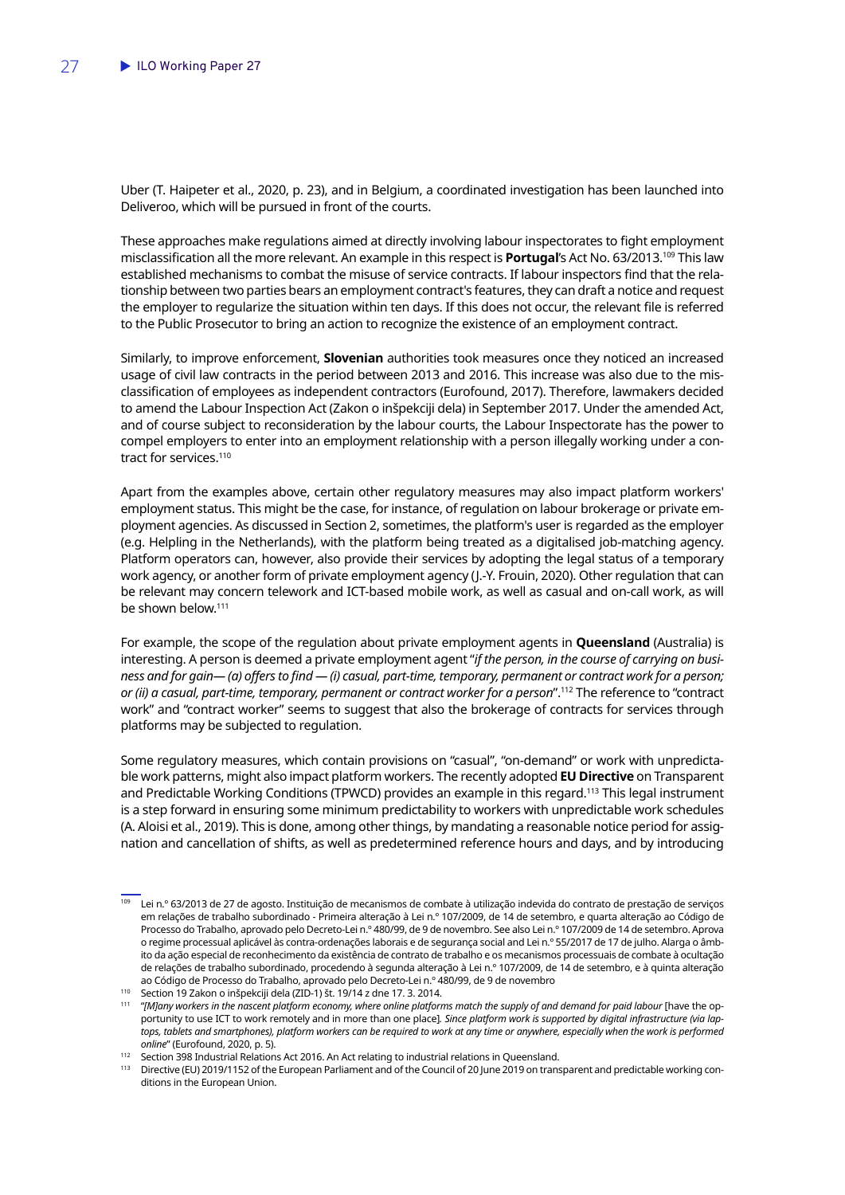Uber (T. Haipeter et al., 2020, p. 23), and in Belgium, a coordinated investigation has been launched into Deliveroo, which will be pursued in front of the courts.

These approaches make regulations aimed at directly involving labour inspectorates to fight employment misclassification all the more relevant. An example in this respect is **Portugal**'s Act No. 63/2013.[109] This law established mechanisms to combat the misuse of service contracts. If labour inspectors find that the relationship between two parties bears an employment contract's features, they can draft a notice and request the employer to regularize the situation within ten days. If this does not occur, the relevant file is referred to the Public Prosecutor to bring an action to recognize the existence of an employment contract.

Similarly, to improve enforcement, **Slovenian** authorities took measures once they noticed an increased usage of civil law contracts in the period between 2013 and 2016. This increase was also due to the misclassification of employees as independent contractors (Eurofound, 2017). Therefore, lawmakers decided to amend the Labour Inspection Act (Zakon o inšpekciji dela) in September 2017. Under the amended Act, and of course subject to reconsideration by the labour courts, the Labour Inspectorate has the power to compel employers to enter into an employment relationship with a person illegally working under a contract for services.[110]

Apart from the examples above, certain other regulatory measures may also impact platform workers' employment status. This might be the case, for instance, of regulation on labour brokerage or private employment agencies. As discussed in Section 2, sometimes, the platform's user is regarded as the employer (e.g. Helpling in the Netherlands), with the platform being treated as a digitalised job-matching agency. Platform operators can, however, also provide their services by adopting the legal status of a temporary work agency, or another form of private employment agency (J.-Y. Frouin, 2020). Other regulation that can be relevant may concern telework and ICT-based mobile work, as well as casual and on-call work, as will be shown below.[111]

For example, the scope of the regulation about private employment agents in **Queensland** (Australia) is interesting. A person is deemed a private employment agent "*if the person, in the course of carrying on business and for gain— (a) offers to find — (i) casual, part-time, temporary, permanent or contract work for a person; or (ii) a casual, part-time, temporary, permanent or contract worker for a person*".[112] The reference to "contract work" and "contract worker" seems to suggest that also the brokerage of contracts for services through platforms may be subjected to regulation.

Some regulatory measures, which contain provisions on "casual", "on-demand" or work with unpredictable work patterns, might also impact platform workers. The recently adopted **EU Directive** on Transparent and Predictable Working Conditions (TPWCD) provides an example in this regard.[113] This legal instrument is a step forward in ensuring some minimum predictability to workers with unpredictable work schedules (A. Aloisi et al., 2019). This is done, among other things, by mandating a reasonable notice period for assignation and cancellation of shifts, as well as predetermined reference hours and days, and by introducing

---

[109] Lei n.º 63/2013 de 27 de agosto. Instituição de mecanismos de combate à utilização indevida do contrato de prestação de serviços em relações de trabalho subordinado - Primeira alteração à Lei n.º 107/2009, de 14 de setembro, e quarta alteração ao Código de Processo do Trabalho, aprovado pelo Decreto-Lei n.º 480/99, de 9 de novembro. See also Lei n.º 107/2009 de 14 de setembro. Aprova o regime processual aplicável às contra-ordenações laborais e de segurança social and Lei n.º 55/2017 de 17 de julho. Alarga o âmbito da ação especial de reconhecimento da existência de contrato de trabalho e os mecanismos processuais de combate à ocultação de relações de trabalho subordinado, procedendo à segunda alteração à Lei n.º 107/2009, de 14 de setembro, e à quinta alteração ao Código de Processo do Trabalho, aprovado pelo Decreto-Lei n.º 480/99, de 9 de novembro

[110] Section 19 Zakon o inšpekciji dela (ZID-1) št. 19/14 z dne 17. 3. 2014.

[111] "*[M]any workers in the nascent platform economy, where online platforms match the supply of and demand for paid labour* [have the opportunity to use ICT to work remotely and in more than one place]. *Since platform work is supported by digital infrastructure (via laptops, tablets and smartphones), platform workers can be required to work at any time or anywhere, especially when the work is performed online*" (Eurofound, 2020, p. 5).

[112] Section 398 Industrial Relations Act 2016. An Act relating to industrial relations in Queensland.

[113] Directive (EU) 2019/1152 of the European Parliament and of the Council of 20 June 2019 on transparent and predictable working conditions in the European Union.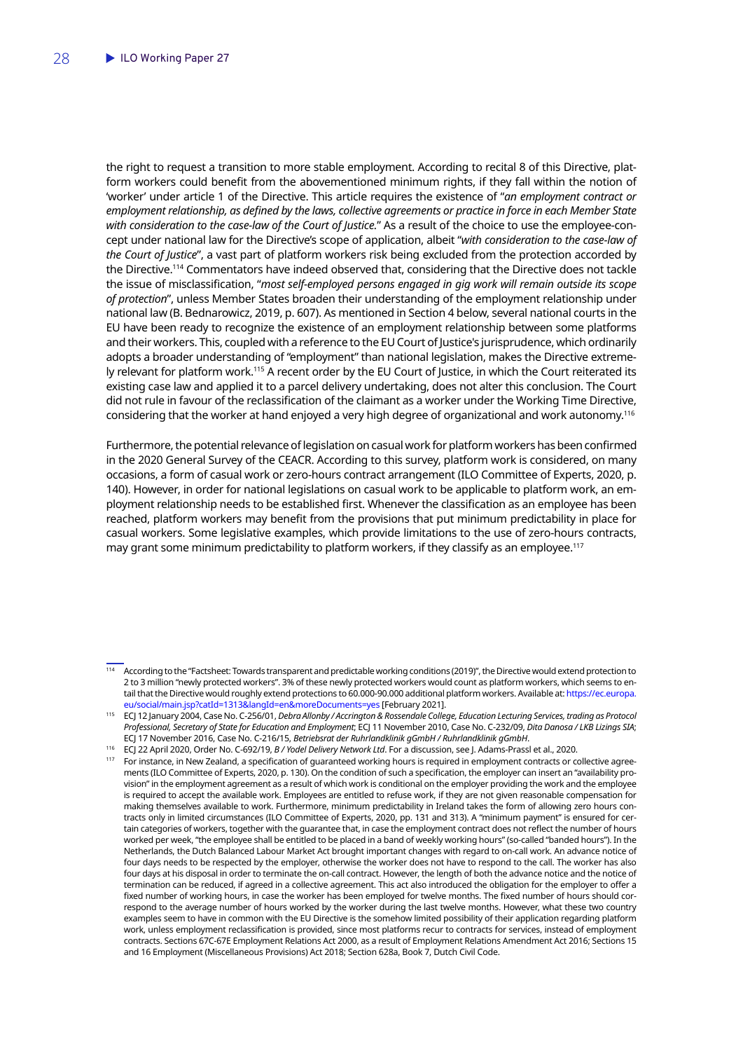the right to request a transition to more stable employment. According to recital 8 of this Directive, platform workers could benefit from the abovementioned minimum rights, if they fall within the notion of 'worker' under article 1 of the Directive. This article requires the existence of "*an employment contract or employment relationship, as defined by the laws, collective agreements or practice in force in each Member State with consideration to the case-law of the Court of Justice.*" As a result of the choice to use the employee-concept under national law for the Directive's scope of application, albeit "*with consideration to the case-law of the Court of Justice*", a vast part of platform workers risk being excluded from the protection accorded by the Directive.[114] Commentators have indeed observed that, considering that the Directive does not tackle the issue of misclassification, "*most self-employed persons engaged in gig work will remain outside its scope of protection*", unless Member States broaden their understanding of the employment relationship under national law (B. Bednarowicz, 2019, p. 607). As mentioned in Section 4 below, several national courts in the EU have been ready to recognize the existence of an employment relationship between some platforms and their workers. This, coupled with a reference to the EU Court of Justice's jurisprudence, which ordinarily adopts a broader understanding of "employment" than national legislation, makes the Directive extremely relevant for platform work.[115] A recent order by the EU Court of Justice, in which the Court reiterated its existing case law and applied it to a parcel delivery undertaking, does not alter this conclusion. The Court did not rule in favour of the reclassification of the claimant as a worker under the Working Time Directive, considering that the worker at hand enjoyed a very high degree of organizational and work autonomy.[116]

Furthermore, the potential relevance of legislation on casual work for platform workers has been confirmed in the 2020 General Survey of the CEACR. According to this survey, platform work is considered, on many occasions, a form of casual work or zero-hours contract arrangement (ILO Committee of Experts, 2020, p. 140). However, in order for national legislations on casual work to be applicable to platform work, an employment relationship needs to be established first. Whenever the classification as an employee has been reached, platform workers may benefit from the provisions that put minimum predictability in place for casual workers. Some legislative examples, which provide limitations to the use of zero-hours contracts, may grant some minimum predictability to platform workers, if they classify as an employee.[117]

---

[114] According to the "Factsheet: Towards transparent and predictable working conditions (2019)", the Directive would extend protection to 2 to 3 million "newly protected workers". 3% of these newly protected workers would count as platform workers, which seems to entail that the Directive would roughly extend protections to 60.000-90.000 additional platform workers. Available at: https://ec.europa.eu/social/main.jsp?catId=1313&langId=en&moreDocuments=yes [February 2021].

[115] ECJ 12 January 2004, Case No. C-256/01, *Debra Allonby / Accrington & Rossendale College, Education Lecturing Services, trading as Protocol Professional, Secretary of State for Education and Employment*; ECJ 11 November 2010, Case No. C-232/09, *Dita Danosa / LKB Lizings SIA*; ECJ 17 November 2016, Case No. C-216/15, *Betriebsrat der Ruhrlandklinik gGmbH / Ruhrlandklinik gGmbH*.

[116] ECJ 22 April 2020, Order No. C-692/19, *B / Yodel Delivery Network Ltd*. For a discussion, see J. Adams-Prassl et al., 2020.

[117] For instance, in New Zealand, a specification of guaranteed working hours is required in employment contracts or collective agreements (ILO Committee of Experts, 2020, p. 130). On the condition of such a specification, the employer can insert an "availability provision" in the employment agreement as a result of which work is conditional on the employer providing the work and the employee is required to accept the available work. Employees are entitled to refuse work, if they are not given reasonable compensation for making themselves available to work. Furthermore, minimum predictability in Ireland takes the form of allowing zero hours contracts only in limited circumstances (ILO Committee of Experts, 2020, pp. 131 and 313). A "minimum payment" is ensured for certain categories of workers, together with the guarantee that, in case the employment contract does not reflect the number of hours worked per week, "the employee shall be entitled to be placed in a band of weekly working hours" (so-called "banded hours"). In the Netherlands, the Dutch Balanced Labour Market Act brought important changes with regard to on-call work. An advance notice of four days needs to be respected by the employer, otherwise the worker does not have to respond to the call. The worker has also four days at his disposal in order to terminate the on-call contract. However, the length of both the advance notice and the notice of termination can be reduced, if agreed in a collective agreement. This act also introduced the obligation for the employer to offer a fixed number of working hours, in case the worker has been employed for twelve months. The fixed number of hours should correspond to the average number of hours worked by the worker during the last twelve months. However, what these two country examples seem to have in common with the EU Directive is the somehow limited possibility of their application regarding platform work, unless employment reclassification is provided, since most platforms recur to contracts for services, instead of employment contracts. Sections 67C-67E Employment Relations Act 2000, as a result of Employment Relations Amendment Act 2016; Sections 15 and 16 Employment (Miscellaneous Provisions) Act 2018; Section 628a, Book 7, Dutch Civil Code.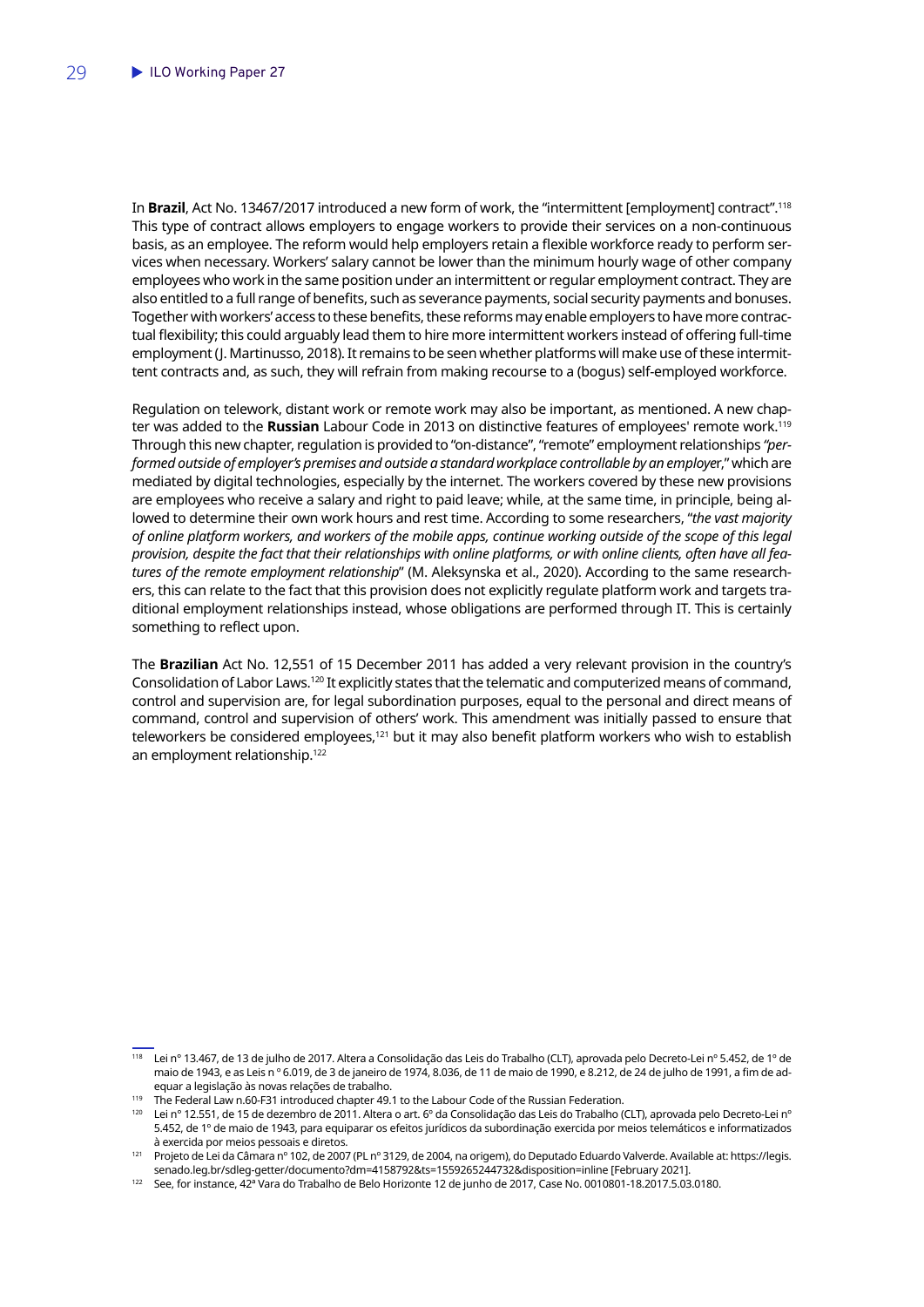In **Brazil**, Act No. 13467/2017 introduced a new form of work, the "intermittent [employment] contract".[118] This type of contract allows employers to engage workers to provide their services on a non-continuous basis, as an employee. The reform would help employers retain a flexible workforce ready to perform services when necessary. Workers' salary cannot be lower than the minimum hourly wage of other company employees who work in the same position under an intermittent or regular employment contract. They are also entitled to a full range of benefits, such as severance payments, social security payments and bonuses. Together with workers' access to these benefits, these reforms may enable employers to have more contractual flexibility; this could arguably lead them to hire more intermittent workers instead of offering full-time employment (J. Martinusso, 2018). It remains to be seen whether platforms will make use of these intermittent contracts and, as such, they will refrain from making recourse to a (bogus) self-employed workforce.

Regulation on telework, distant work or remote work may also be important, as mentioned. A new chapter was added to the **Russian** Labour Code in 2013 on distinctive features of employees' remote work.[119] Through this new chapter, regulation is provided to "on-distance", "remote" employment relationships *"performed outside of employer's premises and outside a standard workplace controllable by an employe*r," which are mediated by digital technologies, especially by the internet. The workers covered by these new provisions are employees who receive a salary and right to paid leave; while, at the same time, in principle, being allowed to determine their own work hours and rest time. According to some researchers, "*the vast majority of online platform workers, and workers of the mobile apps, continue working outside of the scope of this legal provision, despite the fact that their relationships with online platforms, or with online clients, often have all features of the remote employment relationship*" (M. Aleksynska et al., 2020). According to the same researchers, this can relate to the fact that this provision does not explicitly regulate platform work and targets traditional employment relationships instead, whose obligations are performed through IT. This is certainly something to reflect upon.

The **Brazilian** Act No. 12,551 of 15 December 2011 has added a very relevant provision in the country's Consolidation of Labor Laws.[120] It explicitly states that the telematic and computerized means of command, control and supervision are, for legal subordination purposes, equal to the personal and direct means of command, control and supervision of others' work. This amendment was initially passed to ensure that teleworkers be considered employees,[121] but it may also benefit platform workers who wish to establish an employment relationship.[122]

---

[118] Lei n° 13.467, de 13 de julho de 2017. Altera a Consolidação das Leis do Trabalho (CLT), aprovada pelo Decreto-Lei n° 5.452, de 1° de maio de 1943, e as Leis n º 6.019, de 3 de janeiro de 1974, 8.036, de 11 de maio de 1990, e 8.212, de 24 de julho de 1991, a fim de adequar a legislação às novas relações de trabalho.

[119] The Federal Law n.60-F31 introduced chapter 49.1 to the Labour Code of the Russian Federation.

[120] Lei n° 12.551, de 15 de dezembro de 2011. Altera o art. 6º da Consolidação das Leis do Trabalho (CLT), aprovada pelo Decreto-Lei n° 5.452, de 1º de maio de 1943, para equiparar os efeitos jurídicos da subordinação exercida por meios telemáticos e informatizados à exercida por meios pessoais e diretos.

[121] Projeto de Lei da Câmara nº 102, de 2007 (PL nº 3129, de 2004, na origem), do Deputado Eduardo Valverde. Available at: https://legis.senado.leg.br/sdleg-getter/documento?dm=4158792&ts=1559265244732&disposition=inline [February 2021].

[122] See, for instance, 42ª Vara do Trabalho de Belo Horizonte 12 de junho de 2017, Case No. 0010801-18.2017.5.03.0180.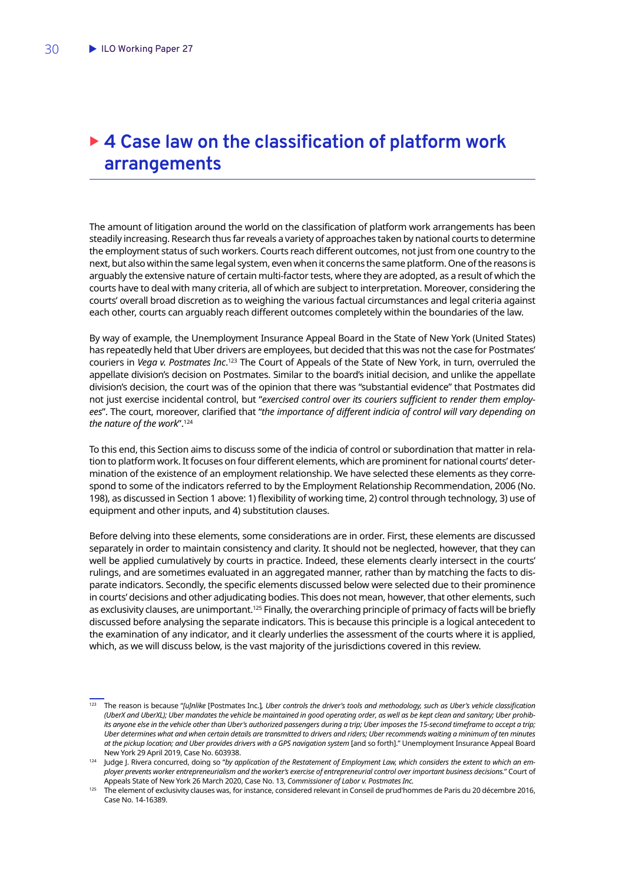# 4 Case law on the classification of platform work arrangements

The amount of litigation around the world on the classification of platform work arrangements has been steadily increasing. Research thus far reveals a variety of approaches taken by national courts to determine the employment status of such workers. Courts reach different outcomes, not just from one country to the next, but also within the same legal system, even when it concerns the same platform. One of the reasons is arguably the extensive nature of certain multi-factor tests, where they are adopted, as a result of which the courts have to deal with many criteria, all of which are subject to interpretation. Moreover, considering the courts' overall broad discretion as to weighing the various factual circumstances and legal criteria against each other, courts can arguably reach different outcomes completely within the boundaries of the law.

By way of example, the Unemployment Insurance Appeal Board in the State of New York (United States) has repeatedly held that Uber drivers are employees, but decided that this was not the case for Postmates' couriers in *Vega v. Postmates Inc*.[123] The Court of Appeals of the State of New York, in turn, overruled the appellate division's decision on Postmates. Similar to the board's initial decision, and unlike the appellate division's decision, the court was of the opinion that there was "substantial evidence" that Postmates did not just exercise incidental control, but "*exercised control over its couriers sufficient to render them employees*". The court, moreover, clarified that "*the importance of different indicia of control will vary depending on the nature of the work*".[124]

To this end, this Section aims to discuss some of the indicia of control or subordination that matter in relation to platform work. It focuses on four different elements, which are prominent for national courts' determination of the existence of an employment relationship. We have selected these elements as they correspond to some of the indicators referred to by the Employment Relationship Recommendation, 2006 (No. 198), as discussed in Section 1 above: 1) flexibility of working time, 2) control through technology, 3) use of equipment and other inputs, and 4) substitution clauses.

Before delving into these elements, some considerations are in order. First, these elements are discussed separately in order to maintain consistency and clarity. It should not be neglected, however, that they can well be applied cumulatively by courts in practice. Indeed, these elements clearly intersect in the courts' rulings, and are sometimes evaluated in an aggregated manner, rather than by matching the facts to disparate indicators. Secondly, the specific elements discussed below were selected due to their prominence in courts' decisions and other adjudicating bodies. This does not mean, however, that other elements, such as exclusivity clauses, are unimportant.[125] Finally, the overarching principle of primacy of facts will be briefly discussed before analysing the separate indicators. This is because this principle is a logical antecedent to the examination of any indicator, and it clearly underlies the assessment of the courts where it is applied, which, as we will discuss below, is the vast majority of the jurisdictions covered in this review.

---

[123] The reason is because "*[u]nlike* [Postmates Inc.], *Uber controls the driver's tools and methodology, such as Uber's vehicle classification (UberX and UberXL); Uber mandates the vehicle be maintained in good operating order, as well as be kept clean and sanitary; Uber prohibits anyone else in the vehicle other than Uber's authorized passengers during a trip; Uber imposes the 15-second timeframe to accept a trip; Uber determines what and when certain details are transmitted to drivers and riders; Uber recommends waiting a minimum of ten minutes at the pickup location; and Uber provides drivers with a GPS navigation system* [and so forth]." Unemployment Insurance Appeal Board New York 29 April 2019, Case No. 603938.

[124] Judge J. Rivera concurred, doing so "*by application of the Restatement of Employment Law, which considers the extent to which an employer prevents worker entrepreneurialism and the worker's exercise of entrepreneurial control over important business decisions.*" Court of Appeals State of New York 26 March 2020, Case No. 13, *Commissioner of Labor v. Postmates Inc.*

[125] The element of exclusivity clauses was, for instance, considered relevant in Conseil de prud'hommes de Paris du 20 décembre 2016, Case No. 14-16389.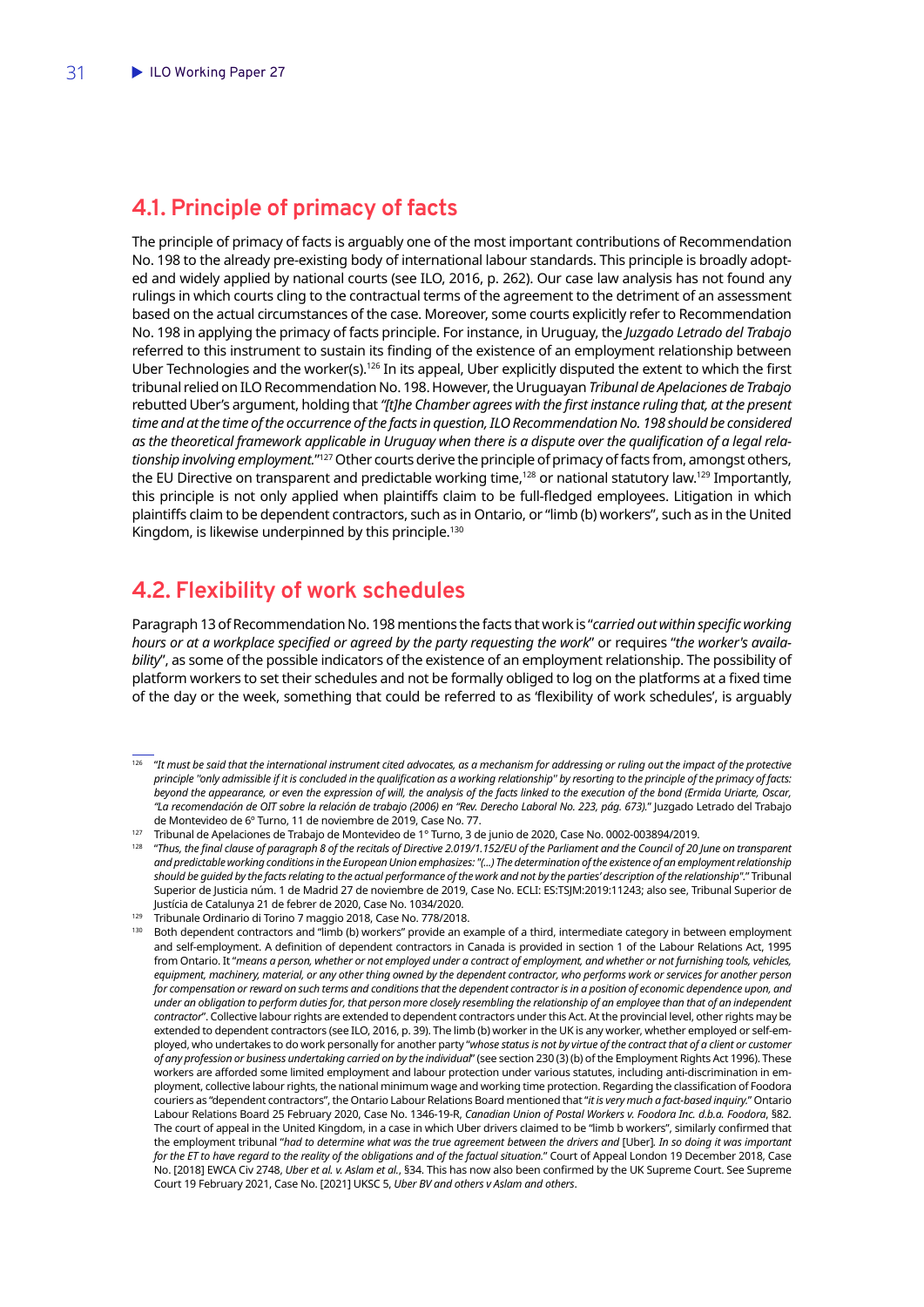## 4.1. Principle of primacy of facts

The principle of primacy of facts is arguably one of the most important contributions of Recommendation No. 198 to the already pre-existing body of international labour standards. This principle is broadly adopted and widely applied by national courts (see ILO, 2016, p. 262). Our case law analysis has not found any rulings in which courts cling to the contractual terms of the agreement to the detriment of an assessment based on the actual circumstances of the case. Moreover, some courts explicitly refer to Recommendation No. 198 in applying the primacy of facts principle. For instance, in Uruguay, the *Juzgado Letrado del Trabajo* referred to this instrument to sustain its finding of the existence of an employment relationship between Uber Technologies and the worker(s).[126] In its appeal, Uber explicitly disputed the extent to which the first tribunal relied on ILO Recommendation No. 198. However, the Uruguayan *Tribunal de Apelaciones de Trabajo* rebutted Uber's argument, holding that *"[t]he Chamber agrees with the first instance ruling that, at the present time and at the time of the occurrence of the facts in question, ILO Recommendation No. 198 should be considered as the theoretical framework applicable in Uruguay when there is a dispute over the qualification of a legal relationship involving employment."*[127] Other courts derive the principle of primacy of facts from, amongst others, the EU Directive on transparent and predictable working time,[128] or national statutory law.[129] Importantly, this principle is not only applied when plaintiffs claim to be full-fledged employees. Litigation in which plaintiffs claim to be dependent contractors, such as in Ontario, or "limb (b) workers", such as in the United Kingdom, is likewise underpinned by this principle.[130]

## 4.2. Flexibility of work schedules

Paragraph 13 of Recommendation No. 198 mentions the facts that work is "*carried out within specific working hours or at a workplace specified or agreed by the party requesting the work*" or requires "*the worker's availability*", as some of the possible indicators of the existence of an employment relationship. The possibility of platform workers to set their schedules and not be formally obliged to log on the platforms at a fixed time of the day or the week, something that could be referred to as 'flexibility of work schedules', is arguably

---

[126] *"It must be said that the international instrument cited advocates, as a mechanism for addressing or ruling out the impact of the protective principle "only admissible if it is concluded in the qualification as a working relationship" by resorting to the principle of the primacy of facts: beyond the appearance, or even the expression of will, the analysis of the facts linked to the execution of the bond (Ermida Uriarte, Oscar, "La recomendación de OIT sobre la relación de trabajo (2006) en "Rev. Derecho Laboral No. 223, pág. 673)."* Juzgado Letrado del Trabajo de Montevideo de 6° Turno, 11 de noviembre de 2019, Case No. 77.

[127] Tribunal de Apelaciones de Trabajo de Montevideo de 1° Turno, 3 de junio de 2020, Case No. 0002-003894/2019.

[128] *"Thus, the final clause of paragraph 8 of the recitals of Directive 2.019/1.152/EU of the Parliament and the Council of 20 June on transparent and predictable working conditions in the European Union emphasizes: "(...) The determination of the existence of an employment relationship should be guided by the facts relating to the actual performance of the work and not by the parties' description of the relationship"."* Tribunal Superior de Justicia núm. 1 de Madrid 27 de noviembre de 2019, Case No. ECLI: ES:TSJM:2019:11243; also see, Tribunal Superior de Justícia de Catalunya 21 de febrer de 2020, Case No. 1034/2020.

[129] Tribunale Ordinario di Torino 7 maggio 2018, Case No. 778/2018.

[130] Both dependent contractors and "limb (b) workers" provide an example of a third, intermediate category in between employment and self-employment. A definition of dependent contractors in Canada is provided in section 1 of the Labour Relations Act, 1995 from Ontario. It "*means a person, whether or not employed under a contract of employment, and whether or not furnishing tools, vehicles, equipment, machinery, material, or any other thing owned by the dependent contractor, who performs work or services for another person for compensation or reward on such terms and conditions that the dependent contractor is in a position of economic dependence upon, and under an obligation to perform duties for, that person more closely resembling the relationship of an employee than that of an independent contractor*". Collective labour rights are extended to dependent contractors under this Act. At the provincial level, other rights may be extended to dependent contractors (see ILO, 2016, p. 39). The limb (b) worker in the UK is any worker, whether employed or self-employed, who undertakes to do work personally for another party "*whose status is not by virtue of the contract that of a client or customer of any profession or business undertaking carried on by the individual*" (see section 230 (3) (b) of the Employment Rights Act 1996). These workers are afforded some limited employment and labour protection under various statutes, including anti-discrimination in employment, collective labour rights, the national minimum wage and working time protection. Regarding the classification of Foodora couriers as "dependent contractors", the Ontario Labour Relations Board mentioned that "*it is very much a fact-based inquiry.*" Ontario Labour Relations Board 25 February 2020, Case No. 1346-19-R, *Canadian Union of Postal Workers v. Foodora Inc. d.b.a. Foodora*, §82. The court of appeal in the United Kingdom, in a case in which Uber drivers claimed to be "limb b workers", similarly confirmed that the employment tribunal "*had to determine what was the true agreement between the drivers and* [Uber]*. In so doing it was important for the ET to have regard to the reality of the obligations and of the factual situation.*" Court of Appeal London 19 December 2018, Case No. [2018] EWCA Civ 2748, *Uber et al. v. Aslam et al.*, §34. This has now also been confirmed by the UK Supreme Court. See Supreme Court 19 February 2021, Case No. [2021] UKSC 5, *Uber BV and others v Aslam and others*.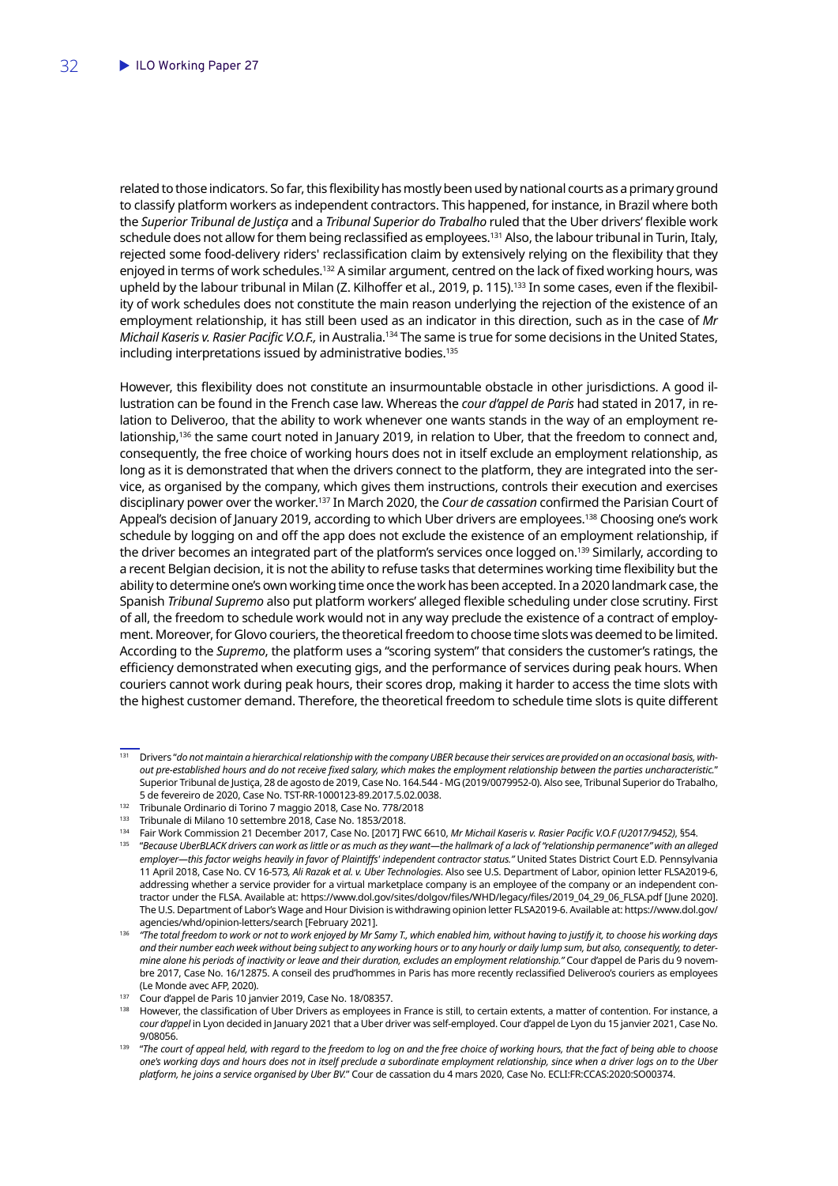related to those indicators. So far, this flexibility has mostly been used by national courts as a primary ground to classify platform workers as independent contractors. This happened, for instance, in Brazil where both the *Superior Tribunal de Justiça* and a *Tribunal Superior do Trabalho* ruled that the Uber drivers' flexible work schedule does not allow for them being reclassified as employees.[131] Also, the labour tribunal in Turin, Italy, rejected some food-delivery riders' reclassification claim by extensively relying on the flexibility that they enjoyed in terms of work schedules.[132] A similar argument, centred on the lack of fixed working hours, was upheld by the labour tribunal in Milan (Z. Kilhoffer et al., 2019, p. 115).[133] In some cases, even if the flexibility of work schedules does not constitute the main reason underlying the rejection of the existence of an employment relationship, it has still been used as an indicator in this direction, such as in the case of *Mr Michail Kaseris v. Rasier Pacific V.O.F.,* in Australia.[134] The same is true for some decisions in the United States, including interpretations issued by administrative bodies.[135]

However, this flexibility does not constitute an insurmountable obstacle in other jurisdictions. A good illustration can be found in the French case law. Whereas the *cour d'appel de Paris* had stated in 2017, in relation to Deliveroo, that the ability to work whenever one wants stands in the way of an employment relationship,[136] the same court noted in January 2019, in relation to Uber, that the freedom to connect and, consequently, the free choice of working hours does not in itself exclude an employment relationship, as long as it is demonstrated that when the drivers connect to the platform, they are integrated into the service, as organised by the company, which gives them instructions, controls their execution and exercises disciplinary power over the worker.[137] In March 2020, the *Cour de cassation* confirmed the Parisian Court of Appeal's decision of January 2019, according to which Uber drivers are employees.[138] Choosing one's work schedule by logging on and off the app does not exclude the existence of an employment relationship, if the driver becomes an integrated part of the platform's services once logged on.[139] Similarly, according to a recent Belgian decision, it is not the ability to refuse tasks that determines working time flexibility but the ability to determine one's own working time once the work has been accepted. In a 2020 landmark case, the Spanish *Tribunal Supremo* also put platform workers' alleged flexible scheduling under close scrutiny. First of all, the freedom to schedule work would not in any way preclude the existence of a contract of employment. Moreover, for Glovo couriers, the theoretical freedom to choose time slots was deemed to be limited. According to the *Supremo*, the platform uses a "scoring system" that considers the customer's ratings, the efficiency demonstrated when executing gigs, and the performance of services during peak hours. When couriers cannot work during peak hours, their scores drop, making it harder to access the time slots with the highest customer demand. Therefore, the theoretical freedom to schedule time slots is quite different

---

[131] Drivers "*do not maintain a hierarchical relationship with the company UBER because their services are provided on an occasional basis, without pre-established hours and do not receive fixed salary, which makes the employment relationship between the parties uncharacteristic.*" Superior Tribunal de Justiça, 28 de agosto de 2019, Case No. 164.544 - MG (2019/0079952-0). Also see, Tribunal Superior do Trabalho, 5 de fevereiro de 2020, Case No. TST-RR-1000123-89.2017.5.02.0038.

[132] Tribunale Ordinario di Torino 7 maggio 2018, Case No. 778/2018

[133] Tribunale di Milano 10 settembre 2018, Case No. 1853/2018.

[134] Fair Work Commission 21 December 2017, Case No. [2017] FWC 6610, *Mr Michail Kaseris v. Rasier Pacific V.O.F (U2017/9452)*, §54.

[135] "*Because UberBLACK drivers can work as little or as much as they want—the hallmark of a lack of "relationship permanence" with an alleged employer—this factor weighs heavily in favor of Plaintiffs' independent contractor status."* United States District Court E.D. Pennsylvania 11 April 2018, Case No. CV 16-573*, Ali Razak et al. v. Uber Technologies*. Also see U.S. Department of Labor, opinion letter FLSA2019-6, addressing whether a service provider for a virtual marketplace company is an employee of the company or an independent contractor under the FLSA. Available at: https://www.dol.gov/sites/dolgov/files/WHD/legacy/files/2019_04_29_06_FLSA.pdf [June 2020]. The U.S. Department of Labor's Wage and Hour Division is withdrawing opinion letter FLSA2019-6. Available at: https://www.dol.gov/agencies/whd/opinion-letters/search [February 2021].

[136] *"The total freedom to work or not to work enjoyed by Mr Samy T., which enabled him, without having to justify it, to choose his working days and their number each week without being subject to any working hours or to any hourly or daily lump sum, but also, consequently, to determine alone his periods of inactivity or leave and their duration, excludes an employment relationship."* Cour d'appel de Paris du 9 novembre 2017, Case No. 16/12875. A conseil des prud'hommes in Paris has more recently reclassified Deliveroo's couriers as employees (Le Monde avec AFP, 2020).

[137] Cour d'appel de Paris 10 janvier 2019, Case No. 18/08357.

[138] However, the classification of Uber Drivers as employees in France is still, to certain extents, a matter of contention. For instance, a *cour d'appel* in Lyon decided in January 2021 that a Uber driver was self-employed. Cour d'appel de Lyon du 15 janvier 2021, Case No. 9/08056.

[139] "*The court of appeal held, with regard to the freedom to log on and the free choice of working hours, that the fact of being able to choose one's working days and hours does not in itself preclude a subordinate employment relationship, since when a driver logs on to the Uber platform, he joins a service organised by Uber BV.*" Cour de cassation du 4 mars 2020, Case No. ECLI:FR:CCAS:2020:SO00374.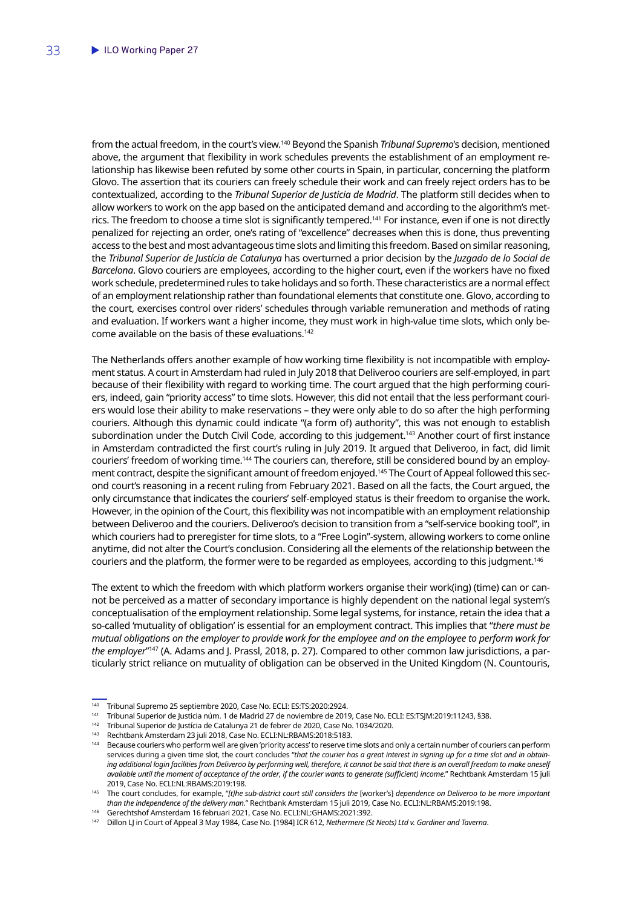from the actual freedom, in the court's view.[140] Beyond the Spanish *Tribunal Supremo*'s decision, mentioned above, the argument that flexibility in work schedules prevents the establishment of an employment relationship has likewise been refuted by some other courts in Spain, in particular, concerning the platform Glovo. The assertion that its couriers can freely schedule their work and can freely reject orders has to be contextualized, according to the *Tribunal Superior de Justicia de Madrid*. The platform still decides when to allow workers to work on the app based on the anticipated demand and according to the algorithm's metrics. The freedom to choose a time slot is significantly tempered.[141] For instance, even if one is not directly penalized for rejecting an order, one's rating of "excellence" decreases when this is done, thus preventing access to the best and most advantageous time slots and limiting this freedom. Based on similar reasoning, the *Tribunal Superior de Justícia de Catalunya* has overturned a prior decision by the *Juzgado de lo Social de Barcelona*. Glovo couriers are employees, according to the higher court, even if the workers have no fixed work schedule, predetermined rules to take holidays and so forth. These characteristics are a normal effect of an employment relationship rather than foundational elements that constitute one. Glovo, according to the court, exercises control over riders' schedules through variable remuneration and methods of rating and evaluation. If workers want a higher income, they must work in high-value time slots, which only become available on the basis of these evaluations.[142]

The Netherlands offers another example of how working time flexibility is not incompatible with employment status. A court in Amsterdam had ruled in July 2018 that Deliveroo couriers are self-employed, in part because of their flexibility with regard to working time. The court argued that the high performing couriers, indeed, gain "priority access" to time slots. However, this did not entail that the less performant couriers would lose their ability to make reservations – they were only able to do so after the high performing couriers. Although this dynamic could indicate "(a form of) authority", this was not enough to establish subordination under the Dutch Civil Code, according to this judgement.[143] Another court of first instance in Amsterdam contradicted the first court's ruling in July 2019. It argued that Deliveroo, in fact, did limit couriers' freedom of working time.[144] The couriers can, therefore, still be considered bound by an employment contract, despite the significant amount of freedom enjoyed.[145] The Court of Appeal followed this second court's reasoning in a recent ruling from February 2021. Based on all the facts, the Court argued, the only circumstance that indicates the couriers' self-employed status is their freedom to organise the work. However, in the opinion of the Court, this flexibility was not incompatible with an employment relationship between Deliveroo and the couriers. Deliveroo's decision to transition from a "self-service booking tool", in which couriers had to preregister for time slots, to a "Free Login"-system, allowing workers to come online anytime, did not alter the Court's conclusion. Considering all the elements of the relationship between the couriers and the platform, the former were to be regarded as employees, according to this judgment.[146]

The extent to which the freedom with which platform workers organise their work(ing) (time) can or cannot be perceived as a matter of secondary importance is highly dependent on the national legal system's conceptualisation of the employment relationship. Some legal systems, for instance, retain the idea that a so-called 'mutuality of obligation' is essential for an employment contract. This implies that "*there must be mutual obligations on the employer to provide work for the employee and on the employee to perform work for the employer*"[147] (A. Adams and J. Prassl, 2018, p. 27). Compared to other common law jurisdictions, a particularly strict reliance on mutuality of obligation can be observed in the United Kingdom (N. Countouris,

---

[140] Tribunal Supremo 25 septiembre 2020, Case No. ECLI: ES:TS:2020:2924.

[141] Tribunal Superior de Justicia núm. 1 de Madrid 27 de noviembre de 2019, Case No. ECLI: ES:TSJM:2019:11243, §38.

[142] Tribunal Superior de Justícia de Catalunya 21 de febrer de 2020, Case No. 1034/2020.

[143] Rechtbank Amsterdam 23 juli 2018, Case No. ECLI:NL:RBAMS:2018:5183.

[144] Because couriers who perform well are given 'priority access' to reserve time slots and only a certain number of couriers can perform services during a given time slot, the court concludes "*that the courier has a great interest in signing up for a time slot and in obtaining additional login facilities from Deliveroo by performing well, therefore, it cannot be said that there is an overall freedom to make oneself available until the moment of acceptance of the order, if the courier wants to generate (sufficient) income.*" Rechtbank Amsterdam 15 juli 2019, Case No. ECLI:NL:RBAMS:2019:198.

[145] The court concludes, for example, "*[t]he sub-district court still considers the* [worker's] *dependence on Deliveroo to be more important than the independence of the delivery man.*" Rechtbank Amsterdam 15 juli 2019, Case No. ECLI:NL:RBAMS:2019:198.

[146] Gerechtshof Amsterdam 16 februari 2021, Case No. ECLI:NL:GHAMS:2021:392.

[147] Dillon LJ in Court of Appeal 3 May 1984, Case No. [1984] ICR 612, *Nethermere (St Neots) Ltd v. Gardiner and Taverna*.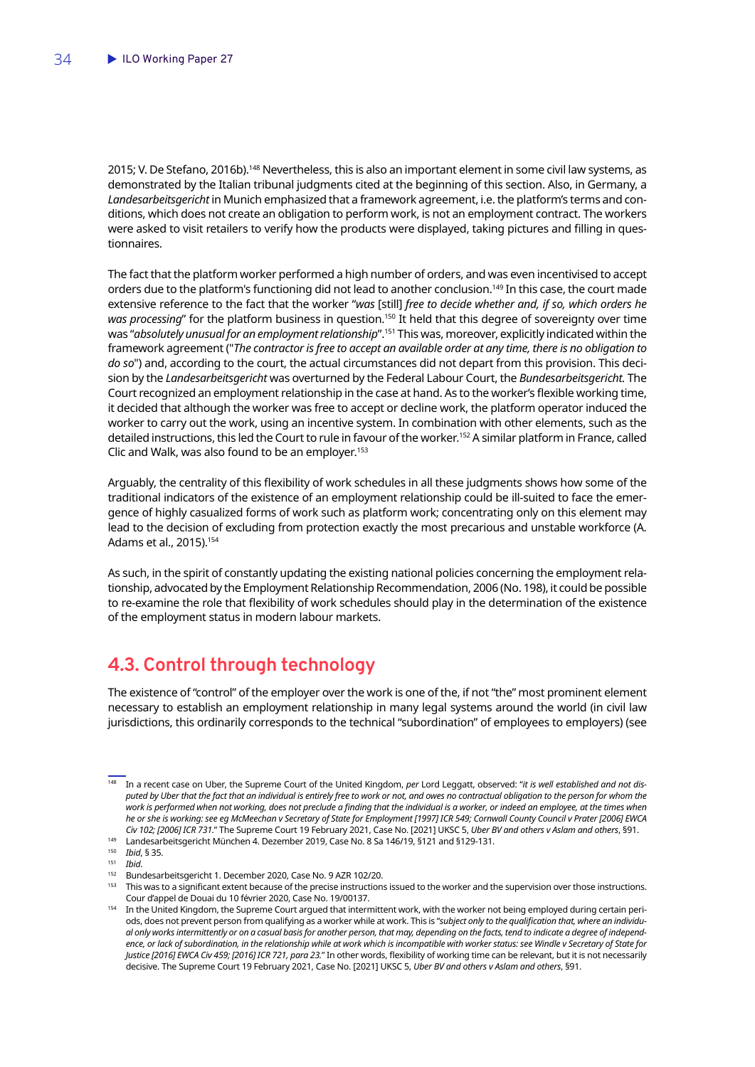2015; V. De Stefano, 2016b).[148] Nevertheless, this is also an important element in some civil law systems, as demonstrated by the Italian tribunal judgments cited at the beginning of this section. Also, in Germany, a *Landesarbeitsgericht* in Munich emphasized that a framework agreement, i.e. the platform's terms and conditions, which does not create an obligation to perform work, is not an employment contract. The workers were asked to visit retailers to verify how the products were displayed, taking pictures and filling in questionnaires.

The fact that the platform worker performed a high number of orders, and was even incentivised to accept orders due to the platform's functioning did not lead to another conclusion.[149] In this case, the court made extensive reference to the fact that the worker "*was* [still] *free to decide whether and, if so, which orders he was processing*" for the platform business in question.[150] It held that this degree of sovereignty over time was "*absolutely unusual for an employment relationship*".[151] This was, moreover, explicitly indicated within the framework agreement ("*The contractor is free to accept an available order at any time, there is no obligation to do so*") and, according to the court, the actual circumstances did not depart from this provision. This decision by the *Landesarbeitsgericht* was overturned by the Federal Labour Court, the *Bundesarbeitsgericht.* The Court recognized an employment relationship in the case at hand. As to the worker's flexible working time, it decided that although the worker was free to accept or decline work, the platform operator induced the worker to carry out the work, using an incentive system. In combination with other elements, such as the detailed instructions, this led the Court to rule in favour of the worker.[152] A similar platform in France, called Clic and Walk, was also found to be an employer.[153]

Arguably, the centrality of this flexibility of work schedules in all these judgments shows how some of the traditional indicators of the existence of an employment relationship could be ill-suited to face the emergence of highly casualized forms of work such as platform work; concentrating only on this element may lead to the decision of excluding from protection exactly the most precarious and unstable workforce (A. Adams et al., 2015).[154]

As such, in the spirit of constantly updating the existing national policies concerning the employment relationship, advocated by the Employment Relationship Recommendation, 2006 (No. 198), it could be possible to re-examine the role that flexibility of work schedules should play in the determination of the existence of the employment status in modern labour markets.

## 4.3. Control through technology

The existence of "control" of the employer over the work is one of the, if not "the" most prominent element necessary to establish an employment relationship in many legal systems around the world (in civil law jurisdictions, this ordinarily corresponds to the technical "subordination" of employees to employers) (see

---

[148] In a recent case on Uber, the Supreme Court of the United Kingdom, *per* Lord Leggatt, observed: "*it is well established and not disputed by Uber that the fact that an individual is entirely free to work or not, and owes no contractual obligation to the person for whom the work is performed when not working, does not preclude a finding that the individual is a worker, or indeed an employee, at the times when he or she is working: see eg McMeechan v Secretary of State for Employment [1997] ICR 549; Cornwall County Council v Prater [2006] EWCA Civ 102; [2006] ICR 731.*" The Supreme Court 19 February 2021, Case No. [2021] UKSC 5, *Uber BV and others v Aslam and others*, §91.

[149] Landesarbeitsgericht München 4. Dezember 2019, Case No. 8 Sa 146/19, §121 and §129-131.

[150] *Ibid*, § 35.

[151] *Ibid*.

[152] Bundesarbeitsgericht 1. December 2020, Case No. 9 AZR 102/20.

[153] This was to a significant extent because of the precise instructions issued to the worker and the supervision over those instructions. Cour d'appel de Douai du 10 février 2020, Case No. 19/00137.

[154] In the United Kingdom, the Supreme Court argued that intermittent work, with the worker not being employed during certain periods, does not prevent person from qualifying as a worker while at work. This is "*subject only to the qualification that, where an individual only works intermittently or on a casual basis for another person, that may, depending on the facts, tend to indicate a degree of independence, or lack of subordination, in the relationship while at work which is incompatible with worker status: see Windle v Secretary of State for Justice [2016] EWCA Civ 459; [2016] ICR 721, para 23.*" In other words, flexibility of working time can be relevant, but it is not necessarily decisive. The Supreme Court 19 February 2021, Case No. [2021] UKSC 5, *Uber BV and others v Aslam and others*, §91.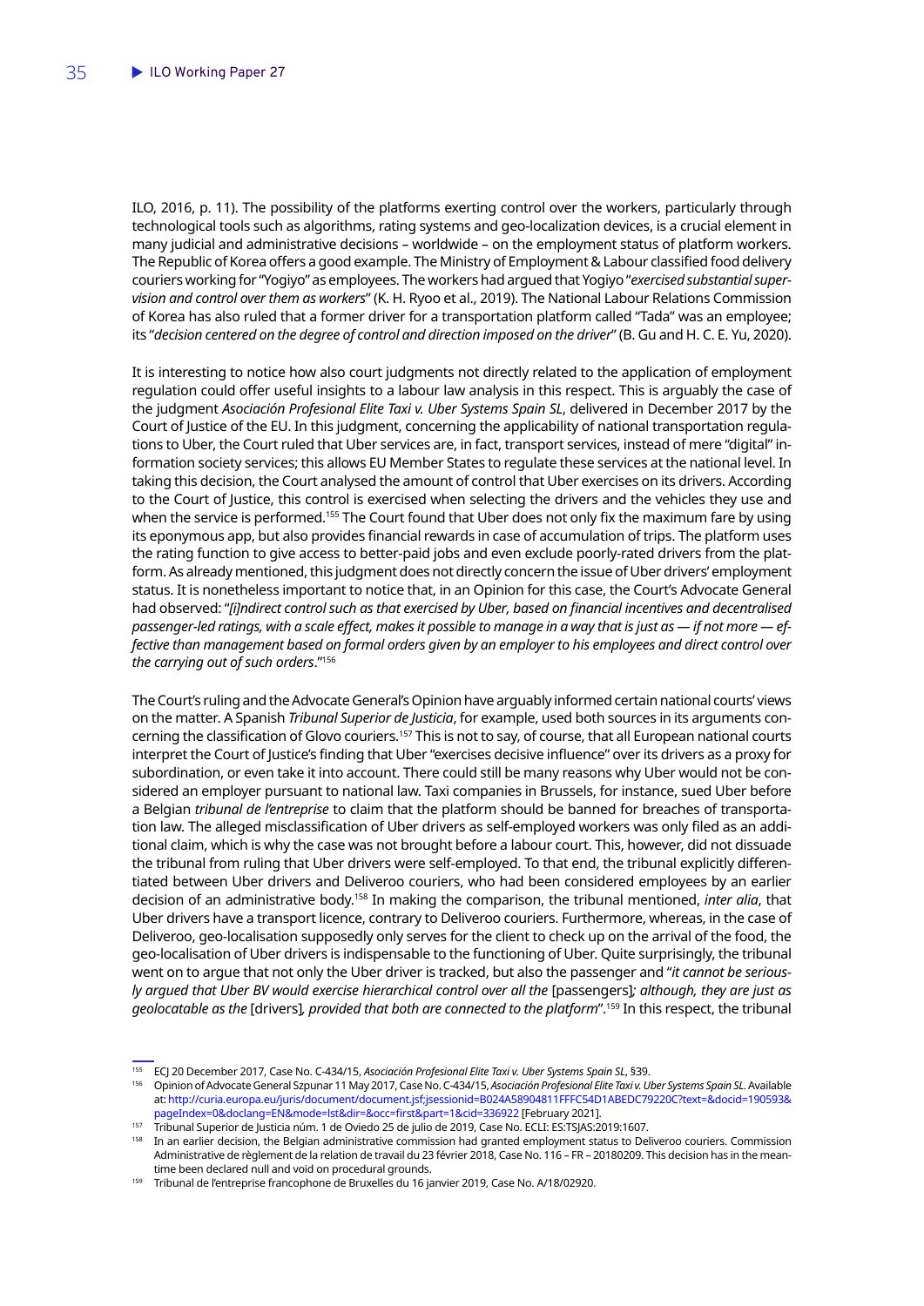ILO, 2016, p. 11). The possibility of the platforms exerting control over the workers, particularly through technological tools such as algorithms, rating systems and geo-localization devices, is a crucial element in many judicial and administrative decisions – worldwide – on the employment status of platform workers. The Republic of Korea offers a good example. The Ministry of Employment & Labour classified food delivery couriers working for "Yogiyo" as employees. The workers had argued that Yogiyo "*exercised substantial supervision and control over them as workers*" (K. H. Ryoo et al., 2019). The National Labour Relations Commission of Korea has also ruled that a former driver for a transportation platform called "Tada" was an employee; its "*decision centered on the degree of control and direction imposed on the driver*" (B. Gu and H. C. E. Yu, 2020).

It is interesting to notice how also court judgments not directly related to the application of employment regulation could offer useful insights to a labour law analysis in this respect. This is arguably the case of the judgment *Asociación Profesional Elite Taxi v. Uber Systems Spain SL*, delivered in December 2017 by the Court of Justice of the EU. In this judgment, concerning the applicability of national transportation regulations to Uber, the Court ruled that Uber services are, in fact, transport services, instead of mere "digital" information society services; this allows EU Member States to regulate these services at the national level. In taking this decision, the Court analysed the amount of control that Uber exercises on its drivers. According to the Court of Justice, this control is exercised when selecting the drivers and the vehicles they use and when the service is performed.[155] The Court found that Uber does not only fix the maximum fare by using its eponymous app, but also provides financial rewards in case of accumulation of trips. The platform uses the rating function to give access to better-paid jobs and even exclude poorly-rated drivers from the platform. As already mentioned, this judgment does not directly concern the issue of Uber drivers' employment status. It is nonetheless important to notice that, in an Opinion for this case, the Court's Advocate General had observed: "*[i]ndirect control such as that exercised by Uber, based on financial incentives and decentralised passenger-led ratings, with a scale effect, makes it possible to manage in a way that is just as — if not more — effective than management based on formal orders given by an employer to his employees and direct control over the carrying out of such orders*."[156]

The Court's ruling and the Advocate General's Opinion have arguably informed certain national courts' views on the matter. A Spanish *Tribunal Superior de Justicia*, for example, used both sources in its arguments concerning the classification of Glovo couriers.[157] This is not to say, of course, that all European national courts interpret the Court of Justice's finding that Uber "exercises decisive influence" over its drivers as a proxy for subordination, or even take it into account. There could still be many reasons why Uber would not be considered an employer pursuant to national law. Taxi companies in Brussels, for instance, sued Uber before a Belgian *tribunal de l'entreprise* to claim that the platform should be banned for breaches of transportation law. The alleged misclassification of Uber drivers as self-employed workers was only filed as an additional claim, which is why the case was not brought before a labour court. This, however, did not dissuade the tribunal from ruling that Uber drivers were self-employed. To that end, the tribunal explicitly differentiated between Uber drivers and Deliveroo couriers, who had been considered employees by an earlier decision of an administrative body.[158] In making the comparison, the tribunal mentioned, *inter alia*, that Uber drivers have a transport licence, contrary to Deliveroo couriers. Furthermore, whereas, in the case of Deliveroo, geo-localisation supposedly only serves for the client to check up on the arrival of the food, the geo-localisation of Uber drivers is indispensable to the functioning of Uber. Quite surprisingly, the tribunal went on to argue that not only the Uber driver is tracked, but also the passenger and "*it cannot be seriously argued that Uber BV would exercise hierarchical control over all the* [passengers]*; although, they are just as geolocatable as the* [drivers]*, provided that both are connected to the platform*".[159] In this respect, the tribunal

---

[155] ECJ 20 December 2017, Case No. C-434/15, *Asociación Profesional Elite Taxi v. Uber Systems Spain SL*, §39.

[156] Opinion of Advocate General Szpunar 11 May 2017, Case No. C-434/15, *Asociación Profesional Elite Taxi v. Uber Systems Spain SL*. Available at: http://curia.europa.eu/juris/document/document.jsf;jsessionid=B024A58904811FFFC54D1ABEDC79220C?text=&docid=190593&pageIndex=0&doclang=EN&mode=lst&dir=&occ=first&part=1&cid=336922 [February 2021].

[157] Tribunal Superior de Justicia núm. 1 de Oviedo 25 de julio de 2019, Case No. ECLI: ES:TSJAS:2019:1607.

[158] In an earlier decision, the Belgian administrative commission had granted employment status to Deliveroo couriers. Commission Administrative de règlement de la relation de travail du 23 février 2018, Case No. 116 – FR – 20180209. This decision has in the meantime been declared null and void on procedural grounds.

[159] Tribunal de l'entreprise francophone de Bruxelles du 16 janvier 2019, Case No. A/18/02920.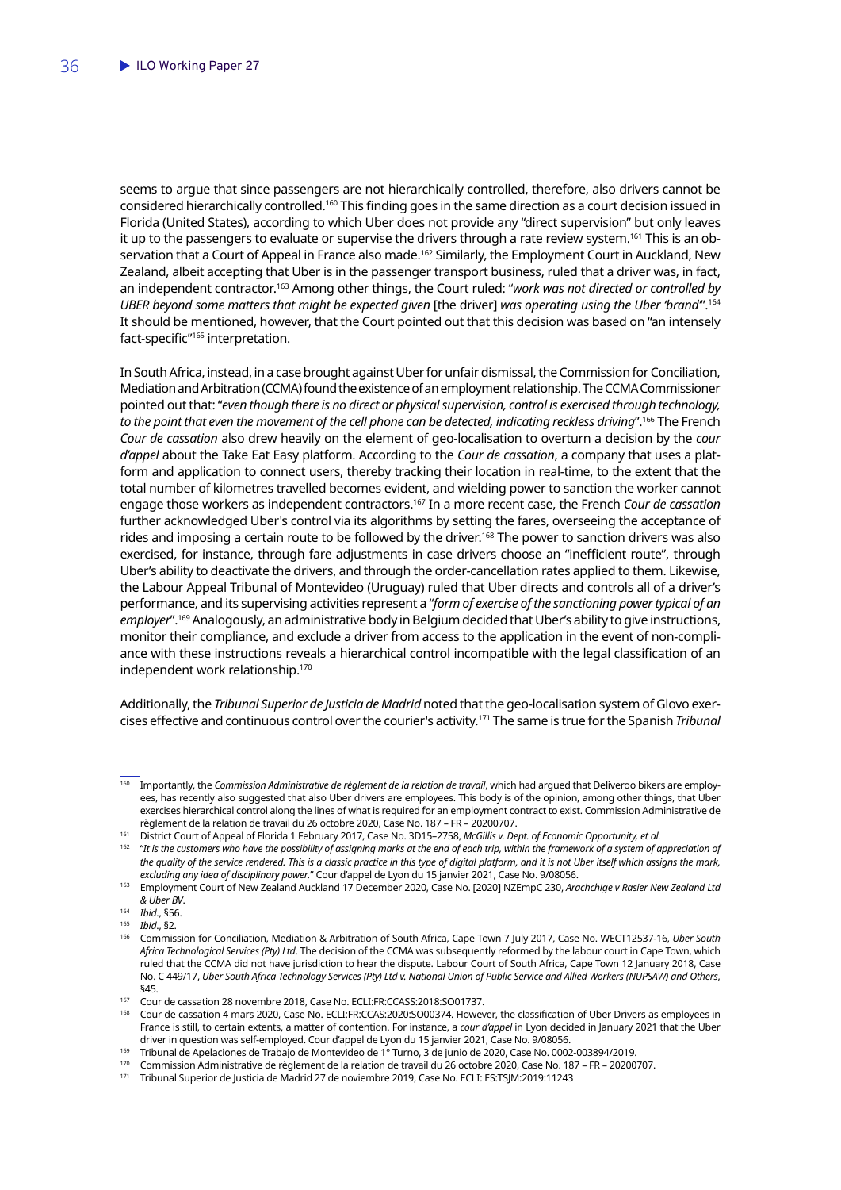seems to argue that since passengers are not hierarchically controlled, therefore, also drivers cannot be considered hierarchically controlled.[160] This finding goes in the same direction as a court decision issued in Florida (United States), according to which Uber does not provide any "direct supervision" but only leaves it up to the passengers to evaluate or supervise the drivers through a rate review system.[161] This is an observation that a Court of Appeal in France also made.[162] Similarly, the Employment Court in Auckland, New Zealand, albeit accepting that Uber is in the passenger transport business, ruled that a driver was, in fact, an independent contractor.[163] Among other things, the Court ruled: "*work was not directed or controlled by UBER beyond some matters that might be expected given* [the driver] *was operating using the Uber 'brand*".[164] It should be mentioned, however, that the Court pointed out that this decision was based on "an intensely fact-specific"[165] interpretation.

In South Africa, instead, in a case brought against Uber for unfair dismissal, the Commission for Conciliation, Mediation and Arbitration (CCMA) found the existence of an employment relationship. The CCMA Commissioner pointed out that: "*even though there is no direct or physical supervision, control is exercised through technology, to the point that even the movement of the cell phone can be detected, indicating reckless driving*".[166] The French *Cour de cassation* also drew heavily on the element of geo-localisation to overturn a decision by the *cour d'appel* about the Take Eat Easy platform. According to the *Cour de cassation*, a company that uses a platform and application to connect users, thereby tracking their location in real-time, to the extent that the total number of kilometres travelled becomes evident, and wielding power to sanction the worker cannot engage those workers as independent contractors.[167] In a more recent case, the French *Cour de cassation* further acknowledged Uber's control via its algorithms by setting the fares, overseeing the acceptance of rides and imposing a certain route to be followed by the driver.[168] The power to sanction drivers was also exercised, for instance, through fare adjustments in case drivers choose an "inefficient route", through Uber's ability to deactivate the drivers, and through the order-cancellation rates applied to them. Likewise, the Labour Appeal Tribunal of Montevideo (Uruguay) ruled that Uber directs and controls all of a driver's performance, and its supervising activities represent a "*form of exercise of the sanctioning power typical of an employer*".[169] Analogously, an administrative body in Belgium decided that Uber's ability to give instructions, monitor their compliance, and exclude a driver from access to the application in the event of non-compliance with these instructions reveals a hierarchical control incompatible with the legal classification of an independent work relationship.[170]

Additionally, the *Tribunal Superior de Justicia de Madrid* noted that the geo-localisation system of Glovo exercises effective and continuous control over the courier's activity.[171] The same is true for the Spanish *Tribunal*

---

[160] Importantly, the *Commission Administrative de règlement de la relation de travail*, which had argued that Deliveroo bikers are employees, has recently also suggested that also Uber drivers are employees. This body is of the opinion, among other things, that Uber exercises hierarchical control along the lines of what is required for an employment contract to exist. Commission Administrative de règlement de la relation de travail du 26 octobre 2020, Case No. 187 – FR – 20200707.

[161] District Court of Appeal of Florida 1 February 2017, Case No. 3D15–2758, *McGillis v. Dept. of Economic Opportunity, et al.*

[162] "*It is the customers who have the possibility of assigning marks at the end of each trip, within the framework of a system of appreciation of the quality of the service rendered. This is a classic practice in this type of digital platform, and it is not Uber itself which assigns the mark, excluding any idea of disciplinary power*." Cour d'appel de Lyon du 15 janvier 2021, Case No. 9/08056.

[163] Employment Court of New Zealand Auckland 17 December 2020, Case No. [2020] NZEmpC 230, *Arachchige v Rasier New Zealand Ltd & Uber BV*.

[164] *Ibid*., §56.

[165] *Ibid*., §2.

[166] Commission for Conciliation, Mediation & Arbitration of South Africa, Cape Town 7 July 2017, Case No. WECT12537-16, *Uber South Africa Technological Services (Pty) Ltd*. The decision of the CCMA was subsequently reformed by the labour court in Cape Town, which ruled that the CCMA did not have jurisdiction to hear the dispute. Labour Court of South Africa, Cape Town 12 January 2018, Case No. C 449/17, *Uber South Africa Technology Services (Pty) Ltd v. National Union of Public Service and Allied Workers (NUPSAW) and Others*, §45.

[167] Cour de cassation 28 novembre 2018, Case No. ECLI:FR:CCASS:2018:SO01737.

[168] Cour de cassation 4 mars 2020, Case No. ECLI:FR:CCAS:2020:SO00374. However, the classification of Uber Drivers as employees in France is still, to certain extents, a matter of contention. For instance, a *cour d'appel* in Lyon decided in January 2021 that the Uber driver in question was self-employed. Cour d'appel de Lyon du 15 janvier 2021, Case No. 9/08056.

[169] Tribunal de Apelaciones de Trabajo de Montevideo de 1° Turno, 3 de junio de 2020, Case No. 0002-003894/2019.

[170] Commission Administrative de règlement de la relation de travail du 26 octobre 2020, Case No. 187 – FR – 20200707.

[171] Tribunal Superior de Justicia de Madrid 27 de noviembre 2019, Case No. ECLI: ES:TSJM:2019:11243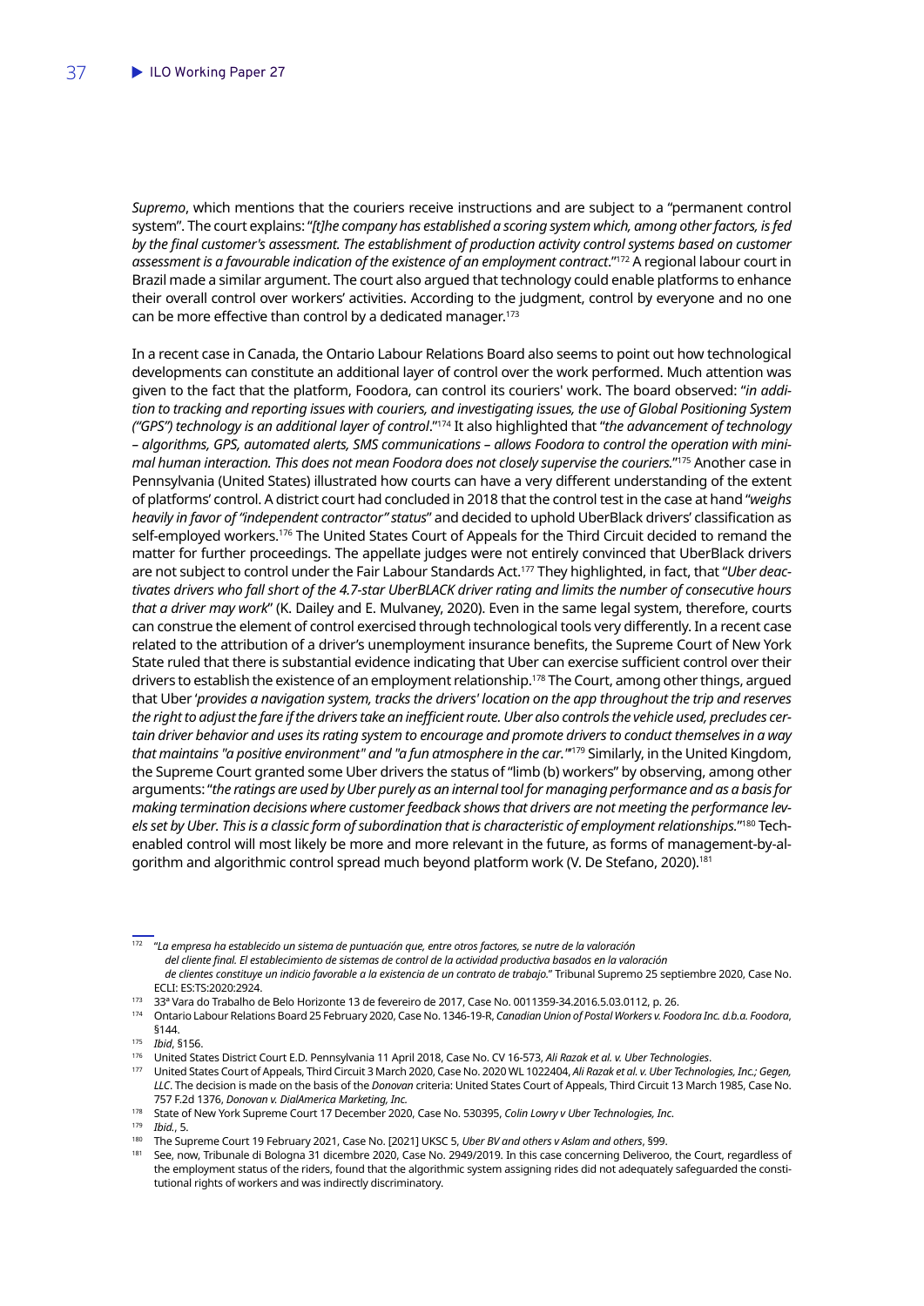*Supremo*, which mentions that the couriers receive instructions and are subject to a "permanent control system". The court explains: "*[t]he company has established a scoring system which, among other factors, is fed by the final customer's assessment. The establishment of production activity control systems based on customer assessment is a favourable indication of the existence of an employment contract*."[172] A regional labour court in Brazil made a similar argument. The court also argued that technology could enable platforms to enhance their overall control over workers' activities. According to the judgment, control by everyone and no one can be more effective than control by a dedicated manager.[173]

In a recent case in Canada, the Ontario Labour Relations Board also seems to point out how technological developments can constitute an additional layer of control over the work performed. Much attention was given to the fact that the platform, Foodora, can control its couriers' work. The board observed: "*in addition to tracking and reporting issues with couriers, and investigating issues, the use of Global Positioning System ("GPS") technology is an additional layer of control*."[174] It also highlighted that "*the advancement of technology – algorithms, GPS, automated alerts, SMS communications – allows Foodora to control the operation with minimal human interaction. This does not mean Foodora does not closely supervise the couriers.*"[175] Another case in Pennsylvania (United States) illustrated how courts can have a very different understanding of the extent of platforms' control. A district court had concluded in 2018 that the control test in the case at hand "*weighs heavily in favor of "independent contractor" status*" and decided to uphold UberBlack drivers' classification as self-employed workers.[176] The United States Court of Appeals for the Third Circuit decided to remand the matter for further proceedings. The appellate judges were not entirely convinced that UberBlack drivers are not subject to control under the Fair Labour Standards Act.[177] They highlighted, in fact, that "*Uber deactivates drivers who fall short of the 4.7-star UberBLACK driver rating and limits the number of consecutive hours that a driver may work*" (K. Dailey and E. Mulvaney, 2020). Even in the same legal system, therefore, courts can construe the element of control exercised through technological tools very differently. In a recent case related to the attribution of a driver's unemployment insurance benefits, the Supreme Court of New York State ruled that there is substantial evidence indicating that Uber can exercise sufficient control over their drivers to establish the existence of an employment relationship.[178] The Court, among other things, argued that Uber '*provides a navigation system, tracks the drivers' location on the app throughout the trip and reserves the right to adjust the fare if the drivers take an inefficient route. Uber also controls the vehicle used, precludes certain driver behavior and uses its rating system to encourage and promote drivers to conduct themselves in a way that maintains "a positive environment" and "a fun atmosphere in the car."*'[179] Similarly, in the United Kingdom, the Supreme Court granted some Uber drivers the status of "limb (b) workers" by observing, among other arguments: "*the ratings are used by Uber purely as an internal tool for managing performance and as a basis for making termination decisions where customer feedback shows that drivers are not meeting the performance levels set by Uber. This is a classic form of subordination that is characteristic of employment relationships.*"[180] Tech-enabled control will most likely be more and more relevant in the future, as forms of management-by-algorithm and algorithmic control spread much beyond platform work (V. De Stefano, 2020).[181]

---

[172] "*La empresa ha establecido un sistema de puntuación que, entre otros factores, se nutre de la valoración del cliente final. El establecimiento de sistemas de control de la actividad productiva basados en la valoración de clientes constituye un indicio favorable a la existencia de un contrato de trabajo.*" Tribunal Supremo 25 septiembre 2020, Case No. ECLI: ES:TS:2020:2924.

[173] 33ª Vara do Trabalho de Belo Horizonte 13 de fevereiro de 2017, Case No. 0011359-34.2016.5.03.0112, p. 26.

[174] Ontario Labour Relations Board 25 February 2020, Case No. 1346-19-R, *Canadian Union of Postal Workers v. Foodora Inc. d.b.a. Foodora*, §144.

[175] *Ibid*, §156.

[176] United States District Court E.D. Pennsylvania 11 April 2018, Case No. CV 16-573, *Ali Razak et al. v. Uber Technologies*.

[177] United States Court of Appeals, Third Circuit 3 March 2020, Case No. 2020 WL 1022404, *Ali Razak et al. v. Uber Technologies, Inc.; Gegen, LLC*. The decision is made on the basis of the *Donovan* criteria: United States Court of Appeals, Third Circuit 13 March 1985, Case No. 757 F.2d 1376, *Donovan v. DialAmerica Marketing, Inc.*

[178] State of New York Supreme Court 17 December 2020, Case No. 530395, *Colin Lowry v Uber Technologies, Inc*.

[179] *Ibid.*, 5.

[180] The Supreme Court 19 February 2021, Case No. [2021] UKSC 5, *Uber BV and others v Aslam and others*, §99.

[181] See, now, Tribunale di Bologna 31 dicembre 2020, Case No. 2949/2019. In this case concerning Deliveroo, the Court, regardless of the employment status of the riders, found that the algorithmic system assigning rides did not adequately safeguarded the constitutional rights of workers and was indirectly discriminatory.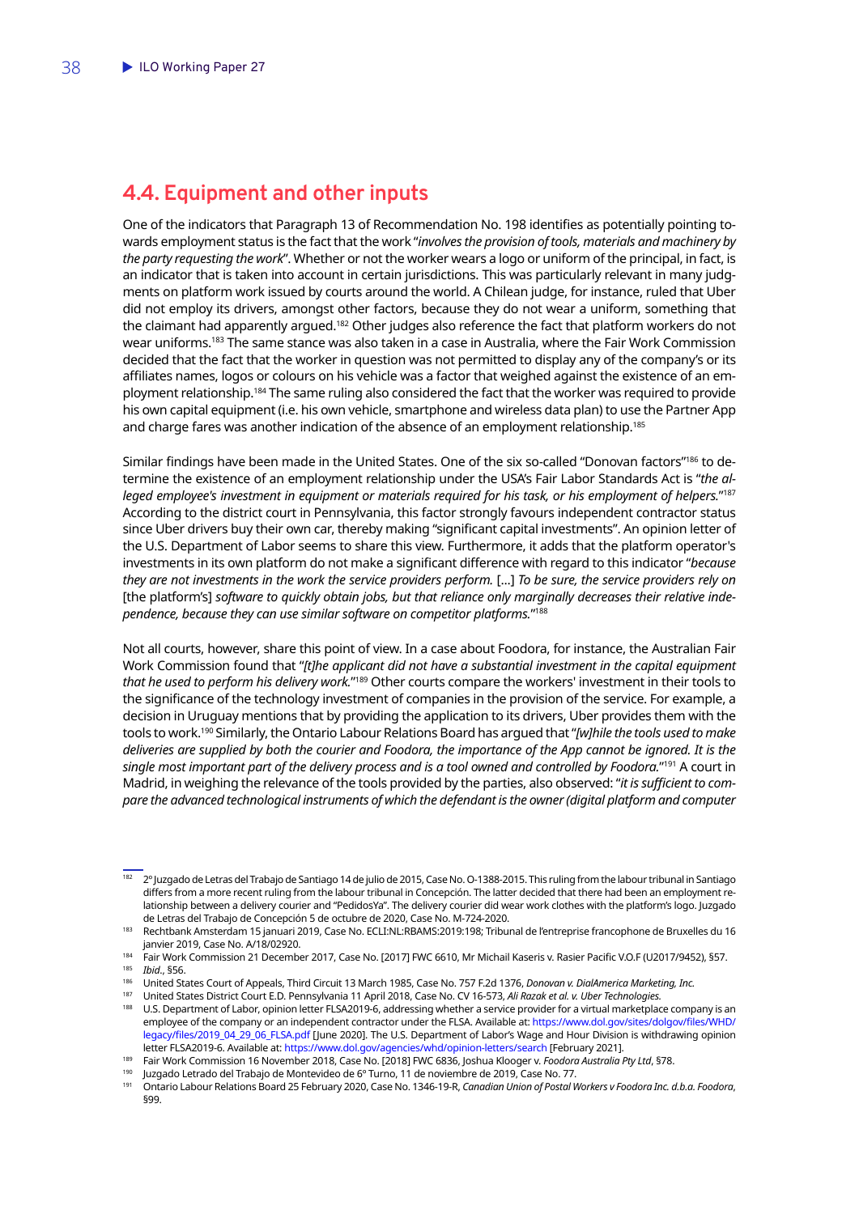## 4.4. Equipment and other inputs

One of the indicators that Paragraph 13 of Recommendation No. 198 identifies as potentially pointing towards employment status is the fact that the work "*involves the provision of tools, materials and machinery by the party requesting the work*". Whether or not the worker wears a logo or uniform of the principal, in fact, is an indicator that is taken into account in certain jurisdictions. This was particularly relevant in many judgments on platform work issued by courts around the world. A Chilean judge, for instance, ruled that Uber did not employ its drivers, amongst other factors, because they do not wear a uniform, something that the claimant had apparently argued.[182] Other judges also reference the fact that platform workers do not wear uniforms.[183] The same stance was also taken in a case in Australia, where the Fair Work Commission decided that the fact that the worker in question was not permitted to display any of the company's or its affiliates names, logos or colours on his vehicle was a factor that weighed against the existence of an employment relationship.[184] The same ruling also considered the fact that the worker was required to provide his own capital equipment (i.e. his own vehicle, smartphone and wireless data plan) to use the Partner App and charge fares was another indication of the absence of an employment relationship.[185]

Similar findings have been made in the United States. One of the six so-called "Donovan factors"[186] to determine the existence of an employment relationship under the USA's Fair Labor Standards Act is "*the alleged employee's investment in equipment or materials required for his task, or his employment of helpers.*"[187] According to the district court in Pennsylvania, this factor strongly favours independent contractor status since Uber drivers buy their own car, thereby making "significant capital investments". An opinion letter of the U.S. Department of Labor seems to share this view. Furthermore, it adds that the platform operator's investments in its own platform do not make a significant difference with regard to this indicator "*because they are not investments in the work the service providers perform.* [...] *To be sure, the service providers rely on* [the platform's] *software to quickly obtain jobs, but that reliance only marginally decreases their relative independence, because they can use similar software on competitor platforms.*"[188]

Not all courts, however, share this point of view. In a case about Foodora, for instance, the Australian Fair Work Commission found that "*[t]he applicant did not have a substantial investment in the capital equipment that he used to perform his delivery work.*"[189] Other courts compare the workers' investment in their tools to the significance of the technology investment of companies in the provision of the service. For example, a decision in Uruguay mentions that by providing the application to its drivers, Uber provides them with the tools to work.[190] Similarly, the Ontario Labour Relations Board has argued that "*[w]hile the tools used to make deliveries are supplied by both the courier and Foodora, the importance of the App cannot be ignored. It is the single most important part of the delivery process and is a tool owned and controlled by Foodora.*"[191] A court in Madrid, in weighing the relevance of the tools provided by the parties, also observed: "*it is sufficient to compare the advanced technological instruments of which the defendant is the owner (digital platform and computer*

---

[182] 2º Juzgado de Letras del Trabajo de Santiago 14 de julio de 2015, Case No. O-1388-2015. This ruling from the labour tribunal in Santiago differs from a more recent ruling from the labour tribunal in Concepción. The latter decided that there had been an employment relationship between a delivery courier and "PedidosYa". The delivery courier did wear work clothes with the platform's logo. Juzgado de Letras del Trabajo de Concepción 5 de octubre de 2020, Case No. M-724-2020.

[183] Rechtbank Amsterdam 15 januari 2019, Case No. ECLI:NL:RBAMS:2019:198; Tribunal de l'entreprise francophone de Bruxelles du 16 janvier 2019, Case No. A/18/02920.

[184] Fair Work Commission 21 December 2017, Case No. [2017] FWC 6610, Mr Michail Kaseris v. Rasier Pacific V.O.F (U2017/9452), §57.

[185] *Ibid.*, §56.

[186] United States Court of Appeals, Third Circuit 13 March 1985, Case No. 757 F.2d 1376, *Donovan v. DialAmerica Marketing, Inc.*

[187] United States District Court E.D. Pennsylvania 11 April 2018, Case No. CV 16-573, *Ali Razak et al. v. Uber Technologies.*

[188] U.S. Department of Labor, opinion letter FLSA2019-6, addressing whether a service provider for a virtual marketplace company is an employee of the company or an independent contractor under the FLSA. Available at: https://www.dol.gov/sites/dolgov/files/WHD/legacy/files/2019_04_29_06_FLSA.pdf [June 2020]. The U.S. Department of Labor's Wage and Hour Division is withdrawing opinion letter FLSA2019-6. Available at: https://www.dol.gov/agencies/whd/opinion-letters/search [February 2021].

[189] Fair Work Commission 16 November 2018, Case No. [2018] FWC 6836, Joshua Klooger v. *Foodora Australia Pty Ltd*, §78.

[190] Juzgado Letrado del Trabajo de Montevideo de 6º Turno, 11 de noviembre de 2019, Case No. 77.

[191] Ontario Labour Relations Board 25 February 2020, Case No. 1346-19-R, *Canadian Union of Postal Workers v Foodora Inc. d.b.a. Foodora*, §99.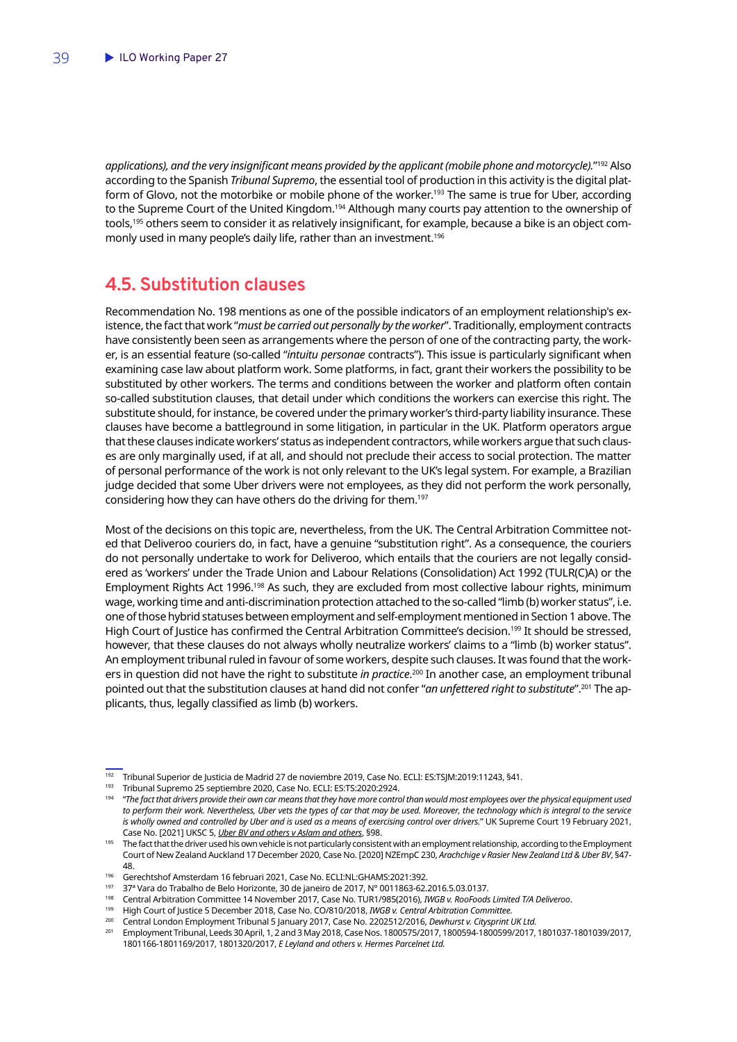*applications), and the very insignificant means provided by the applicant (mobile phone and motorcycle).*"[192] Also according to the Spanish *Tribunal Supremo*, the essential tool of production in this activity is the digital platform of Glovo, not the motorbike or mobile phone of the worker.[193] The same is true for Uber, according to the Supreme Court of the United Kingdom.[194] Although many courts pay attention to the ownership of tools,[195] others seem to consider it as relatively insignificant, for example, because a bike is an object commonly used in many people's daily life, rather than an investment.[196]

## 4.5. Substitution clauses

Recommendation No. 198 mentions as one of the possible indicators of an employment relationship's existence, the fact that work "*must be carried out personally by the worker*". Traditionally, employment contracts have consistently been seen as arrangements where the person of one of the contracting party, the worker, is an essential feature (so-called "*intuitu personae* contracts"). This issue is particularly significant when examining case law about platform work. Some platforms, in fact, grant their workers the possibility to be substituted by other workers. The terms and conditions between the worker and platform often contain so-called substitution clauses, that detail under which conditions the workers can exercise this right. The substitute should, for instance, be covered under the primary worker's third-party liability insurance. These clauses have become a battleground in some litigation, in particular in the UK. Platform operators argue that these clauses indicate workers' status as independent contractors, while workers argue that such clauses are only marginally used, if at all, and should not preclude their access to social protection. The matter of personal performance of the work is not only relevant to the UK's legal system. For example, a Brazilian judge decided that some Uber drivers were not employees, as they did not perform the work personally, considering how they can have others do the driving for them.[197]

Most of the decisions on this topic are, nevertheless, from the UK. The Central Arbitration Committee noted that Deliveroo couriers do, in fact, have a genuine "substitution right". As a consequence, the couriers do not personally undertake to work for Deliveroo, which entails that the couriers are not legally considered as 'workers' under the Trade Union and Labour Relations (Consolidation) Act 1992 (TULR(C)A) or the Employment Rights Act 1996.[198] As such, they are excluded from most collective labour rights, minimum wage, working time and anti-discrimination protection attached to the so-called "limb (b) worker status", i.e. one of those hybrid statuses between employment and self-employment mentioned in Section 1 above. The High Court of Justice has confirmed the Central Arbitration Committee's decision.[199] It should be stressed, however, that these clauses do not always wholly neutralize workers' claims to a "limb (b) worker status". An employment tribunal ruled in favour of some workers, despite such clauses. It was found that the workers in question did not have the right to substitute *in practice*.[200] In another case, an employment tribunal pointed out that the substitution clauses at hand did not confer "*an unfettered right to substitute*".[201] The applicants, thus, legally classified as limb (b) workers.

---

[192] Tribunal Superior de Justicia de Madrid 27 de noviembre 2019, Case No. ECLI: ES:TSJM:2019:11243, §41.

[193] Tribunal Supremo 25 septiembre 2020, Case No. ECLI: ES:TS:2020:2924.

[194] "*The fact that drivers provide their own car means that they have more control than would most employees over the physical equipment used to perform their work. Nevertheless, Uber vets the types of car that may be used. Moreover, the technology which is integral to the service is wholly owned and controlled by Uber and is used as a means of exercising control over drivers.*" UK Supreme Court 19 February 2021, Case No. [2021] UKSC 5, *Uber BV and others v Aslam and others*, §98.

[195] The fact that the driver used his own vehicle is not particularly consistent with an employment relationship, according to the Employment Court of New Zealand Auckland 17 December 2020, Case No. [2020] NZEmpC 230, *Arachchige v Rasier New Zealand Ltd & Uber BV*, §47-48.

[196] Gerechtshof Amsterdam 16 februari 2021, Case No. ECLI:NL:GHAMS:2021:392.

[197] 37ª Vara do Trabalho de Belo Horizonte, 30 de janeiro de 2017, Nº 0011863-62.2016.5.03.0137.

[198] Central Arbitration Committee 14 November 2017, Case No. TUR1/985(2016), *IWGB v. RooFoods Limited T/A Deliveroo*.

[199] High Court of Justice 5 December 2018, Case No. CO/810/2018, *IWGB v. Central Arbitration Committee.*

[200] Central London Employment Tribunal 5 January 2017, Case No. 2202512/2016, *Dewhurst v. Citysprint UK Ltd.*

[201] Employment Tribunal, Leeds 30 April, 1, 2 and 3 May 2018, Case Nos. 1800575/2017, 1800594-1800599/2017, 1801037-1801039/2017, 1801166-1801169/2017, 1801320/2017, *E Leyland and others v. Hermes Parcelnet Ltd.*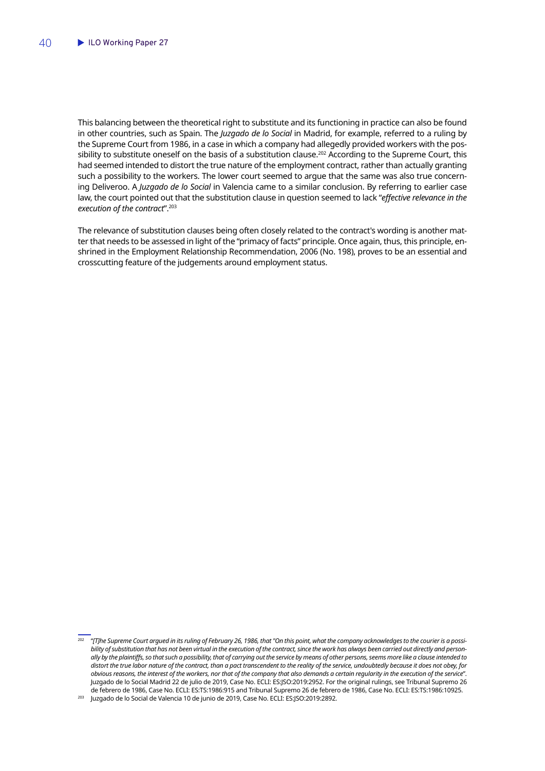This balancing between the theoretical right to substitute and its functioning in practice can also be found in other countries, such as Spain. The *Juzgado de lo Social* in Madrid, for example, referred to a ruling by the Supreme Court from 1986, in a case in which a company had allegedly provided workers with the possibility to substitute oneself on the basis of a substitution clause.[202] According to the Supreme Court, this had seemed intended to distort the true nature of the employment contract, rather than actually granting such a possibility to the workers. The lower court seemed to argue that the same was also true concerning Deliveroo. A *Juzgado de lo Social* in Valencia came to a similar conclusion. By referring to earlier case law, the court pointed out that the substitution clause in question seemed to lack "*effective relevance in the execution of the contract*".[203]

The relevance of substitution clauses being often closely related to the contract's wording is another matter that needs to be assessed in light of the "primacy of facts" principle. Once again, thus, this principle, enshrined in the Employment Relationship Recommendation, 2006 (No. 198), proves to be an essential and crosscutting feature of the judgements around employment status.

---

[202] "*[T]he Supreme Court argued in its ruling of February 26, 1986, that "On this point, what the company acknowledges to the courier is a possibility of substitution that has not been virtual in the execution of the contract, since the work has always been carried out directly and personally by the plaintiffs, so that such a possibility, that of carrying out the service by means of other persons, seems more like a clause intended to distort the true labor nature of the contract, than a pact transcendent to the reality of the service, undoubtedly because it does not obey, for obvious reasons, the interest of the workers, nor that of the company that also demands a certain regularity in the execution of the service*". Juzgado de lo Social Madrid 22 de julio de 2019, Case No. ECLI: ES:JSO:2019:2952. For the original rulings, see Tribunal Supremo 26 de febrero de 1986, Case No. ECLI: ES:TS:1986:915 and Tribunal Supremo 26 de febrero de 1986, Case No. ECLI: ES:TS:1986:10925.

[203] Juzgado de lo Social de Valencia 10 de junio de 2019, Case No. ECLI: ES:JSO:2019:2892.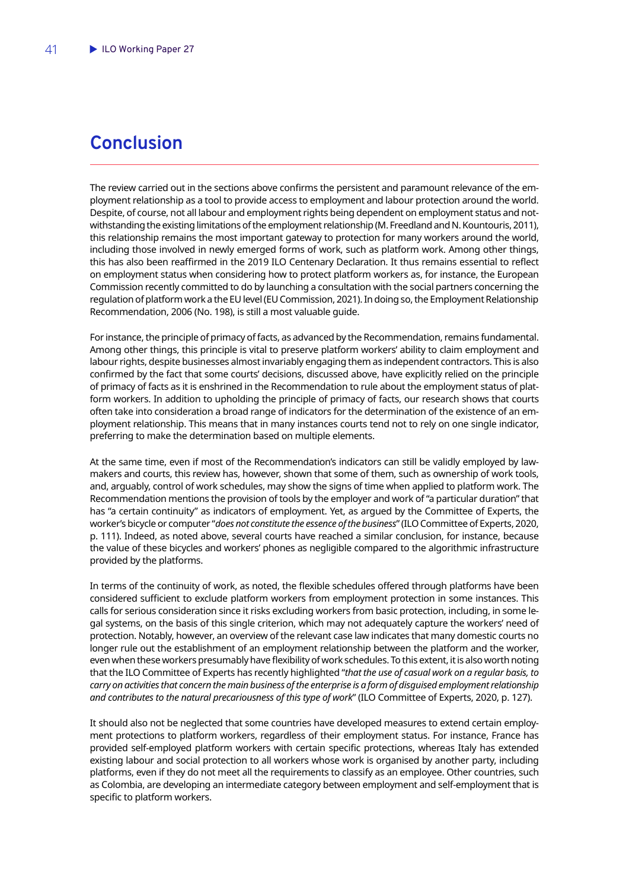# Conclusion

The review carried out in the sections above confirms the persistent and paramount relevance of the employment relationship as a tool to provide access to employment and labour protection around the world. Despite, of course, not all labour and employment rights being dependent on employment status and notwithstanding the existing limitations of the employment relationship (M. Freedland and N. Kountouris, 2011), this relationship remains the most important gateway to protection for many workers around the world, including those involved in newly emerged forms of work, such as platform work. Among other things, this has also been reaffirmed in the 2019 ILO Centenary Declaration. It thus remains essential to reflect on employment status when considering how to protect platform workers as, for instance, the European Commission recently committed to do by launching a consultation with the social partners concerning the regulation of platform work a the EU level (EU Commission, 2021). In doing so, the Employment Relationship Recommendation, 2006 (No. 198), is still a most valuable guide.

For instance, the principle of primacy of facts, as advanced by the Recommendation, remains fundamental. Among other things, this principle is vital to preserve platform workers' ability to claim employment and labour rights, despite businesses almost invariably engaging them as independent contractors. This is also confirmed by the fact that some courts' decisions, discussed above, have explicitly relied on the principle of primacy of facts as it is enshrined in the Recommendation to rule about the employment status of platform workers. In addition to upholding the principle of primacy of facts, our research shows that courts often take into consideration a broad range of indicators for the determination of the existence of an employment relationship. This means that in many instances courts tend not to rely on one single indicator, preferring to make the determination based on multiple elements.

At the same time, even if most of the Recommendation's indicators can still be validly employed by lawmakers and courts, this review has, however, shown that some of them, such as ownership of work tools, and, arguably, control of work schedules, may show the signs of time when applied to platform work. The Recommendation mentions the provision of tools by the employer and work of "a particular duration" that has "a certain continuity" as indicators of employment. Yet, as argued by the Committee of Experts, the worker's bicycle or computer "*does not constitute the essence of the business*" (ILO Committee of Experts, 2020, p. 111). Indeed, as noted above, several courts have reached a similar conclusion, for instance, because the value of these bicycles and workers' phones as negligible compared to the algorithmic infrastructure provided by the platforms.

In terms of the continuity of work, as noted, the flexible schedules offered through platforms have been considered sufficient to exclude platform workers from employment protection in some instances. This calls for serious consideration since it risks excluding workers from basic protection, including, in some legal systems, on the basis of this single criterion, which may not adequately capture the workers' need of protection. Notably, however, an overview of the relevant case law indicates that many domestic courts no longer rule out the establishment of an employment relationship between the platform and the worker, even when these workers presumably have flexibility of work schedules. To this extent, it is also worth noting that the ILO Committee of Experts has recently highlighted "*that the use of casual work on a regular basis, to carry on activities that concern the main business of the enterprise is a form of disguised employment relationship and contributes to the natural precariousness of this type of work*" (ILO Committee of Experts, 2020, p. 127).

It should also not be neglected that some countries have developed measures to extend certain employment protections to platform workers, regardless of their employment status. For instance, France has provided self-employed platform workers with certain specific protections, whereas Italy has extended existing labour and social protection to all workers whose work is organised by another party, including platforms, even if they do not meet all the requirements to classify as an employee. Other countries, such as Colombia, are developing an intermediate category between employment and self-employment that is specific to platform workers.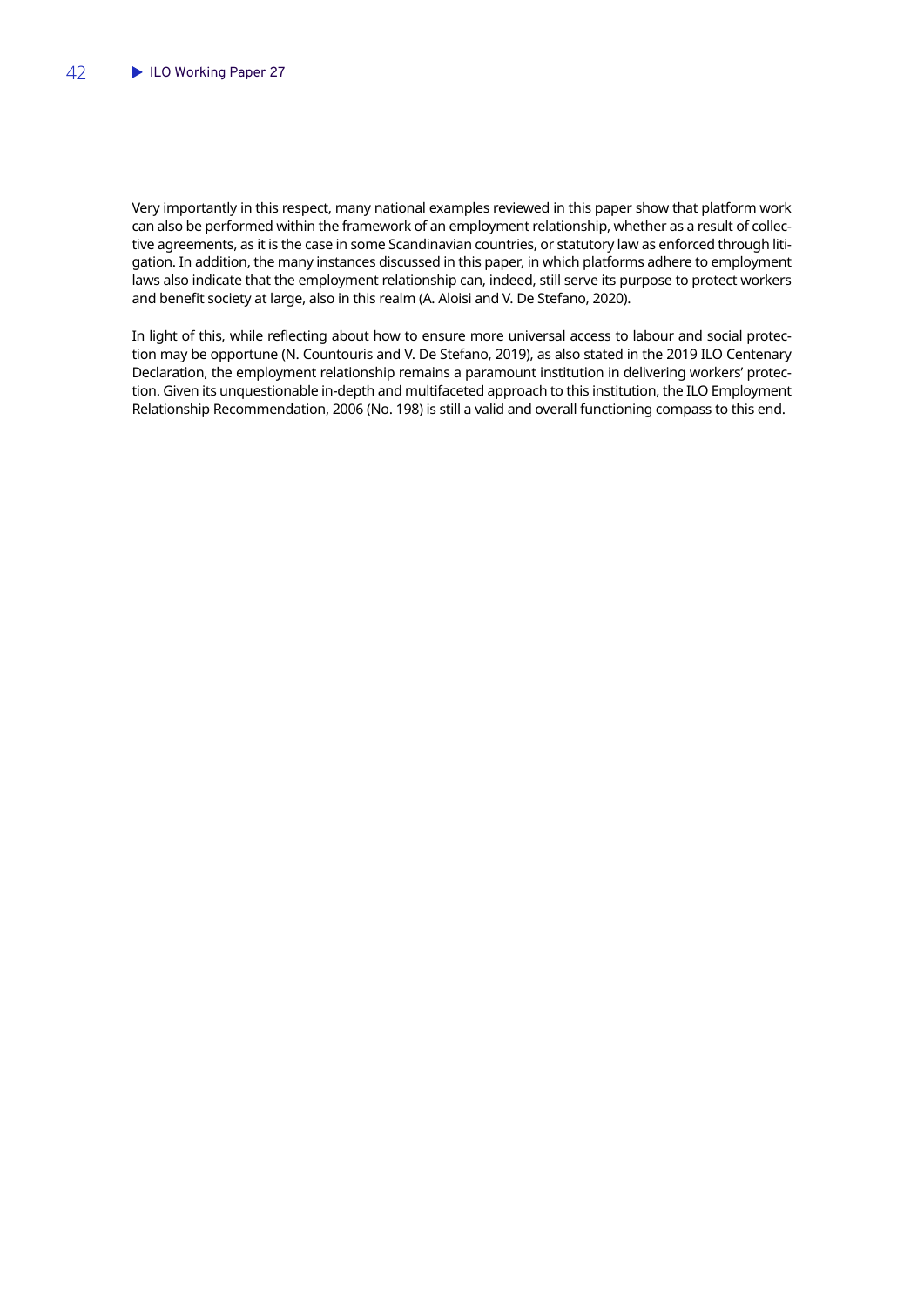Very importantly in this respect, many national examples reviewed in this paper show that platform work can also be performed within the framework of an employment relationship, whether as a result of collective agreements, as it is the case in some Scandinavian countries, or statutory law as enforced through litigation. In addition, the many instances discussed in this paper, in which platforms adhere to employment laws also indicate that the employment relationship can, indeed, still serve its purpose to protect workers and benefit society at large, also in this realm (A. Aloisi and V. De Stefano, 2020).

In light of this, while reflecting about how to ensure more universal access to labour and social protection may be opportune (N. Countouris and V. De Stefano, 2019), as also stated in the 2019 ILO Centenary Declaration, the employment relationship remains a paramount institution in delivering workers' protection. Given its unquestionable in-depth and multifaceted approach to this institution, the ILO Employment Relationship Recommendation, 2006 (No. 198) is still a valid and overall functioning compass to this end.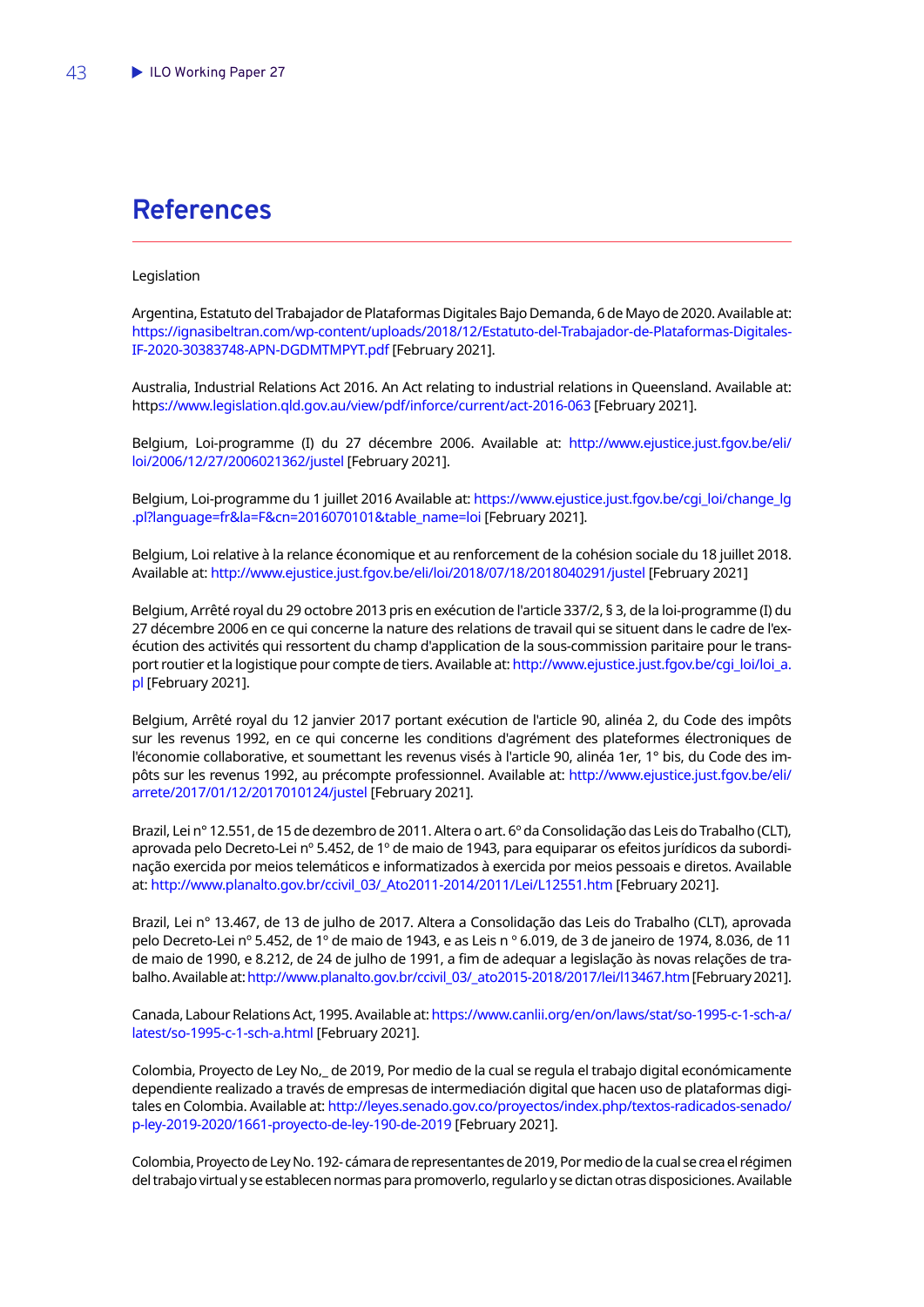# References

Legislation

Argentina, Estatuto del Trabajador de Plataformas Digitales Bajo Demanda, 6 de Mayo de 2020. Available at: https://ignasibeltran.com/wp-content/uploads/2018/12/Estatuto-del-Trabajador-de-Plataformas-Digitales-IF-2020-30383748-APN-DGDMTMPYT.pdf [February 2021].

Australia, Industrial Relations Act 2016. An Act relating to industrial relations in Queensland. Available at: https://www.legislation.qld.gov.au/view/pdf/inforce/current/act-2016-063 [February 2021].

Belgium, Loi-programme (I) du 27 décembre 2006. Available at: http://www.ejustice.just.fgov.be/eli/loi/2006/12/27/2006021362/justel [February 2021].

Belgium, Loi-programme du 1 juillet 2016 Available at: https://www.ejustice.just.fgov.be/cgi_loi/change_lg.pl?language=fr&la=F&cn=2016070101&table_name=loi [February 2021].

Belgium, Loi relative à la relance économique et au renforcement de la cohésion sociale du 18 juillet 2018. Available at: http://www.ejustice.just.fgov.be/eli/loi/2018/07/18/2018040291/justel [February 2021]

Belgium, Arrêté royal du 29 octobre 2013 pris en exécution de l'article 337/2, § 3, de la loi-programme (I) du 27 décembre 2006 en ce qui concerne la nature des relations de travail qui se situent dans le cadre de l'exécution des activités qui ressortent du champ d'application de la sous-commission paritaire pour le transport routier et la logistique pour compte de tiers. Available at: http://www.ejustice.just.fgov.be/cgi_loi/loi_a.pl [February 2021].

Belgium, Arrêté royal du 12 janvier 2017 portant exécution de l'article 90, alinéa 2, du Code des impôts sur les revenus 1992, en ce qui concerne les conditions d'agrément des plateformes électroniques de l'économie collaborative, et soumettant les revenus visés à l'article 90, alinéa 1er, 1° bis, du Code des impôts sur les revenus 1992, au précompte professionnel. Available at: http://www.ejustice.just.fgov.be/eli/arrete/2017/01/12/2017010124/justel [February 2021].

Brazil, Lei nº 12.551, de 15 de dezembro de 2011. Altera o art. 6º da Consolidação das Leis do Trabalho (CLT), aprovada pelo Decreto-Lei nº 5.452, de 1º de maio de 1943, para equiparar os efeitos jurídicos da subordinação exercida por meios telemáticos e informatizados à exercida por meios pessoais e diretos. Available at: http://www.planalto.gov.br/ccivil_03/_Ato2011-2014/2011/Lei/L12551.htm [February 2021].

Brazil, Lei nº 13.467, de 13 de julho de 2017. Altera a Consolidação das Leis do Trabalho (CLT), aprovada pelo Decreto-Lei nº 5.452, de 1º de maio de 1943, e as Leis n º 6.019, de 3 de janeiro de 1974, 8.036, de 11 de maio de 1990, e 8.212, de 24 de julho de 1991, a fim de adequar a legislação às novas relações de trabalho. Available at: http://www.planalto.gov.br/ccivil_03/_ato2015-2018/2017/lei/l13467.htm [February 2021].

Canada, Labour Relations Act, 1995. Available at: https://www.canlii.org/en/on/laws/stat/so-1995-c-1-sch-a/latest/so-1995-c-1-sch-a.html [February 2021].

Colombia, Proyecto de Ley No,_ de 2019, Por medio de la cual se regula el trabajo digital económicamente dependiente realizado a través de empresas de intermediación digital que hacen uso de plataformas digitales en Colombia. Available at: http://leyes.senado.gov.co/proyectos/index.php/textos-radicados-senado/p-ley-2019-2020/1661-proyecto-de-ley-190-de-2019 [February 2021].

Colombia, Proyecto de Ley No. 192- cámara de representantes de 2019, Por medio de la cual se crea el régimen del trabajo virtual y se establecen normas para promoverlo, regularlo y se dictan otras disposiciones. Available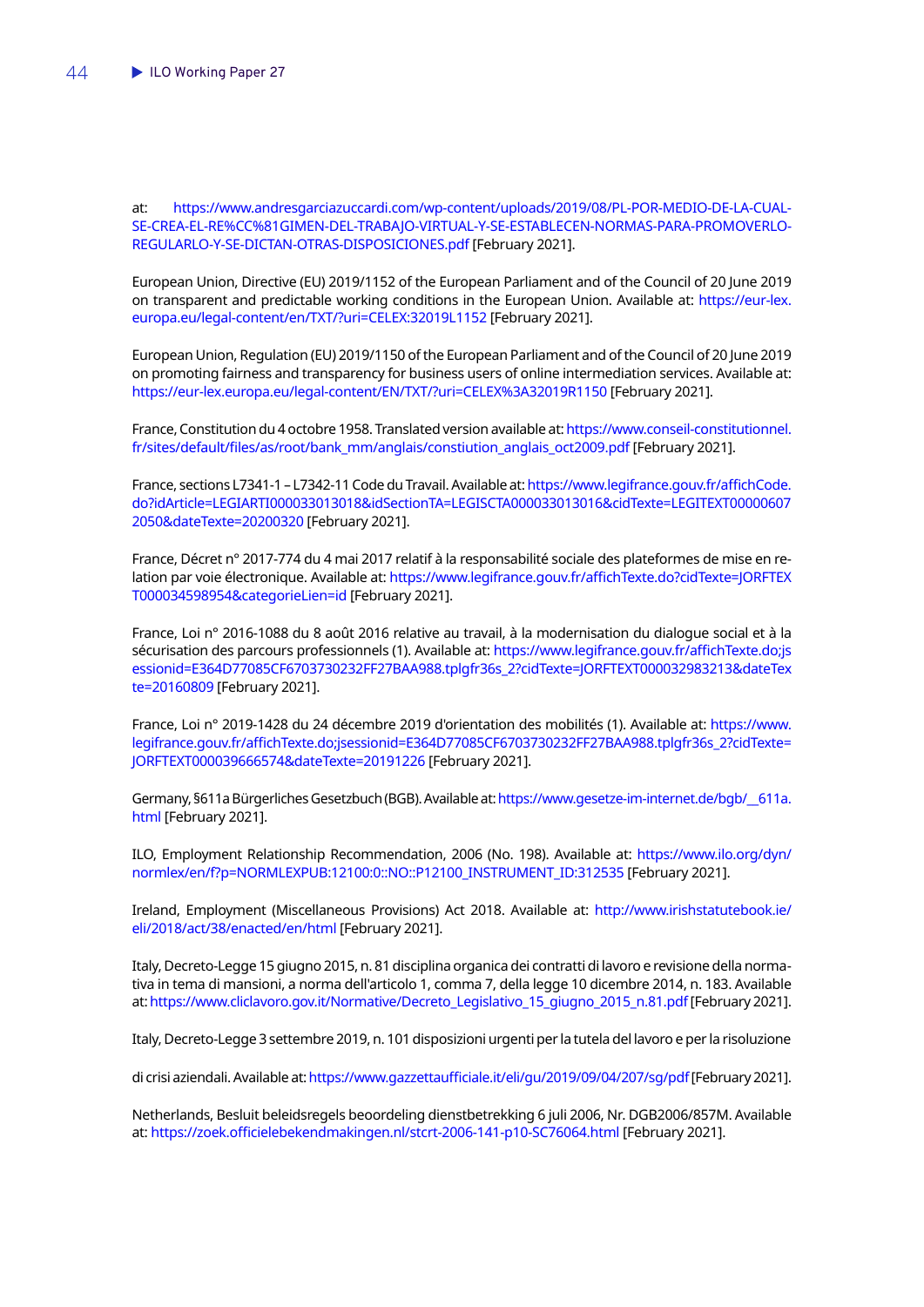at: https://www.andresgarciazuccardi.com/wp-content/uploads/2019/08/PL-POR-MEDIO-DE-LA-CUAL-SE-CREA-EL-RE%CC%81GIMEN-DEL-TRABAJO-VIRTUAL-Y-SE-ESTABLECEN-NORMAS-PARA-PROMOVERLO-REGULARLO-Y-SE-DICTAN-OTRAS-DISPOSICIONES.pdf [February 2021].

European Union, Directive (EU) 2019/1152 of the European Parliament and of the Council of 20 June 2019 on transparent and predictable working conditions in the European Union. Available at: https://eur-lex.europa.eu/legal-content/en/TXT/?uri=CELEX:32019L1152 [February 2021].

European Union, Regulation (EU) 2019/1150 of the European Parliament and of the Council of 20 June 2019 on promoting fairness and transparency for business users of online intermediation services. Available at: https://eur-lex.europa.eu/legal-content/EN/TXT/?uri=CELEX%3A32019R1150 [February 2021].

France, Constitution du 4 octobre 1958. Translated version available at: https://www.conseil-constitutionnel.fr/sites/default/files/as/root/bank_mm/anglais/constiution_anglais_oct2009.pdf [February 2021].

France, sections L7341-1 – L7342-11 Code du Travail. Available at: https://www.legifrance.gouv.fr/affichCode.do?idArticle=LEGIARTI000033013018&idSectionTA=LEGISCTA000033013016&cidTexte=LEGITEXT000006072050&dateTexte=20200320 [February 2021].

France, Décret n° 2017-774 du 4 mai 2017 relatif à la responsabilité sociale des plateformes de mise en relation par voie électronique. Available at: https://www.legifrance.gouv.fr/affichTexte.do?cidTexte=JORFTEXT000034598954&categorieLien=id [February 2021].

France, Loi n° 2016-1088 du 8 août 2016 relative au travail, à la modernisation du dialogue social et à la sécurisation des parcours professionnels (1). Available at: https://www.legifrance.gouv.fr/affichTexte.do;jsessionid=E364D77085CF6703730232FF27BAA988.tplgfr36s_2?cidTexte=JORFTEXT000032983213&dateTexte=20160809 [February 2021].

France, Loi n° 2019-1428 du 24 décembre 2019 d'orientation des mobilités (1). Available at: https://www.legifrance.gouv.fr/affichTexte.do;jsessionid=E364D77085CF6703730232FF27BAA988.tplgfr36s_2?cidTexte=JORFTEXT000039666574&dateTexte=20191226 [February 2021].

Germany, §611a Bürgerliches Gesetzbuch (BGB). Available at: https://www.gesetze-im-internet.de/bgb/__611a.html [February 2021].

ILO, Employment Relationship Recommendation, 2006 (No. 198). Available at: https://www.ilo.org/dyn/normlex/en/f?p=NORMLEXPUB:12100:0::NO::P12100_INSTRUMENT_ID:312535 [February 2021].

Ireland, Employment (Miscellaneous Provisions) Act 2018. Available at: http://www.irishstatutebook.ie/eli/2018/act/38/enacted/en/html [February 2021].

Italy, Decreto-Legge 15 giugno 2015, n. 81 disciplina organica dei contratti di lavoro e revisione della normativa in tema di mansioni, a norma dell'articolo 1, comma 7, della legge 10 dicembre 2014, n. 183. Available at: https://www.cliclavoro.gov.it/Normative/Decreto_Legislativo_15_giugno_2015_n.81.pdf [February 2021].

Italy, Decreto-Legge 3 settembre 2019, n. 101 disposizioni urgenti per la tutela del lavoro e per la risoluzione di crisi aziendali. Available at: https://www.gazzettaufficiale.it/eli/gu/2019/09/04/207/sg/pdf [February 2021].

Netherlands, Besluit beleidsregels beoordeling dienstbetrekking 6 juli 2006, Nr. DGB2006/857M. Available at: https://zoek.officielebekendmakingen.nl/stcrt-2006-141-p10-SC76064.html [February 2021].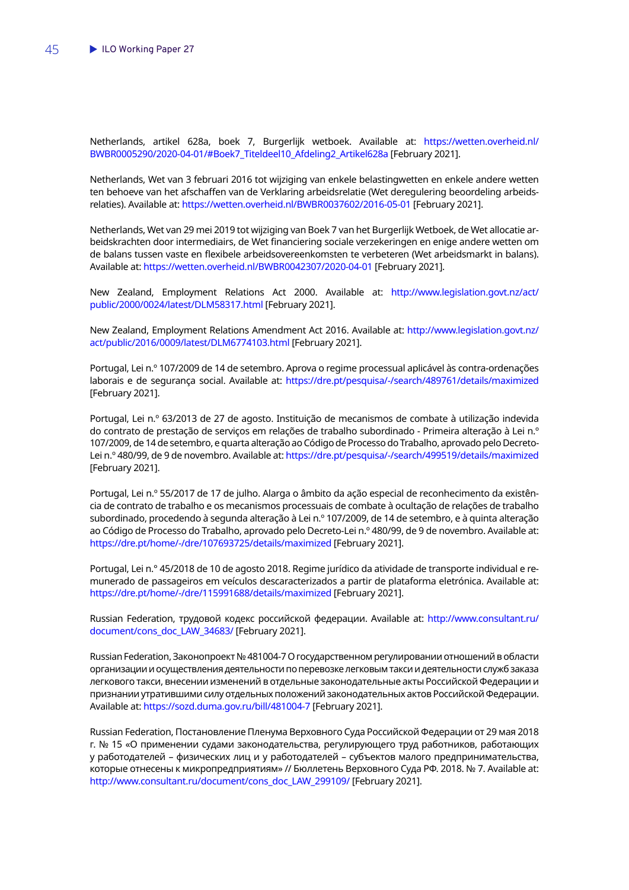Netherlands, artikel 628a, boek 7, Burgerlijk wetboek. Available at: https://wetten.overheid.nl/BWBR0005290/2020-04-01/#Boek7_Titeldeel10_Afdeling2_Artikel628a [February 2021].

Netherlands, Wet van 3 februari 2016 tot wijziging van enkele belastingwetten en enkele andere wetten ten behoeve van het afschaffen van de Verklaring arbeidsrelatie (Wet deregulering beoordeling arbeidsrelaties). Available at: https://wetten.overheid.nl/BWBR0037602/2016-05-01 [February 2021].

Netherlands, Wet van 29 mei 2019 tot wijziging van Boek 7 van het Burgerlijk Wetboek, de Wet allocatie arbeidskrachten door intermediairs, de Wet financiering sociale verzekeringen en enige andere wetten om de balans tussen vaste en flexibele arbeidsovereenkomsten te verbeteren (Wet arbeidsmarkt in balans). Available at: https://wetten.overheid.nl/BWBR0042307/2020-04-01 [February 2021].

New Zealand, Employment Relations Act 2000. Available at: http://www.legislation.govt.nz/act/public/2000/0024/latest/DLM58317.html [February 2021].

New Zealand, Employment Relations Amendment Act 2016. Available at: http://www.legislation.govt.nz/act/public/2016/0009/latest/DLM6774103.html [February 2021].

Portugal, Lei n.º 107/2009 de 14 de setembro. Aprova o regime processual aplicável às contra-ordenações laborais e de segurança social. Available at: https://dre.pt/pesquisa/-/search/489761/details/maximized [February 2021].

Portugal, Lei n.º 63/2013 de 27 de agosto. Instituição de mecanismos de combate à utilização indevida do contrato de prestação de serviços em relações de trabalho subordinado - Primeira alteração à Lei n.º 107/2009, de 14 de setembro, e quarta alteração ao Código de Processo do Trabalho, aprovado pelo Decreto-Lei n.º 480/99, de 9 de novembro. Available at: https://dre.pt/pesquisa/-/search/499519/details/maximized [February 2021].

Portugal, Lei n.º 55/2017 de 17 de julho. Alarga o âmbito da ação especial de reconhecimento da existência de contrato de trabalho e os mecanismos processuais de combate à ocultação de relações de trabalho subordinado, procedendo à segunda alteração à Lei n.º 107/2009, de 14 de setembro, e à quinta alteração ao Código de Processo do Trabalho, aprovado pelo Decreto-Lei n.º 480/99, de 9 de novembro. Available at: https://dre.pt/home/-/dre/107693725/details/maximized [February 2021].

Portugal, Lei n.º 45/2018 de 10 de agosto 2018. Regime jurídico da atividade de transporte individual e remunerado de passageiros em veículos descaracterizados a partir de plataforma eletrónica. Available at: https://dre.pt/home/-/dre/115991688/details/maximized [February 2021].

Russian Federation, трудовой кодекс российской федерации. Available at: http://www.consultant.ru/document/cons_doc_LAW_34683/ [February 2021].

Russian Federation, Законопроект № 481004-7 О государственном регулировании отношений в области организации и осуществления деятельности по перевозке легковым такси и деятельности служб заказа легкового такси, внесении изменений в отдельные законодательные акты Российской Федерации и признании утратившими силу отдельных положений законодательных актов Российской Федерации. Available at: https://sozd.duma.gov.ru/bill/481004-7 [February 2021].

Russian Federation, Постановление Пленума Верховного Суда Российской Федерации от 29 мая 2018 г. № 15 «О применении судами законодательства, регулирующего труд работников, работающих у работодателей – физических лиц и у работодателей – субъектов малого предпринимательства, которые отнесены к микропредприятиям» // Бюллетень Верховного Суда РФ. 2018. № 7. Available at: http://www.consultant.ru/document/cons_doc_LAW_299109/ [February 2021].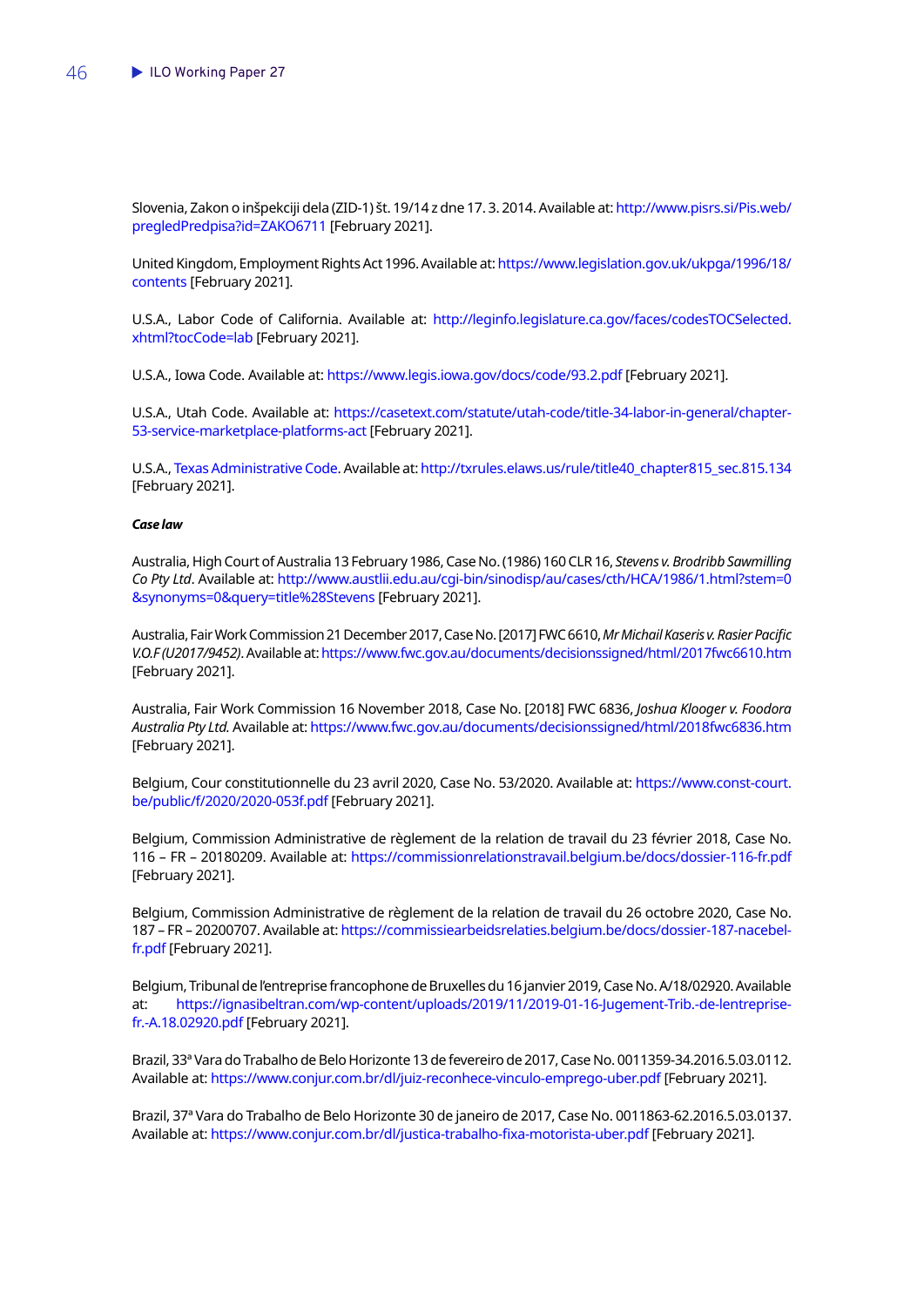Slovenia, Zakon o inšpekciji dela (ZID-1) št. 19/14 z dne 17. 3. 2014. Available at: http://www.pisrs.si/Pis.web/pregledPredpisa?id=ZAKO6711 [February 2021].

United Kingdom, Employment Rights Act 1996. Available at: https://www.legislation.gov.uk/ukpga/1996/18/contents [February 2021].

U.S.A., Labor Code of California. Available at: http://leginfo.legislature.ca.gov/faces/codesTOCSelected.xhtml?tocCode=lab [February 2021].

U.S.A., Iowa Code. Available at: https://www.legis.iowa.gov/docs/code/93.2.pdf [February 2021].

U.S.A., Utah Code. Available at: https://casetext.com/statute/utah-code/title-34-labor-in-general/chapter-53-service-marketplace-platforms-act [February 2021].

U.S.A., Texas Administrative Code. Available at: http://txrules.elaws.us/rule/title40_chapter815_sec.815.134 [February 2021].

***Case law***

Australia, High Court of Australia 13 February 1986, Case No. (1986) 160 CLR 16, *Stevens v. Brodribb Sawmilling Co Pty Ltd*. Available at: http://www.austlii.edu.au/cgi-bin/sinodisp/au/cases/cth/HCA/1986/1.html?stem=0&synonyms=0&query=title%28Stevens [February 2021].

Australia, Fair Work Commission 21 December 2017, Case No. [2017] FWC 6610, *Mr Michail Kaseris v. Rasier Pacific V.O.F (U2017/9452)*. Available at: https://www.fwc.gov.au/documents/decisionssigned/html/2017fwc6610.htm [February 2021].

Australia, Fair Work Commission 16 November 2018, Case No. [2018] FWC 6836, *Joshua Klooger v. Foodora Australia Pty Ltd.* Available at: https://www.fwc.gov.au/documents/decisionssigned/html/2018fwc6836.htm [February 2021].

Belgium, Cour constitutionnelle du 23 avril 2020, Case No. 53/2020. Available at: https://www.const-court.be/public/f/2020/2020-053f.pdf [February 2021].

Belgium, Commission Administrative de règlement de la relation de travail du 23 février 2018, Case No. 116 – FR – 20180209. Available at: https://commissionrelationstravail.belgium.be/docs/dossier-116-fr.pdf [February 2021].

Belgium, Commission Administrative de règlement de la relation de travail du 26 octobre 2020, Case No. 187 – FR – 20200707. Available at: https://commissiearbeidsrelaties.belgium.be/docs/dossier-187-nacebel-fr.pdf [February 2021].

Belgium, Tribunal de l'entreprise francophone de Bruxelles du 16 janvier 2019, Case No. A/18/02920. Available at: https://ignasibeltran.com/wp-content/uploads/2019/11/2019-01-16-Jugement-Trib.-de-lentreprise-fr.-A.18.02920.pdf [February 2021].

Brazil, 33ª Vara do Trabalho de Belo Horizonte 13 de fevereiro de 2017, Case No. 0011359-34.2016.5.03.0112. Available at: https://www.conjur.com.br/dl/juiz-reconhece-vinculo-emprego-uber.pdf [February 2021].

Brazil, 37ª Vara do Trabalho de Belo Horizonte 30 de janeiro de 2017, Case No. 0011863-62.2016.5.03.0137. Available at: https://www.conjur.com.br/dl/justica-trabalho-fixa-motorista-uber.pdf [February 2021].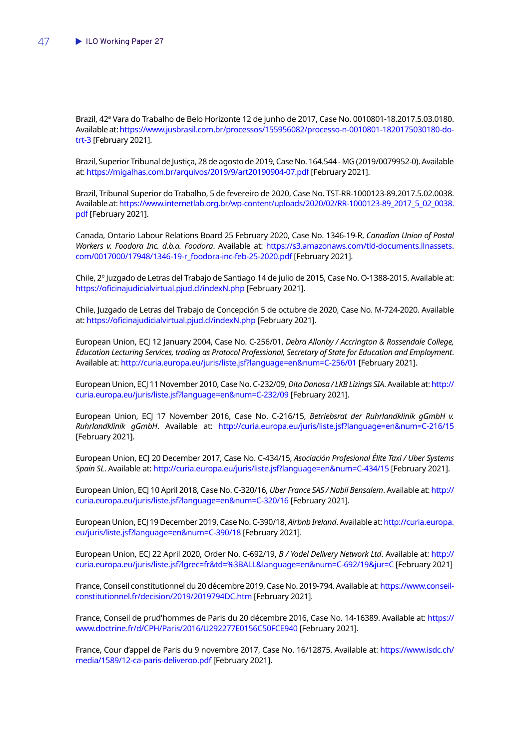Brazil, 42ª Vara do Trabalho de Belo Horizonte 12 de junho de 2017, Case No. 0010801-18.2017.5.03.0180. Available at: https://www.jusbrasil.com.br/processos/155956082/processo-n-0010801-1820175030180-do-trt-3 [February 2021].

Brazil, Superior Tribunal de Justiça, 28 de agosto de 2019, Case No. 164.544 - MG (2019/0079952-0). Available at: https://migalhas.com.br/arquivos/2019/9/art20190904-07.pdf [February 2021].

Brazil, Tribunal Superior do Trabalho, 5 de fevereiro de 2020, Case No. TST-RR-1000123-89.2017.5.02.0038. Available at: https://www.internetlab.org.br/wp-content/uploads/2020/02/RR-1000123-89_2017_5_02_0038.pdf [February 2021].

Canada, Ontario Labour Relations Board 25 February 2020, Case No. 1346-19-R, *Canadian Union of Postal Workers v. Foodora Inc. d.b.a. Foodora*. Available at: https://s3.amazonaws.com/tld-documents.llnassets.com/0017000/17948/1346-19-r_foodora-inc-feb-25-2020.pdf [February 2021].

Chile, 2º Juzgado de Letras del Trabajo de Santiago 14 de julio de 2015, Case No. O-1388-2015. Available at: https://oficinajudicialvirtual.pjud.cl/indexN.php [February 2021].

Chile, Juzgado de Letras del Trabajo de Concepción 5 de octubre de 2020, Case No. M-724-2020. Available at: https://oficinajudicialvirtual.pjud.cl/indexN.php [February 2021].

European Union, ECJ 12 January 2004, Case No. C-256/01, *Debra Allonby / Accrington & Rossendale College, Education Lecturing Services, trading as Protocol Professional, Secretary of State for Education and Employment*. Available at: http://curia.europa.eu/juris/liste.jsf?language=en&num=C-256/01 [February 2021].

European Union, ECJ 11 November 2010, Case No. C-232/09, *Dita Danosa / LKB Lizings SIA*. Available at: http://curia.europa.eu/juris/liste.jsf?language=en&num=C-232/09 [February 2021].

European Union, ECJ 17 November 2016, Case No. C-216/15, *Betriebsrat der Ruhrlandklinik gGmbH v. Ruhrlandklinik gGmbH*. Available at: http://curia.europa.eu/juris/liste.jsf?language=en&num=C-216/15 [February 2021].

European Union, ECJ 20 December 2017, Case No. C-434/15, *Asociación Profesional Élite Taxi / Uber Systems Spain SL*. Available at: http://curia.europa.eu/juris/liste.jsf?language=en&num=C-434/15 [February 2021].

European Union, ECJ 10 April 2018, Case No. C-320/16, *Uber France SAS / Nabil Bensalem*. Available at: http://curia.europa.eu/juris/liste.jsf?language=en&num=C-320/16 [February 2021].

European Union, ECJ 19 December 2019, Case No. C-390/18, *Airbnb Ireland*. Available at: http://curia.europa.eu/juris/liste.jsf?language=en&num=C-390/18 [February 2021].

European Union, ECJ 22 April 2020, Order No. C-692/19, *B / Yodel Delivery Network Ltd*. Available at: http://curia.europa.eu/juris/liste.jsf?lgrec=fr&td=%3BALL&language=en&num=C-692/19&jur=C [February 2021]

France, Conseil constitutionnel du 20 décembre 2019, Case No. 2019-794. Available at: https://www.conseil-constitutionnel.fr/decision/2019/2019794DC.htm [February 2021].

France, Conseil de prud'hommes de Paris du 20 décembre 2016, Case No. 14-16389. Available at: https://www.doctrine.fr/d/CPH/Paris/2016/U292277E0156C50FCE940 [February 2021].

France, Cour d'appel de Paris du 9 novembre 2017, Case No. 16/12875. Available at: https://www.isdc.ch/media/1589/12-ca-paris-deliveroo.pdf [February 2021].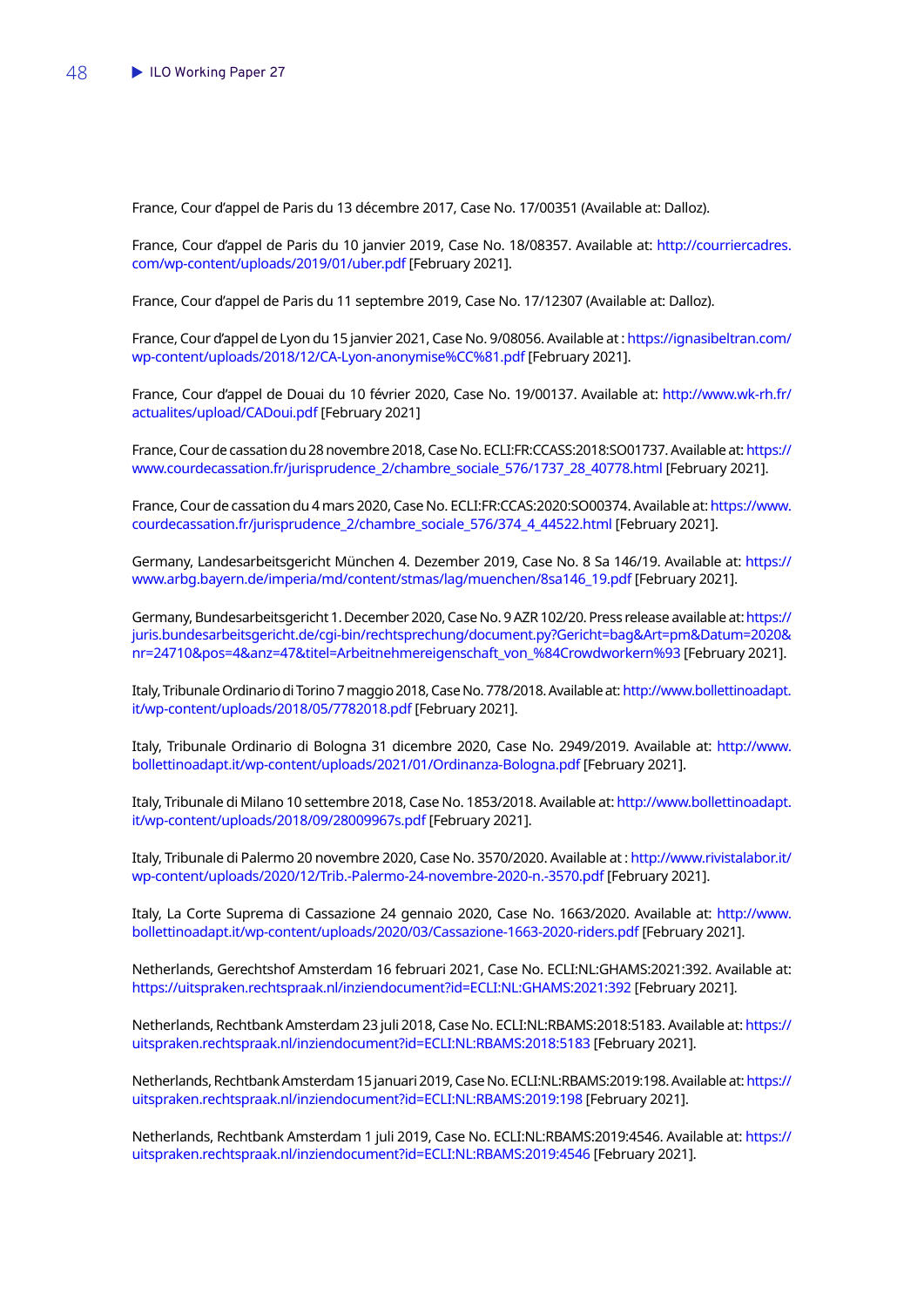France, Cour d'appel de Paris du 13 décembre 2017, Case No. 17/00351 (Available at: Dalloz).

France, Cour d'appel de Paris du 10 janvier 2019, Case No. 18/08357. Available at: http://courriercadres.com/wp-content/uploads/2019/01/uber.pdf [February 2021].

France, Cour d'appel de Paris du 11 septembre 2019, Case No. 17/12307 (Available at: Dalloz).

France, Cour d'appel de Lyon du 15 janvier 2021, Case No. 9/08056. Available at : https://ignasibeltran.com/wp-content/uploads/2018/12/CA-Lyon-anonymise%CC%81.pdf [February 2021].

France, Cour d'appel de Douai du 10 février 2020, Case No. 19/00137. Available at: http://www.wk-rh.fr/actualites/upload/CADoui.pdf [February 2021]

France, Cour de cassation du 28 novembre 2018, Case No. ECLI:FR:CCASS:2018:SO01737. Available at: https://www.courdecassation.fr/jurisprudence_2/chambre_sociale_576/1737_28_40778.html [February 2021].

France, Cour de cassation du 4 mars 2020, Case No. ECLI:FR:CCAS:2020:SO00374. Available at: https://www.courdecassation.fr/jurisprudence_2/chambre_sociale_576/374_4_44522.html [February 2021].

Germany, Landesarbeitsgericht München 4. Dezember 2019, Case No. 8 Sa 146/19. Available at: https://www.arbg.bayern.de/imperia/md/content/stmas/lag/muenchen/8sa146_19.pdf [February 2021].

Germany, Bundesarbeitsgericht 1. December 2020, Case No. 9 AZR 102/20. Press release available at: https://juris.bundesarbeitsgericht.de/cgi-bin/rechtsprechung/document.py?Gericht=bag&Art=pm&Datum=2020&nr=24710&pos=4&anz=47&titel=Arbeitnehmereigenschaft_von_%84Crowdworkern%93 [February 2021].

Italy, Tribunale Ordinario di Torino 7 maggio 2018, Case No. 778/2018. Available at: http://www.bollettinoadapt.it/wp-content/uploads/2018/05/7782018.pdf [February 2021].

Italy, Tribunale Ordinario di Bologna 31 dicembre 2020, Case No. 2949/2019. Available at: http://www.bollettinoadapt.it/wp-content/uploads/2021/01/Ordinanza-Bologna.pdf [February 2021].

Italy, Tribunale di Milano 10 settembre 2018, Case No. 1853/2018. Available at: http://www.bollettinoadapt.it/wp-content/uploads/2018/09/28009967s.pdf [February 2021].

Italy, Tribunale di Palermo 20 novembre 2020, Case No. 3570/2020. Available at : http://www.rivistalabor.it/wp-content/uploads/2020/12/Trib.-Palermo-24-novembre-2020-n.-3570.pdf [February 2021].

Italy, La Corte Suprema di Cassazione 24 gennaio 2020, Case No. 1663/2020. Available at: http://www.bollettinoadapt.it/wp-content/uploads/2020/03/Cassazione-1663-2020-riders.pdf [February 2021].

Netherlands, Gerechtshof Amsterdam 16 februari 2021, Case No. ECLI:NL:GHAMS:2021:392. Available at: https://uitspraken.rechtspraak.nl/inziendocument?id=ECLI:NL:GHAMS:2021:392 [February 2021].

Netherlands, Rechtbank Amsterdam 23 juli 2018, Case No. ECLI:NL:RBAMS:2018:5183. Available at: https://uitspraken.rechtspraak.nl/inziendocument?id=ECLI:NL:RBAMS:2018:5183 [February 2021].

Netherlands, Rechtbank Amsterdam 15 januari 2019, Case No. ECLI:NL:RBAMS:2019:198. Available at: https://uitspraken.rechtspraak.nl/inziendocument?id=ECLI:NL:RBAMS:2019:198 [February 2021].

Netherlands, Rechtbank Amsterdam 1 juli 2019, Case No. ECLI:NL:RBAMS:2019:4546. Available at: https://uitspraken.rechtspraak.nl/inziendocument?id=ECLI:NL:RBAMS:2019:4546 [February 2021].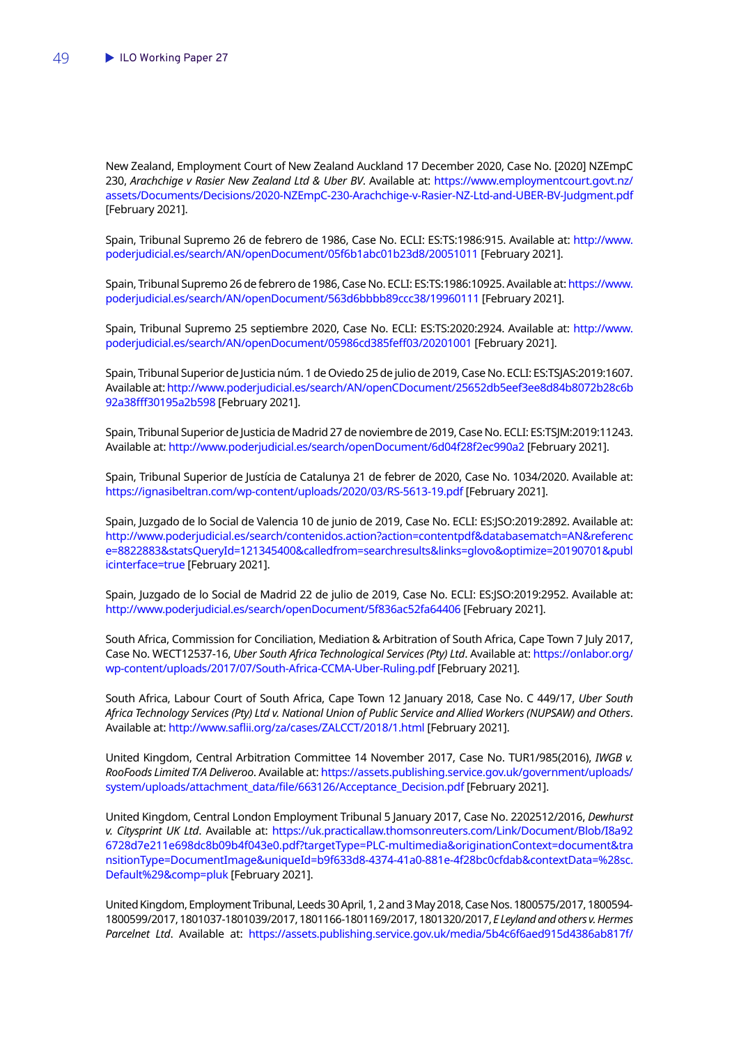New Zealand, Employment Court of New Zealand Auckland 17 December 2020, Case No. [2020] NZEmpC 230, *Arachchige v Rasier New Zealand Ltd & Uber BV*. Available at: https://www.employmentcourt.govt.nz/assets/Documents/Decisions/2020-NZEmpC-230-Arachchige-v-Rasier-NZ-Ltd-and-UBER-BV-Judgment.pdf [February 2021].

Spain, Tribunal Supremo 26 de febrero de 1986, Case No. ECLI: ES:TS:1986:915. Available at: http://www.poderjudicial.es/search/AN/openDocument/05f6b1abc01b23d8/20051011 [February 2021].

Spain, Tribunal Supremo 26 de febrero de 1986, Case No. ECLI: ES:TS:1986:10925. Available at: https://www.poderjudicial.es/search/AN/openDocument/563d6bbbb89ccc38/19960111 [February 2021].

Spain, Tribunal Supremo 25 septiembre 2020, Case No. ECLI: ES:TS:2020:2924. Available at: http://www.poderjudicial.es/search/AN/openDocument/05986cd385feff03/20201001 [February 2021].

Spain, Tribunal Superior de Justicia núm. 1 de Oviedo 25 de julio de 2019, Case No. ECLI: ES:TSJAS:2019:1607. Available at: http://www.poderjudicial.es/search/AN/openCDocument/25652db5eef3ee8d84b8072b28c6b92a38fff30195a2b598 [February 2021].

Spain, Tribunal Superior de Justicia de Madrid 27 de noviembre de 2019, Case No. ECLI: ES:TSJM:2019:11243. Available at: http://www.poderjudicial.es/search/openDocument/6d04f28f2ec990a2 [February 2021].

Spain, Tribunal Superior de Justícia de Catalunya 21 de febrer de 2020, Case No. 1034/2020. Available at: https://ignasibeltran.com/wp-content/uploads/2020/03/RS-5613-19.pdf [February 2021].

Spain, Juzgado de lo Social de Valencia 10 de junio de 2019, Case No. ECLI: ES:JSO:2019:2892. Available at: http://www.poderjudicial.es/search/contenidos.action?action=contentpdf&databasematch=AN&reference=8822883&statsQueryId=121345400&calledfrom=searchresults&links=glovo&optimize=20190701&publicinterface=true [February 2021].

Spain, Juzgado de lo Social de Madrid 22 de julio de 2019, Case No. ECLI: ES:JSO:2019:2952. Available at: http://www.poderjudicial.es/search/openDocument/5f836ac52fa64406 [February 2021].

South Africa, Commission for Conciliation, Mediation & Arbitration of South Africa, Cape Town 7 July 2017, Case No. WECT12537-16, *Uber South Africa Technological Services (Pty) Ltd*. Available at: https://onlabor.org/wp-content/uploads/2017/07/South-Africa-CCMA-Uber-Ruling.pdf [February 2021].

South Africa, Labour Court of South Africa, Cape Town 12 January 2018, Case No. C 449/17, *Uber South Africa Technology Services (Pty) Ltd v. National Union of Public Service and Allied Workers (NUPSAW) and Others*. Available at: http://www.saflii.org/za/cases/ZALCCT/2018/1.html [February 2021].

United Kingdom, Central Arbitration Committee 14 November 2017, Case No. TUR1/985(2016), *IWGB v. RooFoods Limited T/A Deliveroo*. Available at: https://assets.publishing.service.gov.uk/government/uploads/system/uploads/attachment_data/file/663126/Acceptance_Decision.pdf [February 2021].

United Kingdom, Central London Employment Tribunal 5 January 2017, Case No. 2202512/2016, *Dewhurst v. Citysprint UK Ltd*. Available at: https://uk.practicallaw.thomsonreuters.com/Link/Document/Blob/I8a926728d7e211e698dc8b09b4f043e0.pdf?targetType=PLC-multimedia&originationContext=document&transitionType=DocumentImage&uniqueId=b9f633d8-4374-41a0-881e-4f28bc0cfdab&contextData=%28sc.Default%29&comp=pluk [February 2021].

United Kingdom, Employment Tribunal, Leeds 30 April, 1, 2 and 3 May 2018, Case Nos. 1800575/2017, 1800594-1800599/2017, 1801037-1801039/2017, 1801166-1801169/2017, 1801320/2017, *E Leyland and others v. Hermes Parcelnet Ltd*. Available at: https://assets.publishing.service.gov.uk/media/5b4c6f6aed915d4386ab817f/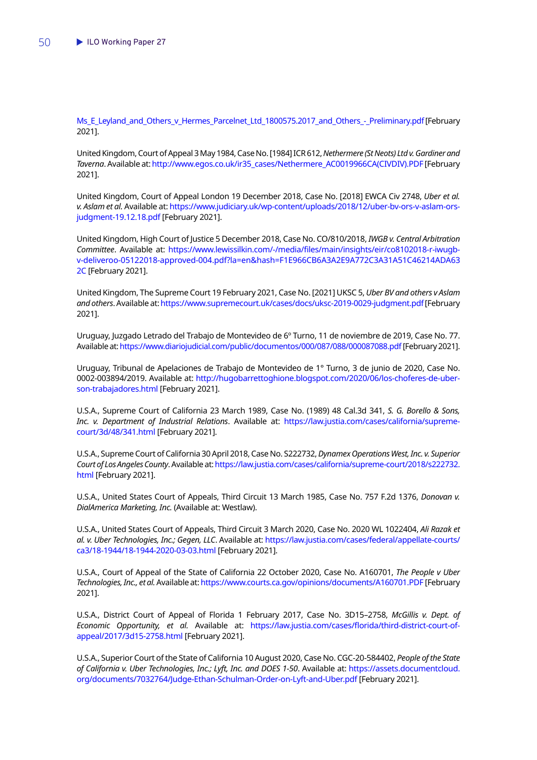Ms_E_Leyland_and_Others_v_Hermes_Parcelnet_Ltd_1800575.2017_and_Others_-_Preliminary.pdf [February 2021].

United Kingdom, Court of Appeal 3 May 1984, Case No. [1984] ICR 612, *Nethermere (St Neots) Ltd v. Gardiner and Taverna*. Available at: http://www.egos.co.uk/ir35_cases/Nethermere_AC0019966CA(CIVDIV).PDF [February 2021].

United Kingdom, Court of Appeal London 19 December 2018, Case No. [2018] EWCA Civ 2748, *Uber et al. v. Aslam et al.* Available at: https://www.judiciary.uk/wp-content/uploads/2018/12/uber-bv-ors-v-aslam-ors-judgment-19.12.18.pdf [February 2021].

United Kingdom, High Court of Justice 5 December 2018, Case No. CO/810/2018, *IWGB v. Central Arbitration Committee*. Available at: https://www.lewissilkin.com/-/media/files/main/insights/eir/co8102018-r-iwugb-v-deliveroo-05122018-approved-004.pdf?la=en&hash=F1E966CB6A3A2E9A772C3A31A51C46214ADA632C [February 2021].

United Kingdom, The Supreme Court 19 February 2021, Case No. [2021] UKSC 5, *Uber BV and others v Aslam and others*. Available at: https://www.supremecourt.uk/cases/docs/uksc-2019-0029-judgment.pdf [February 2021].

Uruguay, Juzgado Letrado del Trabajo de Montevideo de 6º Turno, 11 de noviembre de 2019, Case No. 77. Available at: https://www.diariojudicial.com/public/documentos/000/087/088/000087088.pdf [February 2021].

Uruguay, Tribunal de Apelaciones de Trabajo de Montevideo de 1º Turno, 3 de junio de 2020, Case No. 0002-003894/2019. Available at: http://hugobarrettoghione.blogspot.com/2020/06/los-choferes-de-uber-son-trabajadores.html [February 2021].

U.S.A., Supreme Court of California 23 March 1989, Case No. (1989) 48 Cal.3d 341, *S. G. Borello & Sons, Inc. v. Department of Industrial Relations*. Available at: https://law.justia.com/cases/california/supreme-court/3d/48/341.html [February 2021].

U.S.A., Supreme Court of California 30 April 2018, Case No. S222732, *Dynamex Operations West, Inc. v. Superior Court of Los Angeles County*. Available at: https://law.justia.com/cases/california/supreme-court/2018/s222732.html [February 2021].

U.S.A., United States Court of Appeals, Third Circuit 13 March 1985, Case No. 757 F.2d 1376, *Donovan v. DialAmerica Marketing, Inc.* (Available at: Westlaw).

U.S.A., United States Court of Appeals, Third Circuit 3 March 2020, Case No. 2020 WL 1022404, *Ali Razak et al. v. Uber Technologies, Inc.; Gegen, LLC*. Available at: https://law.justia.com/cases/federal/appellate-courts/ca3/18-1944/18-1944-2020-03-03.html [February 2021].

U.S.A., Court of Appeal of the State of California 22 October 2020, Case No. A160701, *The People v Uber Technologies, Inc., et al.* Available at: https://www.courts.ca.gov/opinions/documents/A160701.PDF [February 2021].

U.S.A., District Court of Appeal of Florida 1 February 2017, Case No. 3D15–2758, *McGillis v. Dept. of Economic Opportunity, et al.* Available at: https://law.justia.com/cases/florida/third-district-court-of-appeal/2017/3d15-2758.html [February 2021].

U.S.A., Superior Court of the State of California 10 August 2020, Case No. CGC-20-584402, *People of the State of California v. Uber Technologies, Inc.; Lyft, Inc. and DOES 1-50*. Available at: https://assets.documentcloud.org/documents/7032764/Judge-Ethan-Schulman-Order-on-Lyft-and-Uber.pdf [February 2021].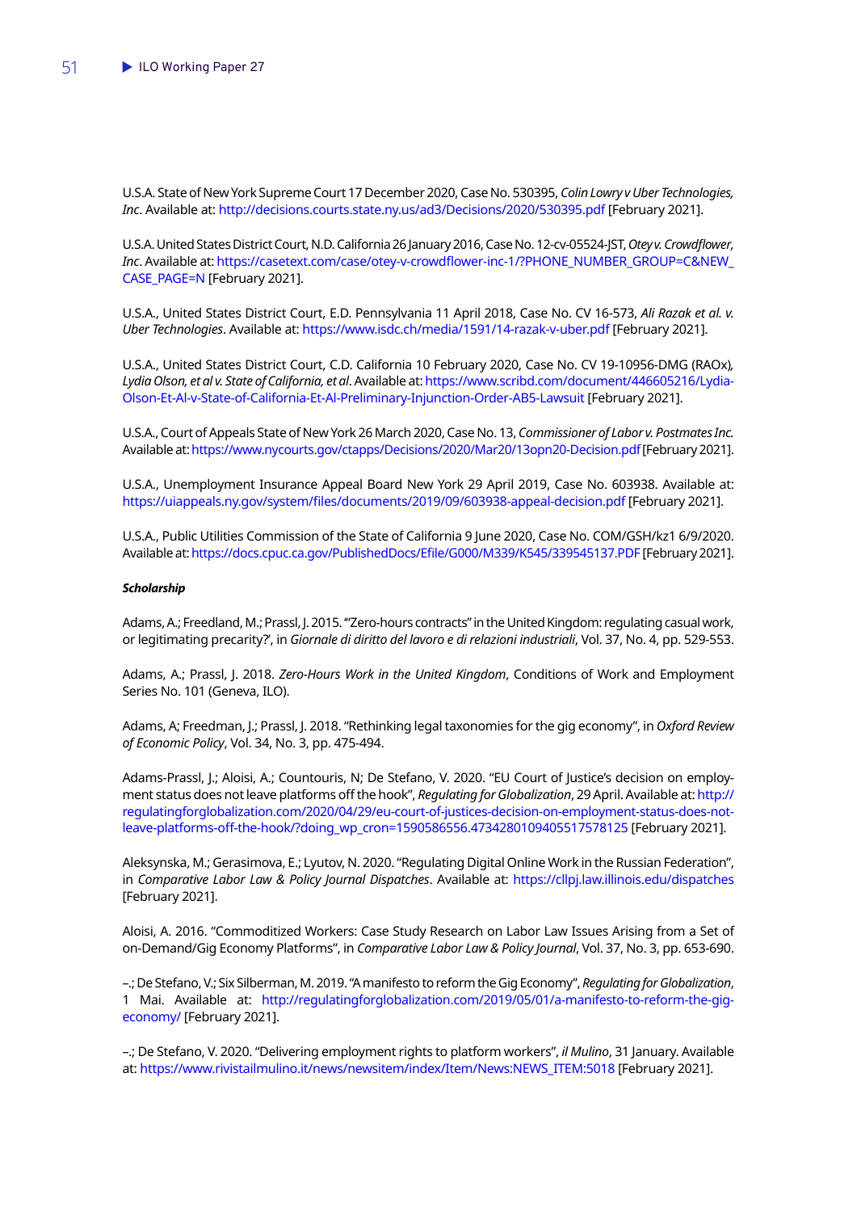U.S.A. State of New York Supreme Court 17 December 2020, Case No. 530395, *Colin Lowry v Uber Technologies, Inc*. Available at: http://decisions.courts.state.ny.us/ad3/Decisions/2020/530395.pdf [February 2021].

U.S.A. United States District Court, N.D. California 26 January 2016, Case No. 12-cv-05524-JST, *Otey v. Crowdflower, Inc*. Available at: https://casetext.com/case/otey-v-crowdflower-inc-1/?PHONE_NUMBER_GROUP=C&NEW_CASE_PAGE=N [February 2021].

U.S.A., United States District Court, E.D. Pennsylvania 11 April 2018, Case No. CV 16-573, *Ali Razak et al. v. Uber Technologies*. Available at: https://www.isdc.ch/media/1591/14-razak-v-uber.pdf [February 2021].

U.S.A., United States District Court, C.D. California 10 February 2020, Case No. CV 19-10956-DMG (RAOx), *Lydia Olson, et al v. State of California, et al*. Available at: https://www.scribd.com/document/446605216/Lydia-Olson-Et-Al-v-State-of-California-Et-Al-Preliminary-Injunction-Order-AB5-Lawsuit [February 2021].

U.S.A., Court of Appeals State of New York 26 March 2020, Case No. 13, *Commissioner of Labor v. Postmates Inc.* Available at: https://www.nycourts.gov/ctapps/Decisions/2020/Mar20/13opn20-Decision.pdf [February 2021].

U.S.A., Unemployment Insurance Appeal Board New York 29 April 2019, Case No. 603938. Available at: https://uiappeals.ny.gov/system/files/documents/2019/09/603938-appeal-decision.pdf [February 2021].

U.S.A., Public Utilities Commission of the State of California 9 June 2020, Case No. COM/GSH/kz1 6/9/2020. Available at: https://docs.cpuc.ca.gov/PublishedDocs/Efile/G000/M339/K545/339545137.PDF [February 2021].

***Scholarship***

Adams, A.; Freedland, M.; Prassl, J. 2015. "'Zero-hours contracts" in the United Kingdom: regulating casual work, or legitimating precarity?', in *Giornale di diritto del lavoro e di relazioni industriali*, Vol. 37, No. 4, pp. 529-553.

Adams, A.; Prassl, J. 2018. *Zero-Hours Work in the United Kingdom*, Conditions of Work and Employment Series No. 101 (Geneva, ILO).

Adams, A; Freedman, J.; Prassl, J. 2018. "Rethinking legal taxonomies for the gig economy", in *Oxford Review of Economic Policy*, Vol. 34, No. 3, pp. 475-494.

Adams-Prassl, J.; Aloisi, A.; Countouris, N; De Stefano, V. 2020. "EU Court of Justice's decision on employment status does not leave platforms off the hook", *Regulating for Globalization*, 29 April. Available at: http://regulatingforglobalization.com/2020/04/29/eu-court-of-justices-decision-on-employment-status-does-not-leave-platforms-off-the-hook/?doing_wp_cron=1590586556.4734280109405517578125 [February 2021].

Aleksynska, M.; Gerasimova, E.; Lyutov, N. 2020. "Regulating Digital Online Work in the Russian Federation", in *Comparative Labor Law & Policy Journal Dispatches*. Available at: https://cllpj.law.illinois.edu/dispatches [February 2021].

Aloisi, A. 2016. "Commoditized Workers: Case Study Research on Labor Law Issues Arising from a Set of on-Demand/Gig Economy Platforms", in *Comparative Labor Law & Policy Journal*, Vol. 37, No. 3, pp. 653-690.

–.; De Stefano, V.; Six Silberman, M. 2019. "A manifesto to reform the Gig Economy", *Regulating for Globalization*, 1 Mai. Available at: http://regulatingforglobalization.com/2019/05/01/a-manifesto-to-reform-the-gig-economy/ [February 2021].

–.; De Stefano, V. 2020. "Delivering employment rights to platform workers", *il Mulino*, 31 January. Available at: https://www.rivistailmulino.it/news/newsitem/index/Item/News:NEWS_ITEM:5018 [February 2021].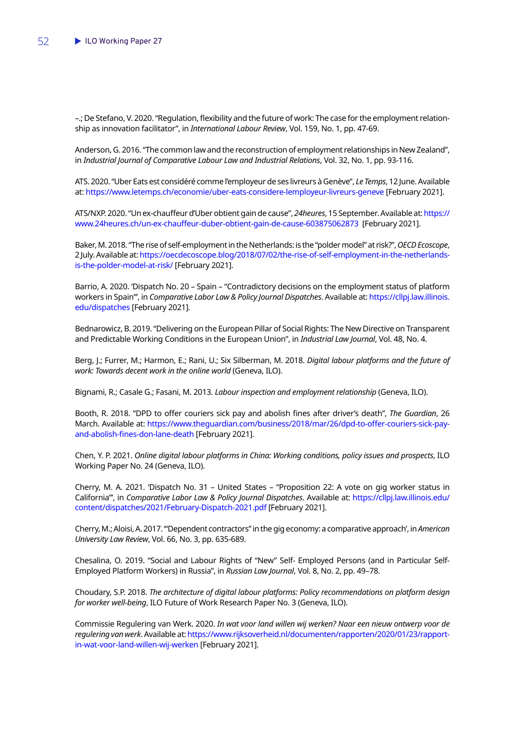–.; De Stefano, V. 2020. "Regulation, flexibility and the future of work: The case for the employment relationship as innovation facilitator", in *International Labour Review*, Vol. 159, No. 1, pp. 47-69.

Anderson, G. 2016. "The common law and the reconstruction of employment relationships in New Zealand", in *Industrial Journal of Comparative Labour Law and Industrial Relations*, Vol. 32, No. 1, pp. 93-116.

ATS. 2020. "Uber Eats est considéré comme l'employeur de ses livreurs à Genève", *Le Temps*, 12 June. Available at: https://www.letemps.ch/economie/uber-eats-considere-lemployeur-livreurs-geneve [February 2021].

ATS/NXP. 2020. "Un ex-chauffeur d'Uber obtient gain de cause", *24heures*, 15 September. Available at: https://www.24heures.ch/un-ex-chauffeur-duber-obtient-gain-de-cause-603875062873 [February 2021].

Baker, M. 2018. "The rise of self-employment in the Netherlands: is the "polder model" at risk?", *OECD Ecoscope*, 2 July. Available at: https://oecdecoscope.blog/2018/07/02/the-rise-of-self-employment-in-the-netherlands-is-the-polder-model-at-risk/ [February 2021].

Barrio, A. 2020. 'Dispatch No. 20 – Spain – "Contradictory decisions on the employment status of platform workers in Spain"', in *Comparative Labor Law & Policy Journal Dispatches*. Available at: https://cllpj.law.illinois.edu/dispatches [February 2021].

Bednarowicz, B. 2019. "Delivering on the European Pillar of Social Rights: The New Directive on Transparent and Predictable Working Conditions in the European Union", in *Industrial Law Journal*, Vol. 48, No. 4.

Berg, J.; Furrer, M.; Harmon, E.; Rani, U.; Six Silberman, M. 2018. *Digital labour platforms and the future of work: Towards decent work in the online world* (Geneva, ILO).

Bignami, R.; Casale G.; Fasani, M. 2013. *Labour inspection and employment relationship* (Geneva, ILO).

Booth, R. 2018. "DPD to offer couriers sick pay and abolish fines after driver's death", *The Guardian*, 26 March. Available at: https://www.theguardian.com/business/2018/mar/26/dpd-to-offer-couriers-sick-pay-and-abolish-fines-don-lane-death [February 2021].

Chen, Y. P. 2021. *Online digital labour platforms in China: Working conditions, policy issues and prospects*, ILO Working Paper No. 24 (Geneva, ILO).

Cherry, M. A. 2021. 'Dispatch No. 31 – United States – "Proposition 22: A vote on gig worker status in California"', in *Comparative Labor Law & Policy Journal Dispatches*. Available at: https://cllpj.law.illinois.edu/content/dispatches/2021/February-Dispatch-2021.pdf [February 2021].

Cherry, M.; Aloisi, A. 2017. '"Dependent contractors" in the gig economy: a comparative approach', in *American University Law Review*, Vol. 66, No. 3, pp. 635-689.

Chesalina, O. 2019. "Social and Labour Rights of "New" Self- Employed Persons (and in Particular Self-Employed Platform Workers) in Russia", in *Russian Law Journal*, Vol. 8, No. 2, pp. 49–78.

Choudary, S.P. 2018. *The architecture of digital labour platforms: Policy recommendations on platform design for worker well-being*, ILO Future of Work Research Paper No. 3 (Geneva, ILO).

Commissie Regulering van Werk. 2020. *In wat voor land willen wij werken? Naar een nieuw ontwerp voor de regulering van werk*. Available at: https://www.rijksoverheid.nl/documenten/rapporten/2020/01/23/rapport-in-wat-voor-land-willen-wij-werken [February 2021].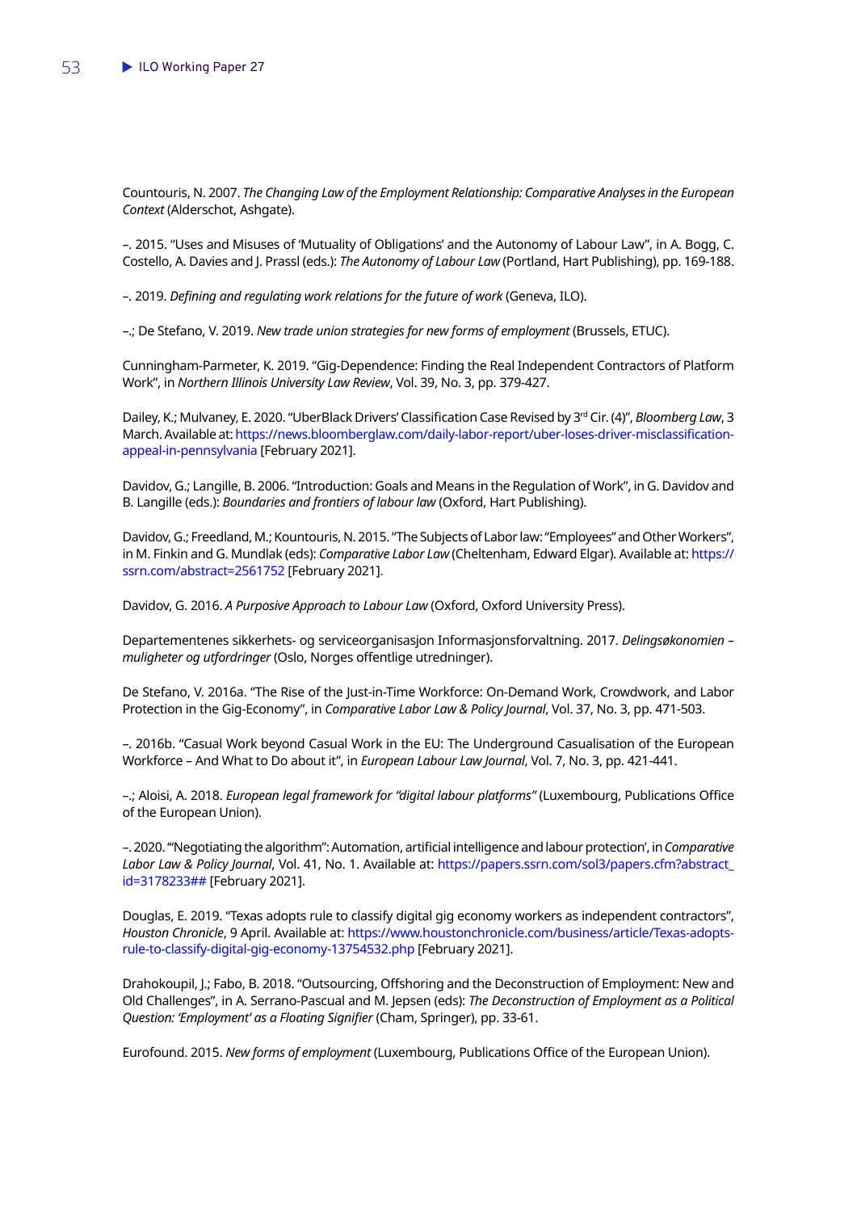Countouris, N. 2007. *The Changing Law of the Employment Relationship: Comparative Analyses in the European Context* (Alderschot, Ashgate).

–. 2015. "Uses and Misuses of 'Mutuality of Obligations' and the Autonomy of Labour Law", in A. Bogg, C. Costello, A. Davies and J. Prassl (eds.): *The Autonomy of Labour Law* (Portland, Hart Publishing), pp. 169-188.

–. 2019. *Defining and regulating work relations for the future of work* (Geneva, ILO).

–.; De Stefano, V. 2019. *New trade union strategies for new forms of employment* (Brussels, ETUC).

Cunningham-Parmeter, K. 2019. "Gig-Dependence: Finding the Real Independent Contractors of Platform Work", in *Northern Illinois University Law Review*, Vol. 39, No. 3, pp. 379-427.

Dailey, K.; Mulvaney, E. 2020. "UberBlack Drivers' Classification Case Revised by 3rd Cir. (4)", *Bloomberg Law*, 3 March. Available at: https://news.bloomberglaw.com/daily-labor-report/uber-loses-driver-misclassification-appeal-in-pennsylvania [February 2021].

Davidov, G.; Langille, B. 2006. "Introduction: Goals and Means in the Regulation of Work", in G. Davidov and B. Langille (eds.): *Boundaries and frontiers of labour law* (Oxford, Hart Publishing).

Davidov, G.; Freedland, M.; Kountouris, N. 2015. "The Subjects of Labor law: "Employees" and Other Workers", in M. Finkin and G. Mundlak (eds): *Comparative Labor Law* (Cheltenham, Edward Elgar). Available at: https://ssrn.com/abstract=2561752 [February 2021].

Davidov, G. 2016. *A Purposive Approach to Labour Law* (Oxford, Oxford University Press).

Departementenes sikkerhets- og serviceorganisasjon Informasjonsforvaltning. 2017. *Delingsøkonomien – muligheter og utfordringer* (Oslo, Norges offentlige utredninger).

De Stefano, V. 2016a. "The Rise of the Just-in-Time Workforce: On-Demand Work, Crowdwork, and Labor Protection in the Gig-Economy", in *Comparative Labor Law & Policy Journal*, Vol. 37, No. 3, pp. 471-503.

–. 2016b. "Casual Work beyond Casual Work in the EU: The Underground Casualisation of the European Workforce – And What to Do about it", in *European Labour Law Journal*, Vol. 7, No. 3, pp. 421-441.

–.; Aloisi, A. 2018. *European legal framework for "digital labour platforms"* (Luxembourg, Publications Office of the European Union).

–. 2020. "'Negotiating the algorithm": Automation, artificial intelligence and labour protection', in *Comparative Labor Law & Policy Journal*, Vol. 41, No. 1. Available at: https://papers.ssrn.com/sol3/papers.cfm?abstract_id=3178233## [February 2021].

Douglas, E. 2019. "Texas adopts rule to classify digital gig economy workers as independent contractors", *Houston Chronicle*, 9 April. Available at: https://www.houstonchronicle.com/business/article/Texas-adopts-rule-to-classify-digital-gig-economy-13754532.php [February 2021].

Drahokoupil, J.; Fabo, B. 2018. "Outsourcing, Offshoring and the Deconstruction of Employment: New and Old Challenges", in A. Serrano-Pascual and M. Jepsen (eds): *The Deconstruction of Employment as a Political Question: 'Employment' as a Floating Signifier* (Cham, Springer), pp. 33-61.

Eurofound. 2015. *New forms of employment* (Luxembourg, Publications Office of the European Union).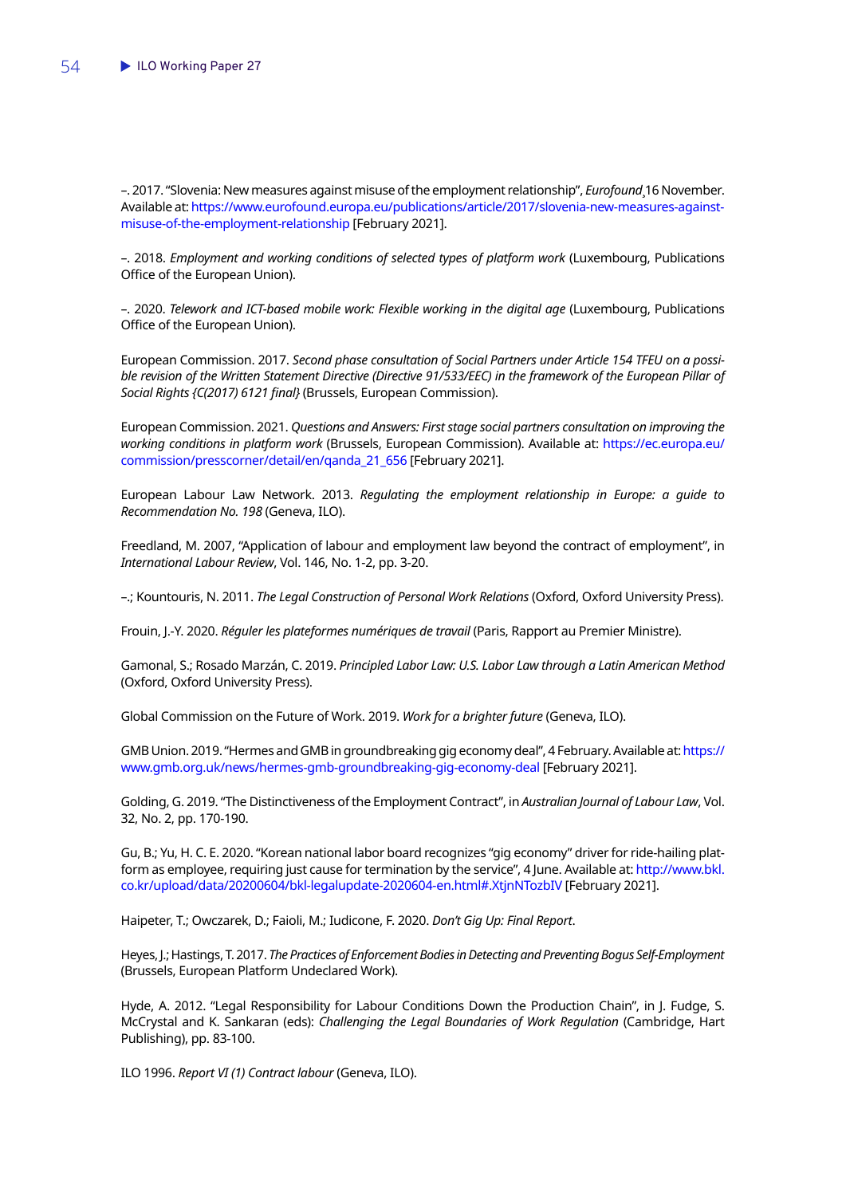–. 2017. "Slovenia: New measures against misuse of the employment relationship", *Eurofound*¸16 November. Available at: https://www.eurofound.europa.eu/publications/article/2017/slovenia-new-measures-against-misuse-of-the-employment-relationship [February 2021].

–. 2018. *Employment and working conditions of selected types of platform work* (Luxembourg, Publications Office of the European Union).

–. 2020. *Telework and ICT-based mobile work: Flexible working in the digital age* (Luxembourg, Publications Office of the European Union).

European Commission. 2017. *Second phase consultation of Social Partners under Article 154 TFEU on a possible revision of the Written Statement Directive (Directive 91/533/EEC) in the framework of the European Pillar of Social Rights {C(2017) 6121 final}* (Brussels, European Commission).

European Commission. 2021. *Questions and Answers: First stage social partners consultation on improving the working conditions in platform work* (Brussels, European Commission). Available at: https://ec.europa.eu/commission/presscorner/detail/en/qanda_21_656 [February 2021].

European Labour Law Network. 2013. *Regulating the employment relationship in Europe: a guide to Recommendation No. 198* (Geneva, ILO).

Freedland, M. 2007, "Application of labour and employment law beyond the contract of employment", in *International Labour Review*, Vol. 146, No. 1-2, pp. 3-20.

–.; Kountouris, N. 2011. *The Legal Construction of Personal Work Relations* (Oxford, Oxford University Press).

Frouin, J.-Y. 2020. *Réguler les plateformes numériques de travail* (Paris, Rapport au Premier Ministre).

Gamonal, S.; Rosado Marzán, C. 2019. *Principled Labor Law: U.S. Labor Law through a Latin American Method* (Oxford, Oxford University Press).

Global Commission on the Future of Work. 2019. *Work for a brighter future* (Geneva, ILO).

GMB Union. 2019. "Hermes and GMB in groundbreaking gig economy deal", 4 February. Available at: https://www.gmb.org.uk/news/hermes-gmb-groundbreaking-gig-economy-deal [February 2021].

Golding, G. 2019. "The Distinctiveness of the Employment Contract", in *Australian Journal of Labour Law*, Vol. 32, No. 2, pp. 170-190.

Gu, B.; Yu, H. C. E. 2020. "Korean national labor board recognizes "gig economy" driver for ride-hailing platform as employee, requiring just cause for termination by the service", 4 June. Available at: http://www.bkl.co.kr/upload/data/20200604/bkl-legalupdate-2020604-en.html#.XtjnNTozbIV [February 2021].

Haipeter, T.; Owczarek, D.; Faioli, M.; Iudicone, F. 2020. *Don't Gig Up: Final Report*.

Heyes, J.; Hastings, T. 2017. *The Practices of Enforcement Bodies in Detecting and Preventing Bogus Self-Employment* (Brussels, European Platform Undeclared Work).

Hyde, A. 2012. "Legal Responsibility for Labour Conditions Down the Production Chain", in J. Fudge, S. McCrystal and K. Sankaran (eds): *Challenging the Legal Boundaries of Work Regulation* (Cambridge, Hart Publishing), pp. 83-100.

ILO 1996. *Report VI (1) Contract labour* (Geneva, ILO).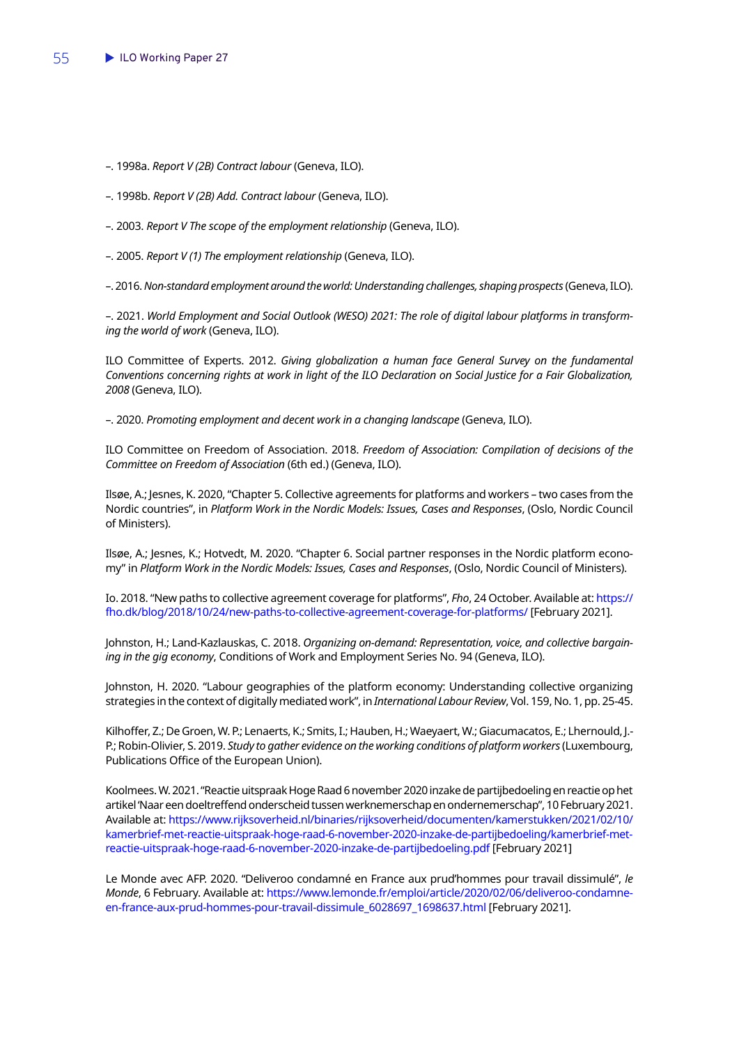–. 1998a. *Report V (2B) Contract labour* (Geneva, ILO).

–. 1998b. *Report V (2B) Add. Contract labour* (Geneva, ILO).

–. 2003. *Report V The scope of the employment relationship* (Geneva, ILO).

–. 2005. *Report V (1) The employment relationship* (Geneva, ILO).

–. 2016. *Non-standard employment around the world: Understanding challenges, shaping prospects* (Geneva, ILO).

–. 2021. *World Employment and Social Outlook (WESO) 2021: The role of digital labour platforms in transforming the world of work* (Geneva, ILO).

ILO Committee of Experts. 2012. *Giving globalization a human face General Survey on the fundamental Conventions concerning rights at work in light of the ILO Declaration on Social Justice for a Fair Globalization, 2008* (Geneva, ILO).

–. 2020. *Promoting employment and decent work in a changing landscape* (Geneva, ILO).

ILO Committee on Freedom of Association. 2018. *Freedom of Association: Compilation of decisions of the Committee on Freedom of Association* (6th ed.) (Geneva, ILO).

Ilsøe, A.; Jesnes, K. 2020, "Chapter 5. Collective agreements for platforms and workers – two cases from the Nordic countries", in *Platform Work in the Nordic Models: Issues, Cases and Responses*, (Oslo, Nordic Council of Ministers).

Ilsøe, A.; Jesnes, K.; Hotvedt, M. 2020. "Chapter 6. Social partner responses in the Nordic platform economy" in *Platform Work in the Nordic Models: Issues, Cases and Responses*, (Oslo, Nordic Council of Ministers).

Io. 2018. "New paths to collective agreement coverage for platforms", *Fho*, 24 October. Available at: https://fho.dk/blog/2018/10/24/new-paths-to-collective-agreement-coverage-for-platforms/ [February 2021].

Johnston, H.; Land-Kazlauskas, C. 2018. *Organizing on-demand: Representation, voice, and collective bargaining in the gig economy*, Conditions of Work and Employment Series No. 94 (Geneva, ILO).

Johnston, H. 2020. "Labour geographies of the platform economy: Understanding collective organizing strategies in the context of digitally mediated work", in *International Labour Review*, Vol. 159, No. 1, pp. 25-45.

Kilhoffer, Z.; De Groen, W. P.; Lenaerts, K.; Smits, I.; Hauben, H.; Waeyaert, W.; Giacumacatos, E.; Lhernould, J.-P.; Robin-Olivier, S. 2019. *Study to gather evidence on the working conditions of platform workers* (Luxembourg, Publications Office of the European Union).

Koolmees. W. 2021. "Reactie uitspraak Hoge Raad 6 november 2020 inzake de partijbedoeling en reactie op het artikel 'Naar een doeltreffend onderscheid tussen werknemerschap en ondernemerschap", 10 February 2021. Available at: https://www.rijksoverheid.nl/binaries/rijksoverheid/documenten/kamerstukken/2021/02/10/kamerbrief-met-reactie-uitspraak-hoge-raad-6-november-2020-inzake-de-partijbedoeling/kamerbrief-met-reactie-uitspraak-hoge-raad-6-november-2020-inzake-de-partijbedoeling.pdf [February 2021]

Le Monde avec AFP. 2020. "Deliveroo condamné en France aux prud'hommes pour travail dissimulé", *le Monde*, 6 February. Available at: https://www.lemonde.fr/emploi/article/2020/02/06/deliveroo-condamne-en-france-aux-prud-hommes-pour-travail-dissimule_6028697_1698637.html [February 2021].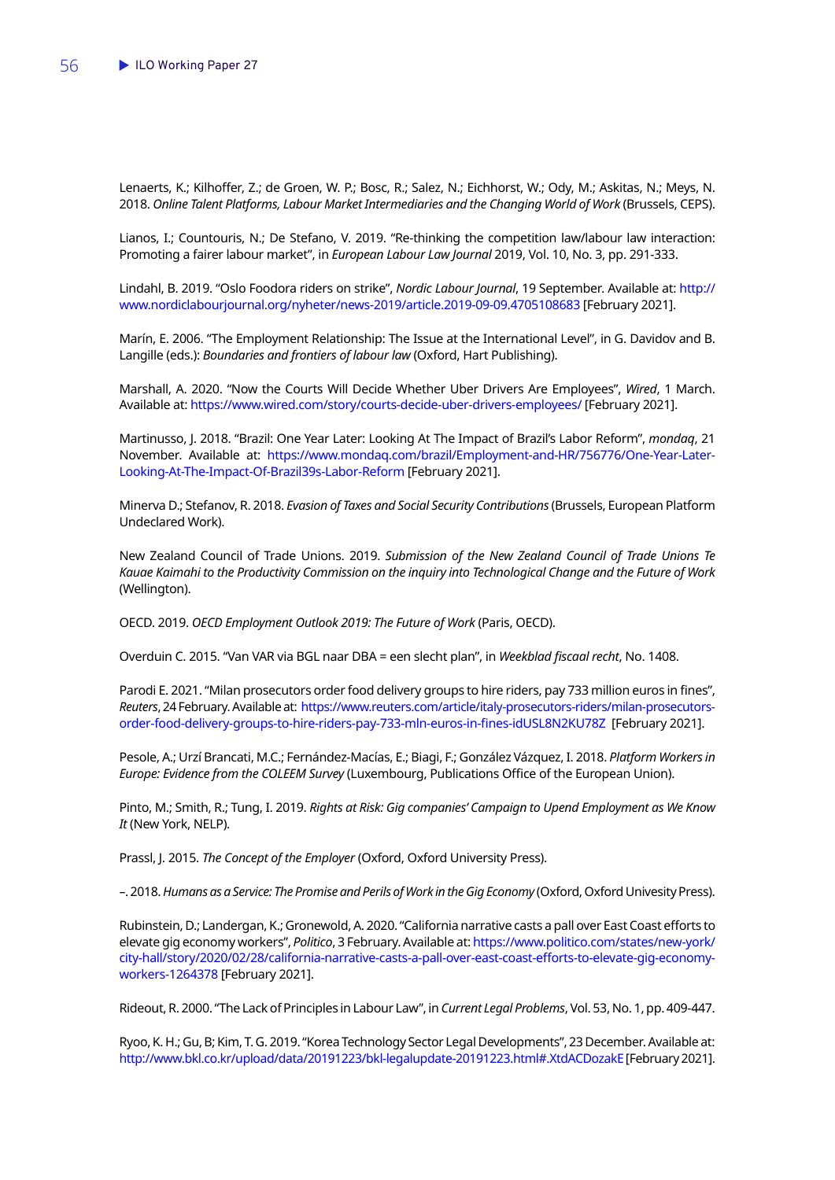Lenaerts, K.; Kilhoffer, Z.; de Groen, W. P.; Bosc, R.; Salez, N.; Eichhorst, W.; Ody, M.; Askitas, N.; Meys, N. 2018. *Online Talent Platforms, Labour Market Intermediaries and the Changing World of Work* (Brussels, CEPS).

Lianos, I.; Countouris, N.; De Stefano, V. 2019. "Re-thinking the competition law/labour law interaction: Promoting a fairer labour market", in *European Labour Law Journal* 2019, Vol. 10, No. 3, pp. 291-333.

Lindahl, B. 2019. "Oslo Foodora riders on strike", *Nordic Labour Journal*, 19 September. Available at: http://www.nordiclabourjournal.org/nyheter/news-2019/article.2019-09-09.4705108683 [February 2021].

Marín, E. 2006. "The Employment Relationship: The Issue at the International Level", in G. Davidov and B. Langille (eds.): *Boundaries and frontiers of labour law* (Oxford, Hart Publishing).

Marshall, A. 2020. "Now the Courts Will Decide Whether Uber Drivers Are Employees", *Wired*, 1 March. Available at: https://www.wired.com/story/courts-decide-uber-drivers-employees/ [February 2021].

Martinusso, J. 2018. "Brazil: One Year Later: Looking At The Impact of Brazil's Labor Reform", *mondaq*, 21 November. Available at: https://www.mondaq.com/brazil/Employment-and-HR/756776/One-Year-Later-Looking-At-The-Impact-Of-Brazil39s-Labor-Reform [February 2021].

Minerva D.; Stefanov, R. 2018. *Evasion of Taxes and Social Security Contributions* (Brussels, European Platform Undeclared Work).

New Zealand Council of Trade Unions. 2019. *Submission of the New Zealand Council of Trade Unions Te Kauae Kaimahi to the Productivity Commission on the inquiry into Technological Change and the Future of Work* (Wellington).

OECD. 2019. *OECD Employment Outlook 2019: The Future of Work* (Paris, OECD).

Overduin C. 2015. "Van VAR via BGL naar DBA = een slecht plan", in *Weekblad fiscaal recht*, No. 1408.

Parodi E. 2021. "Milan prosecutors order food delivery groups to hire riders, pay 733 million euros in fines", *Reuters*, 24 February. Available at: https://www.reuters.com/article/italy-prosecutors-riders/milan-prosecutors-order-food-delivery-groups-to-hire-riders-pay-733-mln-euros-in-fines-idUSL8N2KU78Z [February 2021].

Pesole, A.; Urzí Brancati, M.C.; Fernández-Macías, E.; Biagi, F.; González Vázquez, I. 2018. *Platform Workers in Europe: Evidence from the COLEEM Survey* (Luxembourg, Publications Office of the European Union).

Pinto, M.; Smith, R.; Tung, I. 2019. *Rights at Risk: Gig companies' Campaign to Upend Employment as We Know It* (New York, NELP).

Prassl, J. 2015. *The Concept of the Employer* (Oxford, Oxford University Press).

–. 2018. *Humans as a Service: The Promise and Perils of Work in the Gig Economy* (Oxford, Oxford Univesity Press).

Rubinstein, D.; Landergan, K.; Gronewold, A. 2020. "California narrative casts a pall over East Coast efforts to elevate gig economy workers", *Politico*, 3 February. Available at: https://www.politico.com/states/new-york/city-hall/story/2020/02/28/california-narrative-casts-a-pall-over-east-coast-efforts-to-elevate-gig-economy-workers-1264378 [February 2021].

Rideout, R. 2000. "The Lack of Principles in Labour Law", in *Current Legal Problems*, Vol. 53, No. 1, pp. 409-447.

Ryoo, K. H.; Gu, B; Kim, T. G. 2019. "Korea Technology Sector Legal Developments", 23 December. Available at: http://www.bkl.co.kr/upload/data/20191223/bkl-legalupdate-20191223.html#.XtdACDozakE [February 2021].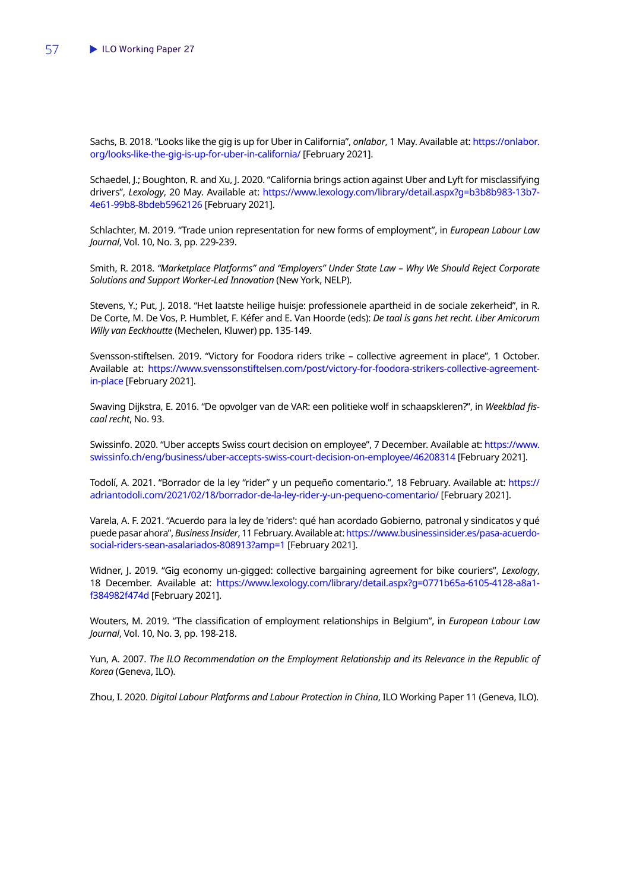Sachs, B. 2018. "Looks like the gig is up for Uber in California", *onlabor*, 1 May. Available at: https://onlabor.org/looks-like-the-gig-is-up-for-uber-in-california/ [February 2021].

Schaedel, J.; Boughton, R. and Xu, J. 2020. "California brings action against Uber and Lyft for misclassifying drivers", *Lexology*, 20 May. Available at: https://www.lexology.com/library/detail.aspx?g=b3b8b983-13b7-4e61-99b8-8bdeb5962126 [February 2021].

Schlachter, M. 2019. "Trade union representation for new forms of employment", in *European Labour Law Journal*, Vol. 10, No. 3, pp. 229-239.

Smith, R. 2018. *"Marketplace Platforms" and "Employers" Under State Law – Why We Should Reject Corporate Solutions and Support Worker-Led Innovation* (New York, NELP).

Stevens, Y.; Put, J. 2018. "Het laatste heilige huisje: professionele apartheid in de sociale zekerheid", in R. De Corte, M. De Vos, P. Humblet, F. Kéfer and E. Van Hoorde (eds): *De taal is gans het recht. Liber Amicorum Willy van Eeckhoutte* (Mechelen, Kluwer) pp. 135-149.

Svensson-stiftelsen. 2019. "Victory for Foodora riders trike – collective agreement in place", 1 October. Available at: https://www.svenssonstiftelsen.com/post/victory-for-foodora-strikers-collective-agreement-in-place [February 2021].

Swaving Dijkstra, E. 2016. "De opvolger van de VAR: een politieke wolf in schaapskleren?", in *Weekblad fiscaal recht*, No. 93.

Swissinfo. 2020. "Uber accepts Swiss court decision on employee", 7 December. Available at: https://www.swissinfo.ch/eng/business/uber-accepts-swiss-court-decision-on-employee/46208314 [February 2021].

Todolí, A. 2021. "Borrador de la ley "rider" y un pequeño comentario.", 18 February. Available at: https://adriantodoli.com/2021/02/18/borrador-de-la-ley-rider-y-un-pequeno-comentario/ [February 2021].

Varela, A. F. 2021. "Acuerdo para la ley de 'riders': qué han acordado Gobierno, patronal y sindicatos y qué puede pasar ahora", *Business Insider*, 11 February. Available at: https://www.businessinsider.es/pasa-acuerdo-social-riders-sean-asalariados-808913?amp=1 [February 2021].

Widner, J. 2019. "Gig economy un-gigged: collective bargaining agreement for bike couriers", *Lexology*, 18 December. Available at: https://www.lexology.com/library/detail.aspx?g=0771b65a-6105-4128-a8a1-f384982f474d [February 2021].

Wouters, M. 2019. "The classification of employment relationships in Belgium", in *European Labour Law Journal*, Vol. 10, No. 3, pp. 198-218.

Yun, A. 2007. *The ILO Recommendation on the Employment Relationship and its Relevance in the Republic of Korea* (Geneva, ILO).

Zhou, I. 2020. *Digital Labour Platforms and Labour Protection in China*, ILO Working Paper 11 (Geneva, ILO).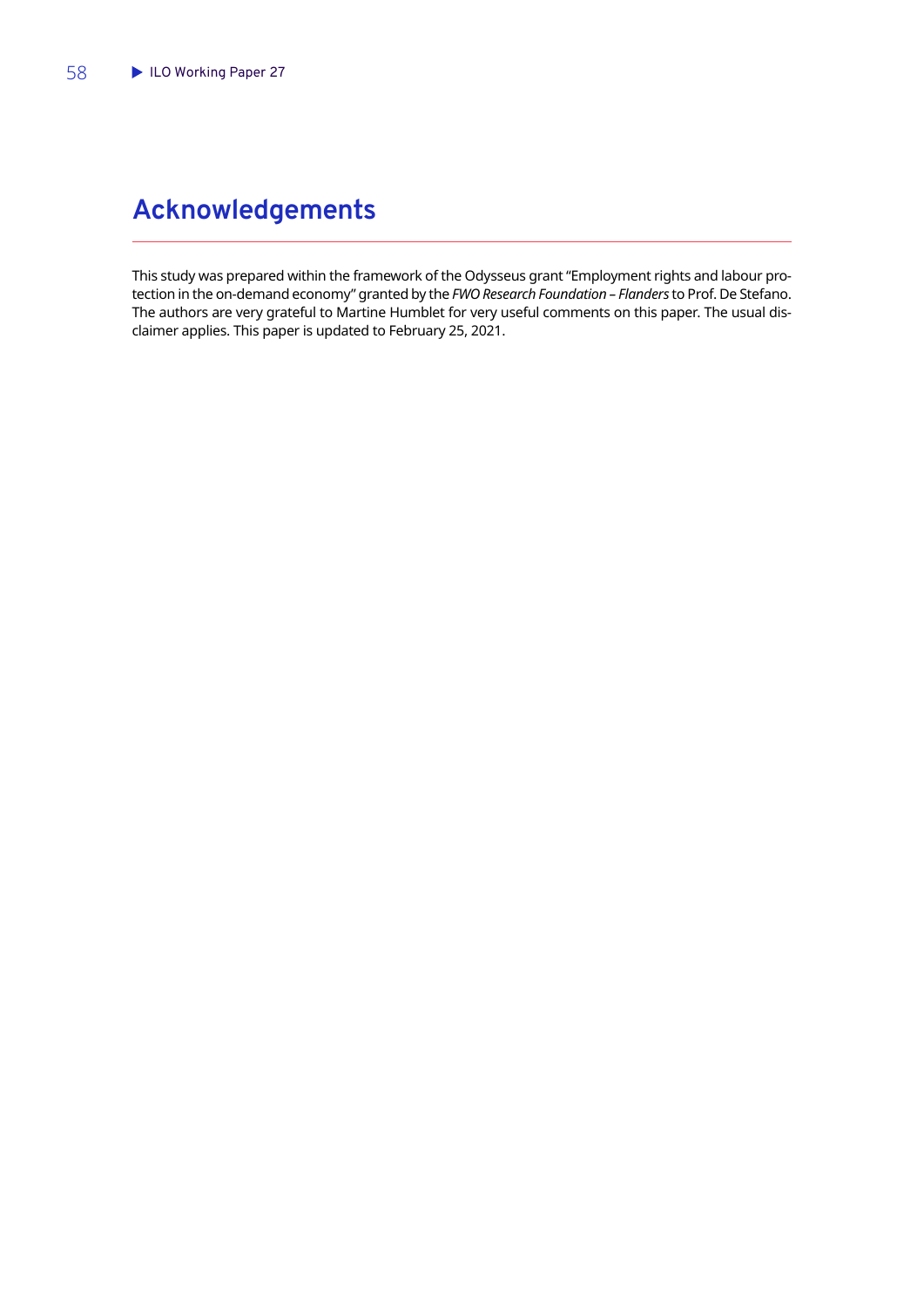## Acknowledgements

This study was prepared within the framework of the Odysseus grant "Employment rights and labour protection in the on-demand economy" granted by the *FWO Research Foundation – Flanders* to Prof. De Stefano. The authors are very grateful to Martine Humblet for very useful comments on this paper. The usual disclaimer applies. This paper is updated to February 25, 2021.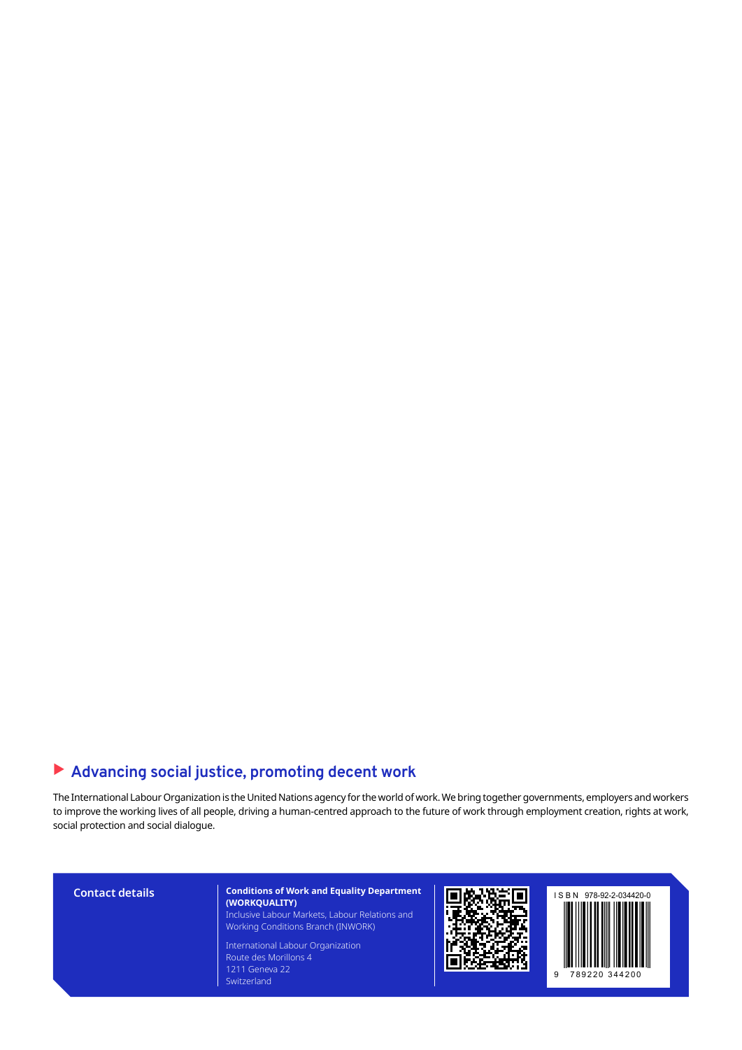## Advancing social justice, promoting decent work

The International Labour Organization is the United Nations agency for the world of work. We bring together governments, employers and workers to improve the working lives of all people, driving a human-centred approach to the future of work through employment creation, rights at work, social protection and social dialogue.

**Contact details**

**Conditions of Work and Equality Department (WORKQUALITY)**
Inclusive Labour Markets, Labour Relations and Working Conditions Branch (INWORK)

International Labour Organization
Route des Morillons 4
1211 Geneva 22
Switzerland

ISBN 978-92-2-034420-0